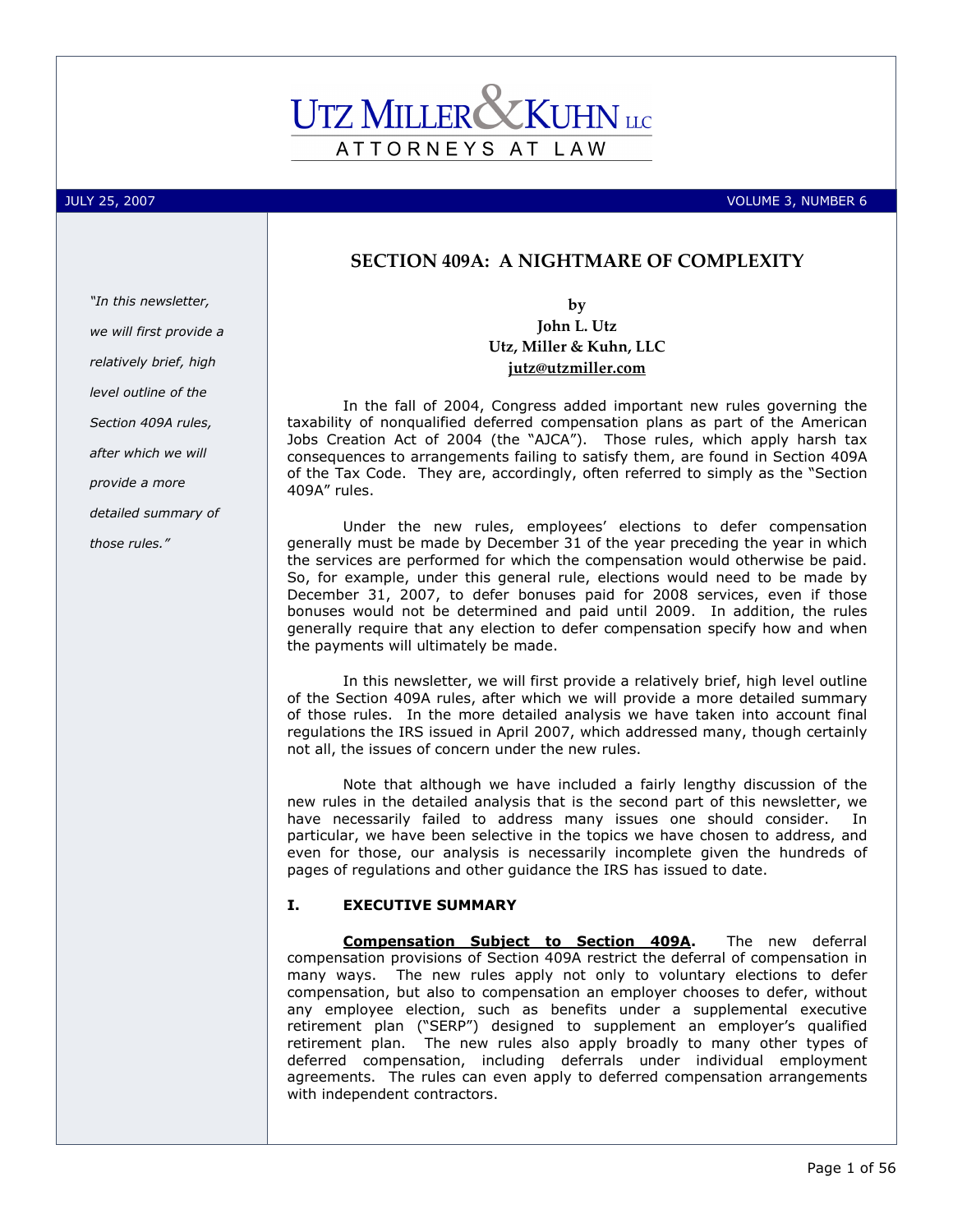UTZ MILLER & KUHN LLC

ATTORNEYS AT LAW

JULY 25, 2007 VOLUME 3, NUMBER 6

# SECTION 409A: A NIGHTMARE OF COMPLEXITY

*"In this newsletter, we will first provide a relatively brief, high level outline of the Section 409A rules, after which we will provide a more detailed summary of those rules."*

**by**
**John L. Utz**
**Utz, Miller & Kuhn, LLC**
**jutz@utzmiller.com**

In the fall of 2004, Congress added important new rules governing the taxability of nonqualified deferred compensation plans as part of the American Jobs Creation Act of 2004 (the "AJCA"). Those rules, which apply harsh tax consequences to arrangements failing to satisfy them, are found in Section 409A of the Tax Code. They are, accordingly, often referred to simply as the "Section 409A" rules.

Under the new rules, employees' elections to defer compensation generally must be made by December 31 of the year preceding the year in which the services are performed for which the compensation would otherwise be paid. So, for example, under this general rule, elections would need to be made by December 31, 2007, to defer bonuses paid for 2008 services, even if those bonuses would not be determined and paid until 2009. In addition, the rules generally require that any election to defer compensation specify how and when the payments will ultimately be made.

In this newsletter, we will first provide a relatively brief, high level outline of the Section 409A rules, after which we will provide a more detailed summary of those rules. In the more detailed analysis we have taken into account final regulations the IRS issued in April 2007, which addressed many, though certainly not all, the issues of concern under the new rules.

Note that although we have included a fairly lengthy discussion of the new rules in the detailed analysis that is the second part of this newsletter, we have necessarily failed to address many issues one should consider. In particular, we have been selective in the topics we have chosen to address, and even for those, our analysis is necessarily incomplete given the hundreds of pages of regulations and other guidance the IRS has issued to date.

## I. EXECUTIVE SUMMARY

**Compensation Subject to Section 409A.** The new deferral compensation provisions of Section 409A restrict the deferral of compensation in many ways. The new rules apply not only to voluntary elections to defer compensation, but also to compensation an employer chooses to defer, without any employee election, such as benefits under a supplemental executive retirement plan ("SERP") designed to supplement an employer's qualified retirement plan. The new rules also apply broadly to many other types of deferred compensation, including deferrals under individual employment agreements. The rules can even apply to deferred compensation arrangements with independent contractors.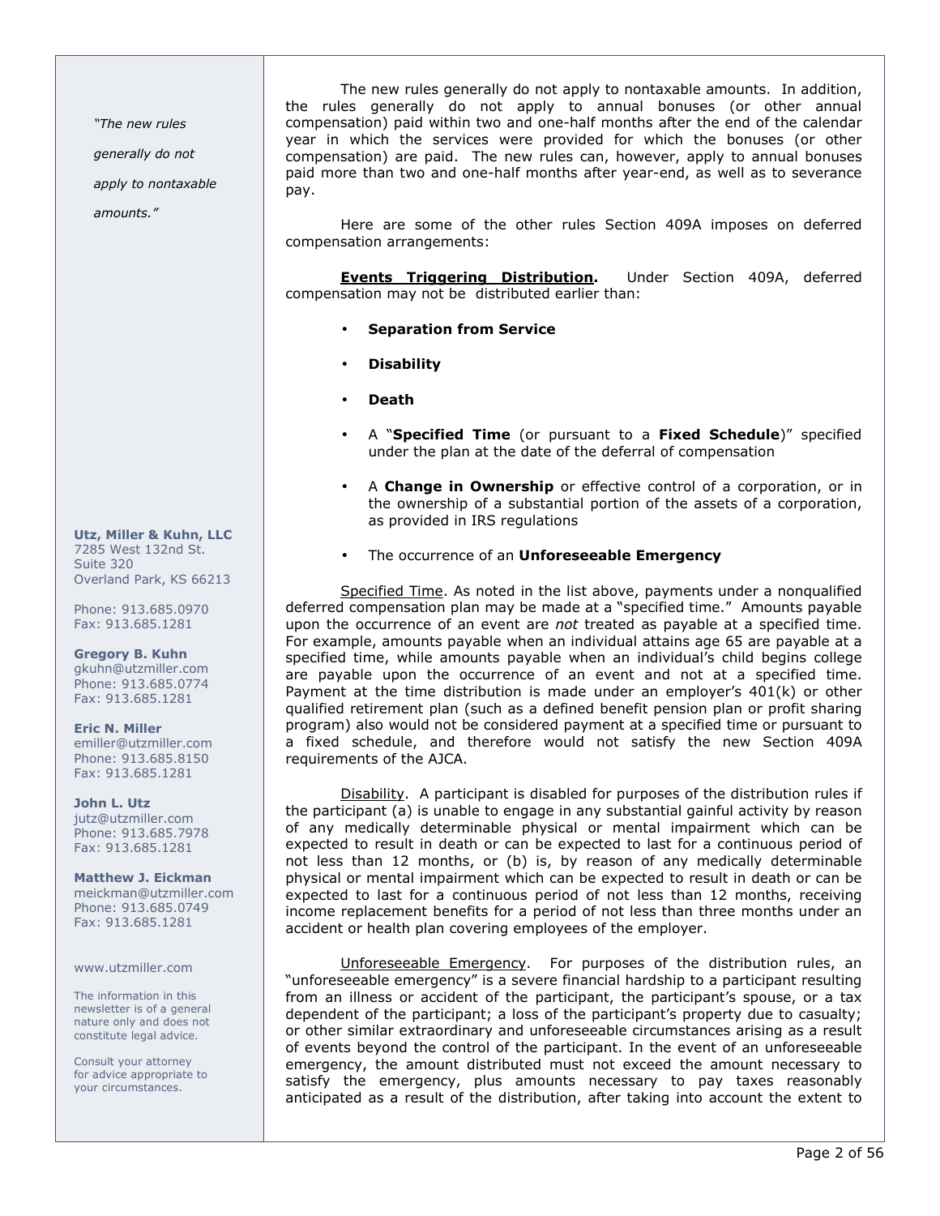The new rules generally do not apply to nontaxable amounts. In addition, the rules generally do not apply to annual bonuses (or other annual compensation) paid within two and one-half months after the end of the calendar year in which the services were provided for which the bonuses (or other compensation) are paid. The new rules can, however, apply to annual bonuses paid more than two and one-half months after year-end, as well as to severance pay.

Here are some of the other rules Section 409A imposes on deferred compensation arrangements:

**Events Triggering Distribution.** Under Section 409A, deferred compensation may not be distributed earlier than:

- **Separation from Service**
- **Disability**
- **Death**
- A "**Specified Time** (or pursuant to a **Fixed Schedule**)" specified under the plan at the date of the deferral of compensation
- A **Change in Ownership** or effective control of a corporation, or in the ownership of a substantial portion of the assets of a corporation, as provided in IRS regulations
- The occurrence of an **Unforeseeable Emergency**

Specified Time. As noted in the list above, payments under a nonqualified deferred compensation plan may be made at a "specified time." Amounts payable upon the occurrence of an event are *not* treated as payable at a specified time. For example, amounts payable when an individual attains age 65 are payable at a specified time, while amounts payable when an individual's child begins college are payable upon the occurrence of an event and not at a specified time. Payment at the time distribution is made under an employer's 401(k) or other qualified retirement plan (such as a defined benefit pension plan or profit sharing program) also would not be considered payment at a specified time or pursuant to a fixed schedule, and therefore would not satisfy the new Section 409A requirements of the AJCA.

Disability. A participant is disabled for purposes of the distribution rules if the participant (a) is unable to engage in any substantial gainful activity by reason of any medically determinable physical or mental impairment which can be expected to result in death or can be expected to last for a continuous period of not less than 12 months, or (b) is, by reason of any medically determinable physical or mental impairment which can be expected to result in death or can be expected to last for a continuous period of not less than 12 months, receiving income replacement benefits for a period of not less than three months under an accident or health plan covering employees of the employer.

Unforeseeable Emergency. For purposes of the distribution rules, an "unforeseeable emergency" is a severe financial hardship to a participant resulting from an illness or accident of the participant, the participant's spouse, or a tax dependent of the participant; a loss of the participant's property due to casualty; or other similar extraordinary and unforeseeable circumstances arising as a result of events beyond the control of the participant. In the event of an unforeseeable emergency, the amount distributed must not exceed the amount necessary to satisfy the emergency, plus amounts necessary to pay taxes reasonably anticipated as a result of the distribution, after taking into account the extent to

*"The new rules generally do not apply to nontaxable amounts."*

**Utz, Miller & Kuhn, LLC**
7285 West 132nd St.
Suite 320
Overland Park, KS 66213

Phone: 913.685.0970
Fax: 913.685.1281

**Gregory B. Kuhn**
gkuhn@utzmiller.com
Phone: 913.685.0774
Fax: 913.685.1281

**Eric N. Miller**
emiller@utzmiller.com
Phone: 913.685.8150
Fax: 913.685.1281

**John L. Utz**
jutz@utzmiller.com
Phone: 913.685.7978
Fax: 913.685.1281

**Matthew J. Eickman**
meickman@utzmiller.com
Phone: 913.685.0749
Fax: 913.685.1281

www.utzmiller.com

The information in this newsletter is of a general nature only and does not constitute legal advice.

Consult your attorney for advice appropriate to your circumstances.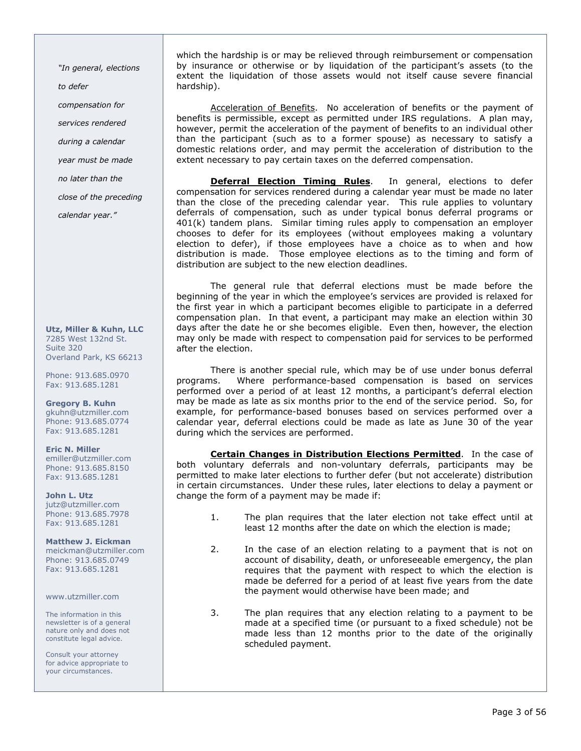which the hardship is or may be relieved through reimbursement or compensation by insurance or otherwise or by liquidation of the participant's assets (to the extent the liquidation of those assets would not itself cause severe financial hardship).

Acceleration of Benefits. No acceleration of benefits or the payment of benefits is permissible, except as permitted under IRS regulations. A plan may, however, permit the acceleration of the payment of benefits to an individual other than the participant (such as to a former spouse) as necessary to satisfy a domestic relations order, and may permit the acceleration of distribution to the extent necessary to pay certain taxes on the deferred compensation.

**Deferral Election Timing Rules**. In general, elections to defer compensation for services rendered during a calendar year must be made no later than the close of the preceding calendar year. This rule applies to voluntary deferrals of compensation, such as under typical bonus deferral programs or 401(k) tandem plans. Similar timing rules apply to compensation an employer chooses to defer for its employees (without employees making a voluntary election to defer), if those employees have a choice as to when and how distribution is made. Those employee elections as to the timing and form of distribution are subject to the new election deadlines.

*"In general, elections to defer compensation for services rendered during a calendar year must be made no later than the close of the preceding calendar year."*

The general rule that deferral elections must be made before the beginning of the year in which the employee's services are provided is relaxed for the first year in which a participant becomes eligible to participate in a deferred compensation plan. In that event, a participant may make an election within 30 days after the date he or she becomes eligible. Even then, however, the election may only be made with respect to compensation paid for services to be performed after the election.

There is another special rule, which may be of use under bonus deferral programs. Where performance-based compensation is based on services performed over a period of at least 12 months, a participant's deferral election may be made as late as six months prior to the end of the service period. So, for example, for performance-based bonuses based on services performed over a calendar year, deferral elections could be made as late as June 30 of the year during which the services are performed.

**Certain Changes in Distribution Elections Permitted**. In the case of both voluntary deferrals and non-voluntary deferrals, participants may be permitted to make later elections to further defer (but not accelerate) distribution in certain circumstances. Under these rules, later elections to delay a payment or change the form of a payment may be made if:

1. The plan requires that the later election not take effect until at least 12 months after the date on which the election is made;
2. In the case of an election relating to a payment that is not on account of disability, death, or unforeseeable emergency, the plan requires that the payment with respect to which the election is made be deferred for a period of at least five years from the date the payment would otherwise have been made; and
3. The plan requires that any election relating to a payment to be made at a specified time (or pursuant to a fixed schedule) not be made less than 12 months prior to the date of the originally scheduled payment.

**Utz, Miller & Kuhn, LLC**
7285 West 132nd St.
Suite 320
Overland Park, KS 66213

Phone: 913.685.0970
Fax: 913.685.1281

**Gregory B. Kuhn**
gkuhn@utzmiller.com
Phone: 913.685.0774
Fax: 913.685.1281

**Eric N. Miller**
emiller@utzmiller.com
Phone: 913.685.8150
Fax: 913.685.1281

**John L. Utz**
jutz@utzmiller.com
Phone: 913.685.7978
Fax: 913.685.1281

**Matthew J. Eickman**
meickman@utzmiller.com
Phone: 913.685.0749
Fax: 913.685.1281

www.utzmiller.com

The information in this newsletter is of a general nature only and does not constitute legal advice.

Consult your attorney for advice appropriate to your circumstances.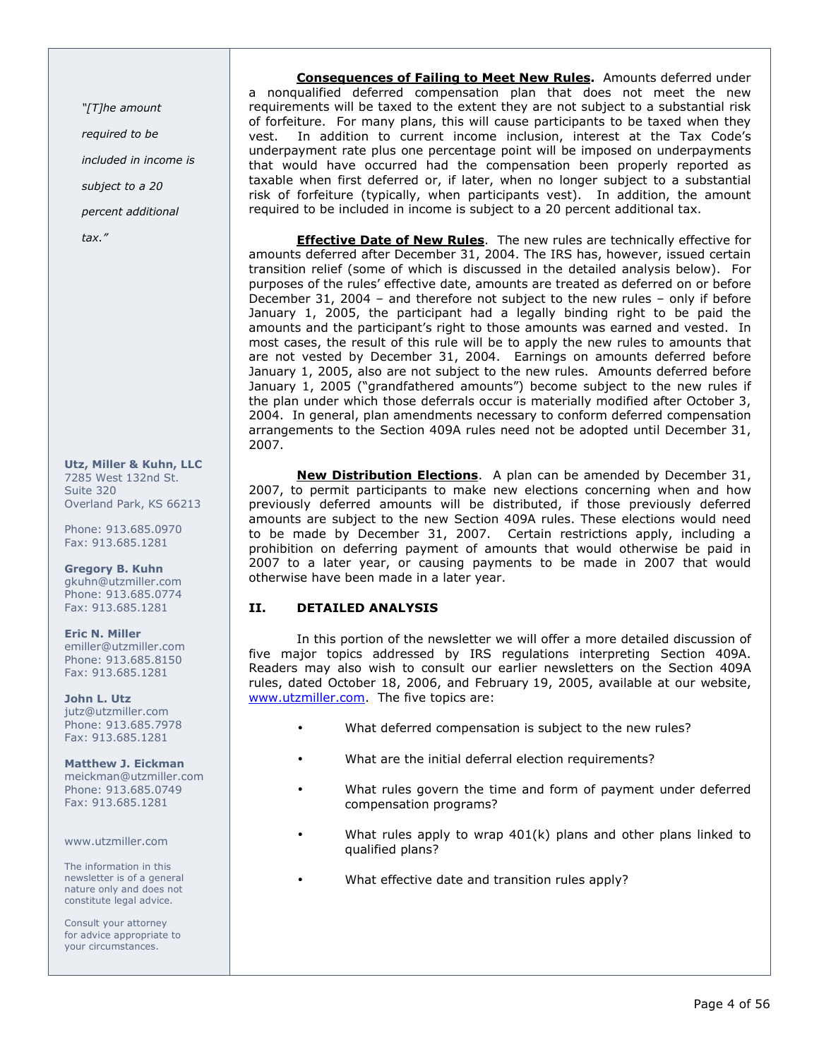*"[T]he amount required to be included in income is subject to a 20 percent additional tax."*

**Utz, Miller & Kuhn, LLC**
7285 West 132nd St.
Suite 320
Overland Park, KS 66213

Phone: 913.685.0970
Fax: 913.685.1281

**Gregory B. Kuhn**
gkuhn@utzmiller.com
Phone: 913.685.0774
Fax: 913.685.1281

**Eric N. Miller**
emiller@utzmiller.com
Phone: 913.685.8150
Fax: 913.685.1281

**John L. Utz**
jutz@utzmiller.com
Phone: 913.685.7978
Fax: 913.685.1281

**Matthew J. Eickman**
meickman@utzmiller.com
Phone: 913.685.0749
Fax: 913.685.1281

www.utzmiller.com

The information in this newsletter is of a general nature only and does not constitute legal advice.

Consult your attorney for advice appropriate to your circumstances.

**Consequences of Failing to Meet New Rules.** Amounts deferred under a nonqualified deferred compensation plan that does not meet the new requirements will be taxed to the extent they are not subject to a substantial risk of forfeiture. For many plans, this will cause participants to be taxed when they vest. In addition to current income inclusion, interest at the Tax Code's underpayment rate plus one percentage point will be imposed on underpayments that would have occurred had the compensation been properly reported as taxable when first deferred or, if later, when no longer subject to a substantial risk of forfeiture (typically, when participants vest). In addition, the amount required to be included in income is subject to a 20 percent additional tax.

**Effective Date of New Rules**. The new rules are technically effective for amounts deferred after December 31, 2004. The IRS has, however, issued certain transition relief (some of which is discussed in the detailed analysis below). For purposes of the rules' effective date, amounts are treated as deferred on or before December 31, 2004 – and therefore not subject to the new rules – only if before January 1, 2005, the participant had a legally binding right to be paid the amounts and the participant's right to those amounts was earned and vested. In most cases, the result of this rule will be to apply the new rules to amounts that are not vested by December 31, 2004. Earnings on amounts deferred before January 1, 2005, also are not subject to the new rules. Amounts deferred before January 1, 2005 ("grandfathered amounts") become subject to the new rules if the plan under which those deferrals occur is materially modified after October 3, 2004. In general, plan amendments necessary to conform deferred compensation arrangements to the Section 409A rules need not be adopted until December 31, 2007.

**New Distribution Elections**. A plan can be amended by December 31, 2007, to permit participants to make new elections concerning when and how previously deferred amounts will be distributed, if those previously deferred amounts are subject to the new Section 409A rules. These elections would need to be made by December 31, 2007. Certain restrictions apply, including a prohibition on deferring payment of amounts that would otherwise be paid in 2007 to a later year, or causing payments to be made in 2007 that would otherwise have been made in a later year.

## II. DETAILED ANALYSIS

In this portion of the newsletter we will offer a more detailed discussion of five major topics addressed by IRS regulations interpreting Section 409A. Readers may also wish to consult our earlier newsletters on the Section 409A rules, dated October 18, 2006, and February 19, 2005, available at our website, www.utzmiller.com. The five topics are:

- What deferred compensation is subject to the new rules?
- What are the initial deferral election requirements?
- What rules govern the time and form of payment under deferred compensation programs?
- What rules apply to wrap 401(k) plans and other plans linked to qualified plans?
- What effective date and transition rules apply?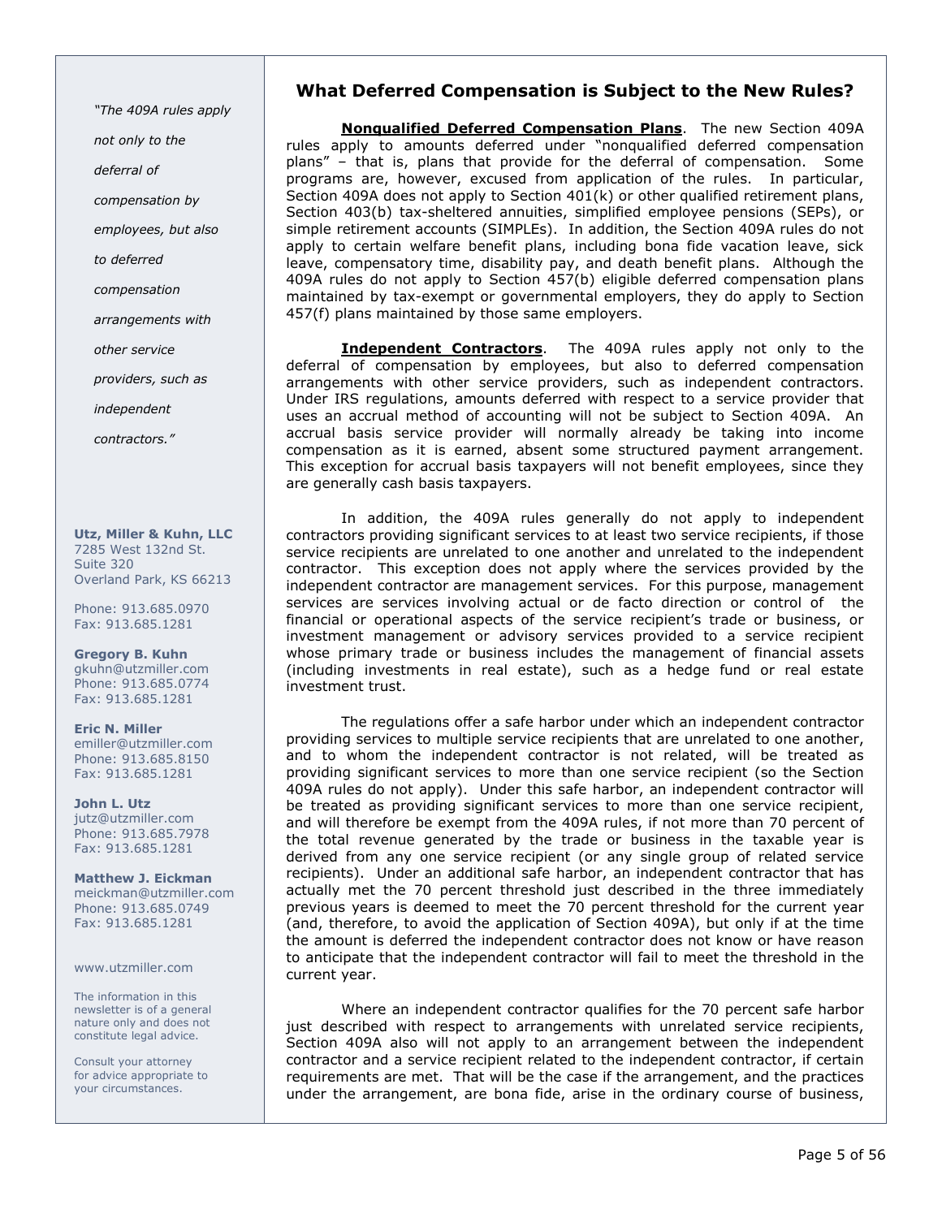## What Deferred Compensation is Subject to the New Rules?

**Nonqualified Deferred Compensation Plans**. The new Section 409A rules apply to amounts deferred under "nonqualified deferred compensation plans" – that is, plans that provide for the deferral of compensation. Some programs are, however, excused from application of the rules. In particular, Section 409A does not apply to Section 401(k) or other qualified retirement plans, Section 403(b) tax-sheltered annuities, simplified employee pensions (SEPs), or simple retirement accounts (SIMPLEs). In addition, the Section 409A rules do not apply to certain welfare benefit plans, including bona fide vacation leave, sick leave, compensatory time, disability pay, and death benefit plans. Although the 409A rules do not apply to Section 457(b) eligible deferred compensation plans maintained by tax-exempt or governmental employers, they do apply to Section 457(f) plans maintained by those same employers.

**Independent Contractors**. The 409A rules apply not only to the deferral of compensation by employees, but also to deferred compensation arrangements with other service providers, such as independent contractors. Under IRS regulations, amounts deferred with respect to a service provider that uses an accrual method of accounting will not be subject to Section 409A. An accrual basis service provider will normally already be taking into income compensation as it is earned, absent some structured payment arrangement. This exception for accrual basis taxpayers will not benefit employees, since they are generally cash basis taxpayers.

*"The 409A rules apply not only to the deferral of compensation by employees, but also to deferred compensation arrangements with other service providers, such as independent contractors."*

In addition, the 409A rules generally do not apply to independent contractors providing significant services to at least two service recipients, if those service recipients are unrelated to one another and unrelated to the independent contractor. This exception does not apply where the services provided by the independent contractor are management services. For this purpose, management services are services involving actual or de facto direction or control of the financial or operational aspects of the service recipient's trade or business, or investment management or advisory services provided to a service recipient whose primary trade or business includes the management of financial assets (including investments in real estate), such as a hedge fund or real estate investment trust.

The regulations offer a safe harbor under which an independent contractor providing services to multiple service recipients that are unrelated to one another, and to whom the independent contractor is not related, will be treated as providing significant services to more than one service recipient (so the Section 409A rules do not apply). Under this safe harbor, an independent contractor will be treated as providing significant services to more than one service recipient, and will therefore be exempt from the 409A rules, if not more than 70 percent of the total revenue generated by the trade or business in the taxable year is derived from any one service recipient (or any single group of related service recipients). Under an additional safe harbor, an independent contractor that has actually met the 70 percent threshold just described in the three immediately previous years is deemed to meet the 70 percent threshold for the current year (and, therefore, to avoid the application of Section 409A), but only if at the time the amount is deferred the independent contractor does not know or have reason to anticipate that the independent contractor will fail to meet the threshold in the current year.

Where an independent contractor qualifies for the 70 percent safe harbor just described with respect to arrangements with unrelated service recipients, Section 409A also will not apply to an arrangement between the independent contractor and a service recipient related to the independent contractor, if certain requirements are met. That will be the case if the arrangement, and the practices under the arrangement, are bona fide, arise in the ordinary course of business,

**Utz, Miller & Kuhn, LLC**
7285 West 132nd St.
Suite 320
Overland Park, KS 66213

Phone: 913.685.0970
Fax: 913.685.1281

**Gregory B. Kuhn**
gkuhn@utzmiller.com
Phone: 913.685.0774
Fax: 913.685.1281

**Eric N. Miller**
emiller@utzmiller.com
Phone: 913.685.8150
Fax: 913.685.1281

**John L. Utz**
jutz@utzmiller.com
Phone: 913.685.7978
Fax: 913.685.1281

**Matthew J. Eickman**
meickman@utzmiller.com
Phone: 913.685.0749
Fax: 913.685.1281

www.utzmiller.com

The information in this newsletter is of a general nature only and does not constitute legal advice.

Consult your attorney for advice appropriate to your circumstances.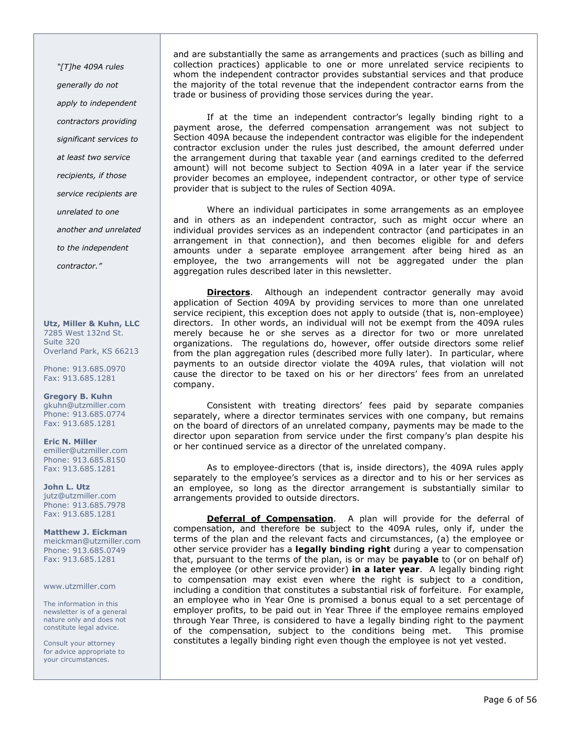*"[T]he 409A rules generally do not apply to independent contractors providing significant services to at least two service recipients, if those service recipients are unrelated to one another and unrelated to the independent contractor."*

**Utz, Miller & Kuhn, LLC**
7285 West 132nd St.
Suite 320
Overland Park, KS 66213

Phone: 913.685.0970
Fax: 913.685.1281

**Gregory B. Kuhn**
gkuhn@utzmiller.com
Phone: 913.685.0774
Fax: 913.685.1281

**Eric N. Miller**
emiller@utzmiller.com
Phone: 913.685.8150
Fax: 913.685.1281

**John L. Utz**
jutz@utzmiller.com
Phone: 913.685.7978
Fax: 913.685.1281

**Matthew J. Eickman**
meickman@utzmiller.com
Phone: 913.685.0749
Fax: 913.685.1281

www.utzmiller.com

The information in this newsletter is of a general nature only and does not constitute legal advice.

Consult your attorney for advice appropriate to your circumstances.

and are substantially the same as arrangements and practices (such as billing and collection practices) applicable to one or more unrelated service recipients to whom the independent contractor provides substantial services and that produce the majority of the total revenue that the independent contractor earns from the trade or business of providing those services during the year.

If at the time an independent contractor's legally binding right to a payment arose, the deferred compensation arrangement was not subject to Section 409A because the independent contractor was eligible for the independent contractor exclusion under the rules just described, the amount deferred under the arrangement during that taxable year (and earnings credited to the deferred amount) will not become subject to Section 409A in a later year if the service provider becomes an employee, independent contractor, or other type of service provider that is subject to the rules of Section 409A.

Where an individual participates in some arrangements as an employee and in others as an independent contractor, such as might occur where an individual provides services as an independent contractor (and participates in an arrangement in that connection), and then becomes eligible for and defers amounts under a separate employee arrangement after being hired as an employee, the two arrangements will not be aggregated under the plan aggregation rules described later in this newsletter.

**Directors**. Although an independent contractor generally may avoid application of Section 409A by providing services to more than one unrelated service recipient, this exception does not apply to outside (that is, non-employee) directors. In other words, an individual will not be exempt from the 409A rules merely because he or she serves as a director for two or more unrelated organizations. The regulations do, however, offer outside directors some relief from the plan aggregation rules (described more fully later). In particular, where payments to an outside director violate the 409A rules, that violation will not cause the director to be taxed on his or her directors' fees from an unrelated company.

Consistent with treating directors' fees paid by separate companies separately, where a director terminates services with one company, but remains on the board of directors of an unrelated company, payments may be made to the director upon separation from service under the first company's plan despite his or her continued service as a director of the unrelated company.

As to employee-directors (that is, inside directors), the 409A rules apply separately to the employee's services as a director and to his or her services as an employee, so long as the director arrangement is substantially similar to arrangements provided to outside directors.

**Deferral of Compensation**. A plan will provide for the deferral of compensation, and therefore be subject to the 409A rules, only if, under the terms of the plan and the relevant facts and circumstances, (a) the employee or other service provider has a **legally binding right** during a year to compensation that, pursuant to the terms of the plan, is or may be **payable** to (or on behalf of) the employee (or other service provider) **in a later year**. A legally binding right to compensation may exist even where the right is subject to a condition, including a condition that constitutes a substantial risk of forfeiture. For example, an employee who in Year One is promised a bonus equal to a set percentage of employer profits, to be paid out in Year Three if the employee remains employed through Year Three, is considered to have a legally binding right to the payment of the compensation, subject to the conditions being met. This promise constitutes a legally binding right even though the employee is not yet vested.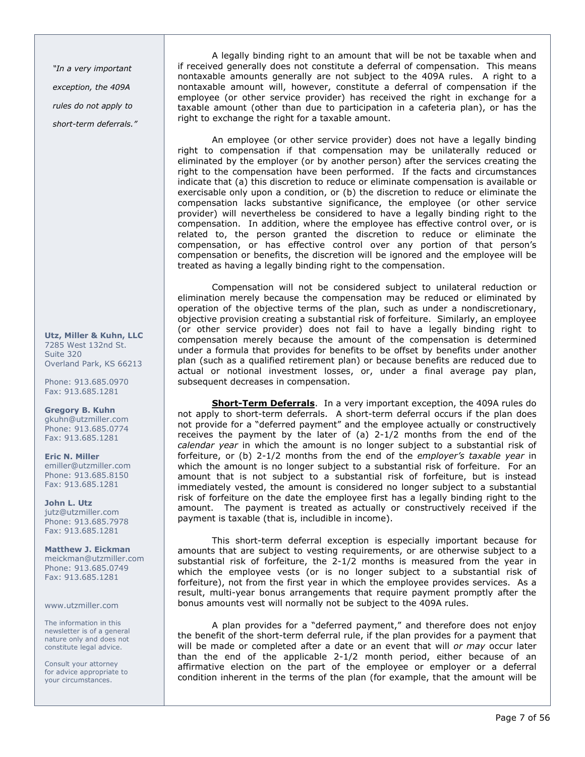A legally binding right to an amount that will be not be taxable when and if received generally does not constitute a deferral of compensation. This means nontaxable amounts generally are not subject to the 409A rules. A right to a nontaxable amount will, however, constitute a deferral of compensation if the employee (or other service provider) has received the right in exchange for a taxable amount (other than due to participation in a cafeteria plan), or has the right to exchange the right for a taxable amount.

An employee (or other service provider) does not have a legally binding right to compensation if that compensation may be unilaterally reduced or eliminated by the employer (or by another person) after the services creating the right to the compensation have been performed. If the facts and circumstances indicate that (a) this discretion to reduce or eliminate compensation is available or exercisable only upon a condition, or (b) the discretion to reduce or eliminate the compensation lacks substantive significance, the employee (or other service provider) will nevertheless be considered to have a legally binding right to the compensation. In addition, where the employee has effective control over, or is related to, the person granted the discretion to reduce or eliminate the compensation, or has effective control over any portion of that person's compensation or benefits, the discretion will be ignored and the employee will be treated as having a legally binding right to the compensation.

Compensation will not be considered subject to unilateral reduction or elimination merely because the compensation may be reduced or eliminated by operation of the objective terms of the plan, such as under a nondiscretionary, objective provision creating a substantial risk of forfeiture. Similarly, an employee (or other service provider) does not fail to have a legally binding right to compensation merely because the amount of the compensation is determined under a formula that provides for benefits to be offset by benefits under another plan (such as a qualified retirement plan) or because benefits are reduced due to actual or notional investment losses, or, under a final average pay plan, subsequent decreases in compensation.

**Short-Term Deferrals**. In a very important exception, the 409A rules do not apply to short-term deferrals. A short-term deferral occurs if the plan does not provide for a "deferred payment" and the employee actually or constructively receives the payment by the later of (a) 2-1/2 months from the end of the *calendar year* in which the amount is no longer subject to a substantial risk of forfeiture, or (b) 2-1/2 months from the end of the *employer's taxable year* in which the amount is no longer subject to a substantial risk of forfeiture. For an amount that is not subject to a substantial risk of forfeiture, but is instead immediately vested, the amount is considered no longer subject to a substantial risk of forfeiture on the date the employee first has a legally binding right to the amount. The payment is treated as actually or constructively received if the payment is taxable (that is, includible in income).

This short-term deferral exception is especially important because for amounts that are subject to vesting requirements, or are otherwise subject to a substantial risk of forfeiture, the 2-1/2 months is measured from the year in which the employee vests (or is no longer subject to a substantial risk of forfeiture), not from the first year in which the employee provides services. As a result, multi-year bonus arrangements that require payment promptly after the bonus amounts vest will normally not be subject to the 409A rules.

A plan provides for a "deferred payment," and therefore does not enjoy the benefit of the short-term deferral rule, if the plan provides for a payment that will be made or completed after a date or an event that will *or may* occur later than the end of the applicable 2-1/2 month period, either because of an affirmative election on the part of the employee or employer or a deferral condition inherent in the terms of the plan (for example, that the amount will be

*"In a very important exception, the 409A rules do not apply to short-term deferrals."*

**Utz, Miller & Kuhn, LLC**
7285 West 132nd St.
Suite 320
Overland Park, KS 66213

Phone: 913.685.0970
Fax: 913.685.1281

**Gregory B. Kuhn**
gkuhn@utzmiller.com
Phone: 913.685.0774
Fax: 913.685.1281

**Eric N. Miller**
emiller@utzmiller.com
Phone: 913.685.8150
Fax: 913.685.1281

**John L. Utz**
jutz@utzmiller.com
Phone: 913.685.7978
Fax: 913.685.1281

**Matthew J. Eickman**
meickman@utzmiller.com
Phone: 913.685.0749
Fax: 913.685.1281

www.utzmiller.com

The information in this newsletter is of a general nature only and does not constitute legal advice.

Consult your attorney for advice appropriate to your circumstances.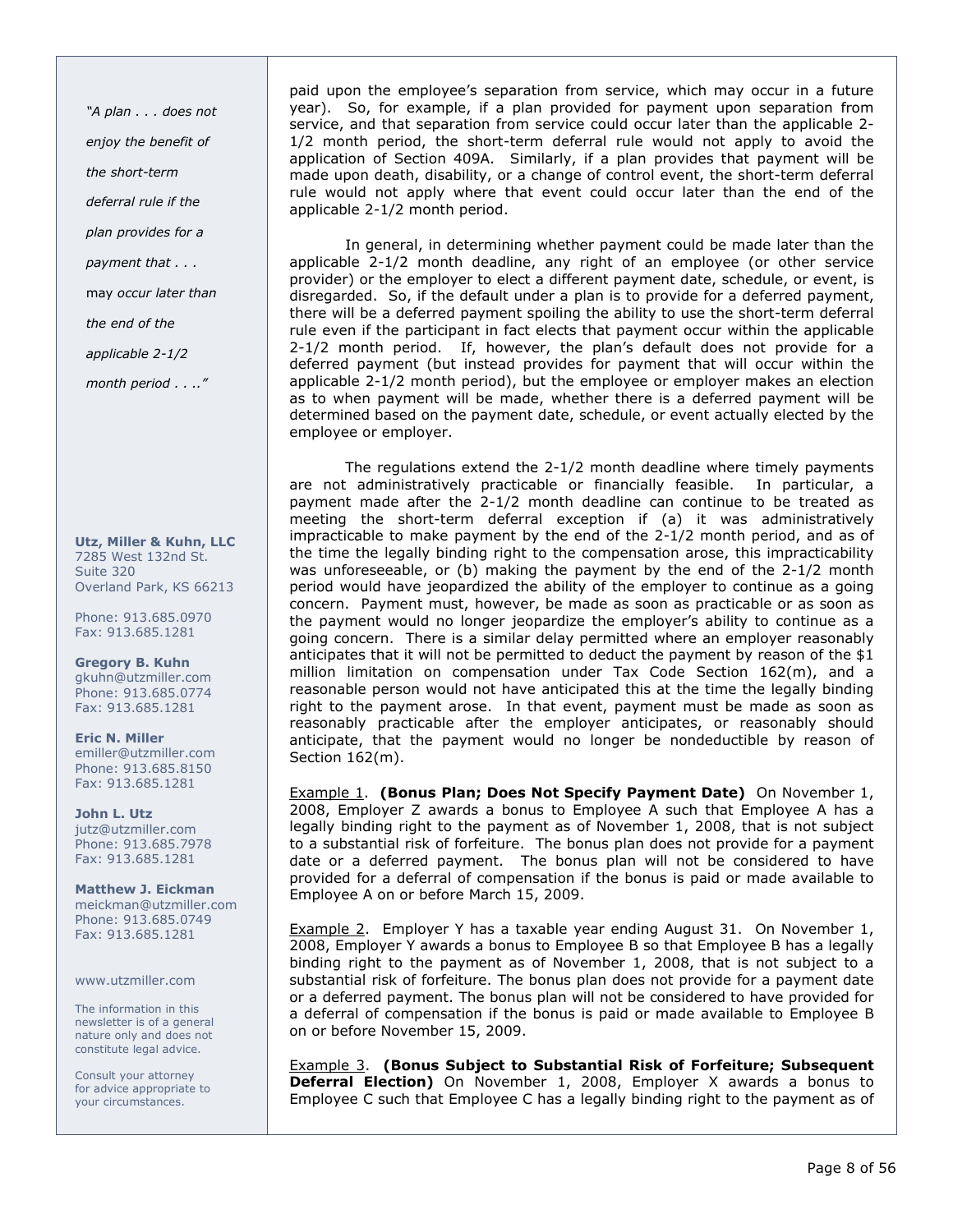*"A plan . . . does not enjoy the benefit of the short-term deferral rule if the plan provides for a payment that . . .* may *occur later than the end of the applicable 2-1/2 month period . . .."*

**Utz, Miller & Kuhn, LLC**
7285 West 132nd St.
Suite 320
Overland Park, KS 66213

Phone: 913.685.0970
Fax: 913.685.1281

**Gregory B. Kuhn**
gkuhn@utzmiller.com
Phone: 913.685.0774
Fax: 913.685.1281

**Eric N. Miller**
emiller@utzmiller.com
Phone: 913.685.8150
Fax: 913.685.1281

**John L. Utz**
jutz@utzmiller.com
Phone: 913.685.7978
Fax: 913.685.1281

**Matthew J. Eickman**
meickman@utzmiller.com
Phone: 913.685.0749
Fax: 913.685.1281

www.utzmiller.com

The information in this newsletter is of a general nature only and does not constitute legal advice.

Consult your attorney for advice appropriate to your circumstances.

paid upon the employee's separation from service, which may occur in a future year). So, for example, if a plan provided for payment upon separation from service, and that separation from service could occur later than the applicable 2-1/2 month period, the short-term deferral rule would not apply to avoid the application of Section 409A. Similarly, if a plan provides that payment will be made upon death, disability, or a change of control event, the short-term deferral rule would not apply where that event could occur later than the end of the applicable 2-1/2 month period.

In general, in determining whether payment could be made later than the applicable 2-1/2 month deadline, any right of an employee (or other service provider) or the employer to elect a different payment date, schedule, or event, is disregarded. So, if the default under a plan is to provide for a deferred payment, there will be a deferred payment spoiling the ability to use the short-term deferral rule even if the participant in fact elects that payment occur within the applicable 2-1/2 month period. If, however, the plan's default does not provide for a deferred payment (but instead provides for payment that will occur within the applicable 2-1/2 month period), but the employee or employer makes an election as to when payment will be made, whether there is a deferred payment will be determined based on the payment date, schedule, or event actually elected by the employee or employer.

The regulations extend the 2-1/2 month deadline where timely payments are not administratively practicable or financially feasible. In particular, a payment made after the 2-1/2 month deadline can continue to be treated as meeting the short-term deferral exception if (a) it was administratively impracticable to make payment by the end of the 2-1/2 month period, and as of the time the legally binding right to the compensation arose, this impracticability was unforeseeable, or (b) making the payment by the end of the 2-1/2 month period would have jeopardized the ability of the employer to continue as a going concern. Payment must, however, be made as soon as practicable or as soon as the payment would no longer jeopardize the employer's ability to continue as a going concern. There is a similar delay permitted where an employer reasonably anticipates that it will not be permitted to deduct the payment by reason of the $1 million limitation on compensation under Tax Code Section 162(m), and a reasonable person would not have anticipated this at the time the legally binding right to the payment arose. In that event, payment must be made as soon as reasonably practicable after the employer anticipates, or reasonably should anticipate, that the payment would no longer be nondeductible by reason of Section 162(m).

<u>Example 1</u>. **(Bonus Plan; Does Not Specify Payment Date)** On November 1, 2008, Employer Z awards a bonus to Employee A such that Employee A has a legally binding right to the payment as of November 1, 2008, that is not subject to a substantial risk of forfeiture. The bonus plan does not provide for a payment date or a deferred payment. The bonus plan will not be considered to have provided for a deferral of compensation if the bonus is paid or made available to Employee A on or before March 15, 2009.

<u>Example 2</u>. Employer Y has a taxable year ending August 31. On November 1, 2008, Employer Y awards a bonus to Employee B so that Employee B has a legally binding right to the payment as of November 1, 2008, that is not subject to a substantial risk of forfeiture. The bonus plan does not provide for a payment date or a deferred payment. The bonus plan will not be considered to have provided for a deferral of compensation if the bonus is paid or made available to Employee B on or before November 15, 2009.

<u>Example 3</u>. **(Bonus Subject to Substantial Risk of Forfeiture; Subsequent Deferral Election)** On November 1, 2008, Employer X awards a bonus to Employee C such that Employee C has a legally binding right to the payment as of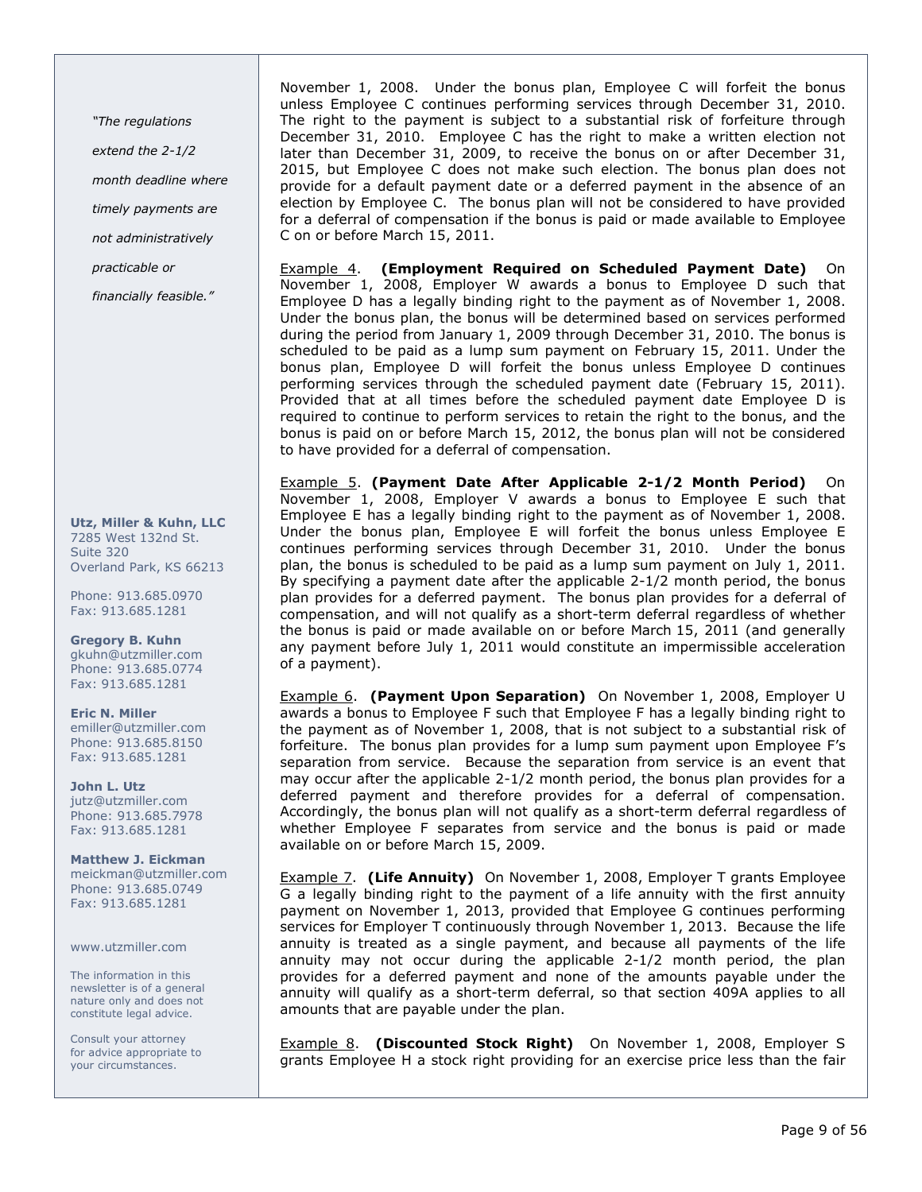"The regulations extend the 2-1/2 month deadline where timely payments are not administratively practicable or financially feasible."

November 1, 2008. Under the bonus plan, Employee C will forfeit the bonus unless Employee C continues performing services through December 31, 2010. The right to the payment is subject to a substantial risk of forfeiture through December 31, 2010. Employee C has the right to make a written election not later than December 31, 2009, to receive the bonus on or after December 31, 2015, but Employee C does not make such election. The bonus plan does not provide for a default payment date or a deferred payment in the absence of an election by Employee C. The bonus plan will not be considered to have provided for a deferral of compensation if the bonus is paid or made available to Employee C on or before March 15, 2011.

Example 4. **(Employment Required on Scheduled Payment Date)** On November 1, 2008, Employer W awards a bonus to Employee D such that Employee D has a legally binding right to the payment as of November 1, 2008. Under the bonus plan, the bonus will be determined based on services performed during the period from January 1, 2009 through December 31, 2010. The bonus is scheduled to be paid as a lump sum payment on February 15, 2011. Under the bonus plan, Employee D will forfeit the bonus unless Employee D continues performing services through the scheduled payment date (February 15, 2011). Provided that at all times before the scheduled payment date Employee D is required to continue to perform services to retain the right to the bonus, and the bonus is paid on or before March 15, 2012, the bonus plan will not be considered to have provided for a deferral of compensation.

Example 5. **(Payment Date After Applicable 2-1/2 Month Period)** On November 1, 2008, Employer V awards a bonus to Employee E such that Employee E has a legally binding right to the payment as of November 1, 2008. Under the bonus plan, Employee E will forfeit the bonus unless Employee E continues performing services through December 31, 2010. Under the bonus plan, the bonus is scheduled to be paid as a lump sum payment on July 1, 2011. By specifying a payment date after the applicable 2-1/2 month period, the bonus plan provides for a deferred payment. The bonus plan provides for a deferral of compensation, and will not qualify as a short-term deferral regardless of whether the bonus is paid or made available on or before March 15, 2011 (and generally any payment before July 1, 2011 would constitute an impermissible acceleration of a payment).

Example 6. **(Payment Upon Separation)** On November 1, 2008, Employer U awards a bonus to Employee F such that Employee F has a legally binding right to the payment as of November 1, 2008, that is not subject to a substantial risk of forfeiture. The bonus plan provides for a lump sum payment upon Employee F's separation from service. Because the separation from service is an event that may occur after the applicable 2-1/2 month period, the bonus plan provides for a deferred payment and therefore provides for a deferral of compensation. Accordingly, the bonus plan will not qualify as a short-term deferral regardless of whether Employee F separates from service and the bonus is paid or made available on or before March 15, 2009.

Example 7. **(Life Annuity)** On November 1, 2008, Employer T grants Employee G a legally binding right to the payment of a life annuity with the first annuity payment on November 1, 2013, provided that Employee G continues performing services for Employer T continuously through November 1, 2013. Because the life annuity is treated as a single payment, and because all payments of the life annuity may not occur during the applicable 2-1/2 month period, the plan provides for a deferred payment and none of the amounts payable under the annuity will qualify as a short-term deferral, so that section 409A applies to all amounts that are payable under the plan.

Example 8. **(Discounted Stock Right)** On November 1, 2008, Employer S grants Employee H a stock right providing for an exercise price less than the fair

**Utz, Miller & Kuhn, LLC**
7285 West 132nd St.
Suite 320
Overland Park, KS 66213

Phone: 913.685.0970
Fax: 913.685.1281

**Gregory B. Kuhn**
gkuhn@utzmiller.com
Phone: 913.685.0774
Fax: 913.685.1281

**Eric N. Miller**
emiller@utzmiller.com
Phone: 913.685.8150
Fax: 913.685.1281

**John L. Utz**
jutz@utzmiller.com
Phone: 913.685.7978
Fax: 913.685.1281

**Matthew J. Eickman**
meickman@utzmiller.com
Phone: 913.685.0749
Fax: 913.685.1281

www.utzmiller.com

The information in this newsletter is of a general nature only and does not constitute legal advice.

Consult your attorney for advice appropriate to your circumstances.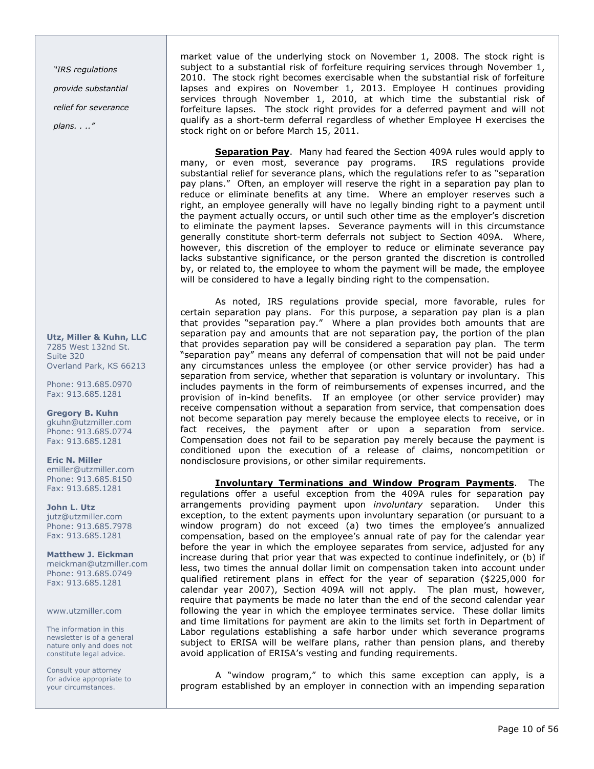market value of the underlying stock on November 1, 2008. The stock right is subject to a substantial risk of forfeiture requiring services through November 1, 2010. The stock right becomes exercisable when the substantial risk of forfeiture lapses and expires on November 1, 2013. Employee H continues providing services through November 1, 2010, at which time the substantial risk of forfeiture lapses. The stock right provides for a deferred payment and will not qualify as a short-term deferral regardless of whether Employee H exercises the stock right on or before March 15, 2011.

***Separation Pay***. Many had feared the Section 409A rules would apply to many, or even most, severance pay programs. IRS regulations provide substantial relief for severance plans, which the regulations refer to as "separation pay plans." Often, an employer will reserve the right in a separation pay plan to reduce or eliminate benefits at any time. Where an employer reserves such a right, an employee generally will have no legally binding right to a payment until the payment actually occurs, or until such other time as the employer's discretion to eliminate the payment lapses. Severance payments will in this circumstance generally constitute short-term deferrals not subject to Section 409A. Where, however, this discretion of the employer to reduce or eliminate severance pay lacks substantive significance, or the person granted the discretion is controlled by, or related to, the employee to whom the payment will be made, the employee will be considered to have a legally binding right to the compensation.

As noted, IRS regulations provide special, more favorable, rules for certain separation pay plans. For this purpose, a separation pay plan is a plan that provides "separation pay." Where a plan provides both amounts that are separation pay and amounts that are not separation pay, the portion of the plan that provides separation pay will be considered a separation pay plan. The term "separation pay" means any deferral of compensation that will not be paid under any circumstances unless the employee (or other service provider) has had a separation from service, whether that separation is voluntary or involuntary. This includes payments in the form of reimbursements of expenses incurred, and the provision of in-kind benefits. If an employee (or other service provider) may receive compensation without a separation from service, that compensation does not become separation pay merely because the employee elects to receive, or in fact receives, the payment after or upon a separation from service. Compensation does not fail to be separation pay merely because the payment is conditioned upon the execution of a release of claims, noncompetition or nondisclosure provisions, or other similar requirements.

***Involuntary Terminations and Window Program Payments***. The regulations offer a useful exception from the 409A rules for separation pay arrangements providing payment upon *involuntary* separation. Under this exception, to the extent payments upon involuntary separation (or pursuant to a window program) do not exceed (a) two times the employee's annualized compensation, based on the employee's annual rate of pay for the calendar year before the year in which the employee separates from service, adjusted for any increase during that prior year that was expected to continue indefinitely, or (b) if less, two times the annual dollar limit on compensation taken into account under qualified retirement plans in effect for the year of separation ($225,000 for calendar year 2007), Section 409A will not apply. The plan must, however, require that payments be made no later than the end of the second calendar year following the year in which the employee terminates service. These dollar limits and time limitations for payment are akin to the limits set forth in Department of Labor regulations establishing a safe harbor under which severance programs subject to ERISA will be welfare plans, rather than pension plans, and thereby avoid application of ERISA's vesting and funding requirements.

A "window program," to which this same exception can apply, is a program established by an employer in connection with an impending separation

*"IRS regulations provide substantial relief for severance plans. . .."*

**Utz, Miller & Kuhn, LLC**
7285 West 132nd St.
Suite 320
Overland Park, KS 66213

Phone: 913.685.0970
Fax: 913.685.1281

**Gregory B. Kuhn**
gkuhn@utzmiller.com
Phone: 913.685.0774
Fax: 913.685.1281

**Eric N. Miller**
emiller@utzmiller.com
Phone: 913.685.8150
Fax: 913.685.1281

**John L. Utz**
jutz@utzmiller.com
Phone: 913.685.7978
Fax: 913.685.1281

**Matthew J. Eickman**
meickman@utzmiller.com
Phone: 913.685.0749
Fax: 913.685.1281

www.utzmiller.com

The information in this newsletter is of a general nature only and does not constitute legal advice.

Consult your attorney for advice appropriate to your circumstances.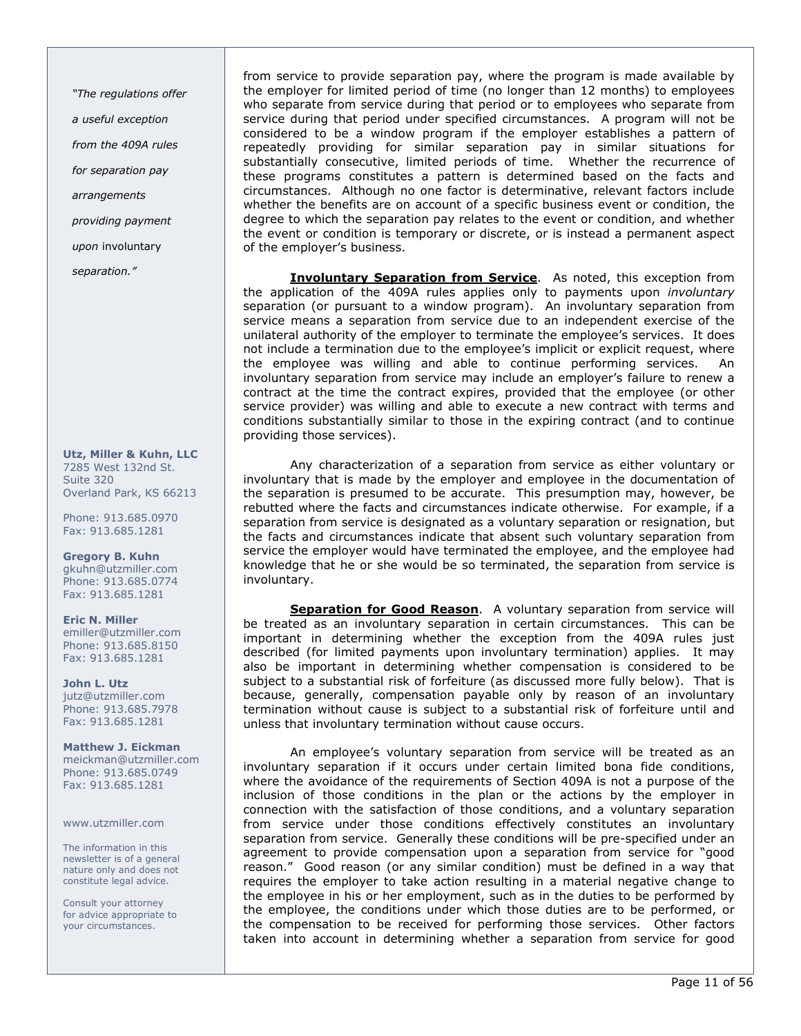> *"The regulations offer a useful exception from the 409A rules for separation pay arrangements providing payment upon* involuntary *separation."*

from service to provide separation pay, where the program is made available by the employer for limited period of time (no longer than 12 months) to employees who separate from service during that period or to employees who separate from service during that period under specified circumstances. A program will not be considered to be a window program if the employer establishes a pattern of repeatedly providing for similar separation pay in similar situations for substantially consecutive, limited periods of time. Whether the recurrence of these programs constitutes a pattern is determined based on the facts and circumstances. Although no one factor is determinative, relevant factors include whether the benefits are on account of a specific business event or condition, the degree to which the separation pay relates to the event or condition, and whether the event or condition is temporary or discrete, or is instead a permanent aspect of the employer's business.

**Involuntary Separation from Service**. As noted, this exception from the application of the 409A rules applies only to payments upon *involuntary* separation (or pursuant to a window program). An involuntary separation from service means a separation from service due to an independent exercise of the unilateral authority of the employer to terminate the employee's services. It does not include a termination due to the employee's implicit or explicit request, where the employee was willing and able to continue performing services. An involuntary separation from service may include an employer's failure to renew a contract at the time the contract expires, provided that the employee (or other service provider) was willing and able to execute a new contract with terms and conditions substantially similar to those in the expiring contract (and to continue providing those services).

Any characterization of a separation from service as either voluntary or involuntary that is made by the employer and employee in the documentation of the separation is presumed to be accurate. This presumption may, however, be rebutted where the facts and circumstances indicate otherwise. For example, if a separation from service is designated as a voluntary separation or resignation, but the facts and circumstances indicate that absent such voluntary separation from service the employer would have terminated the employee, and the employee had knowledge that he or she would be so terminated, the separation from service is involuntary.

**Separation for Good Reason**. A voluntary separation from service will be treated as an involuntary separation in certain circumstances. This can be important in determining whether the exception from the 409A rules just described (for limited payments upon involuntary termination) applies. It may also be important in determining whether compensation is considered to be subject to a substantial risk of forfeiture (as discussed more fully below). That is because, generally, compensation payable only by reason of an involuntary termination without cause is subject to a substantial risk of forfeiture until and unless that involuntary termination without cause occurs.

An employee's voluntary separation from service will be treated as an involuntary separation if it occurs under certain limited bona fide conditions, where the avoidance of the requirements of Section 409A is not a purpose of the inclusion of those conditions in the plan or the actions by the employer in connection with the satisfaction of those conditions, and a voluntary separation from service under those conditions effectively constitutes an involuntary separation from service. Generally these conditions will be pre-specified under an agreement to provide compensation upon a separation from service for "good reason." Good reason (or any similar condition) must be defined in a way that requires the employer to take action resulting in a material negative change to the employee in his or her employment, such as in the duties to be performed by the employee, the conditions under which those duties are to be performed, or the compensation to be received for performing those services. Other factors taken into account in determining whether a separation from service for good

**Utz, Miller & Kuhn, LLC**
7285 West 132nd St.
Suite 320
Overland Park, KS 66213

Phone: 913.685.0970
Fax: 913.685.1281

**Gregory B. Kuhn**
gkuhn@utzmiller.com
Phone: 913.685.0774
Fax: 913.685.1281

**Eric N. Miller**
emiller@utzmiller.com
Phone: 913.685.8150
Fax: 913.685.1281

**John L. Utz**
jutz@utzmiller.com
Phone: 913.685.7978
Fax: 913.685.1281

**Matthew J. Eickman**
meickman@utzmiller.com
Phone: 913.685.0749
Fax: 913.685.1281

www.utzmiller.com

The information in this newsletter is of a general nature only and does not constitute legal advice.

Consult your attorney for advice appropriate to your circumstances.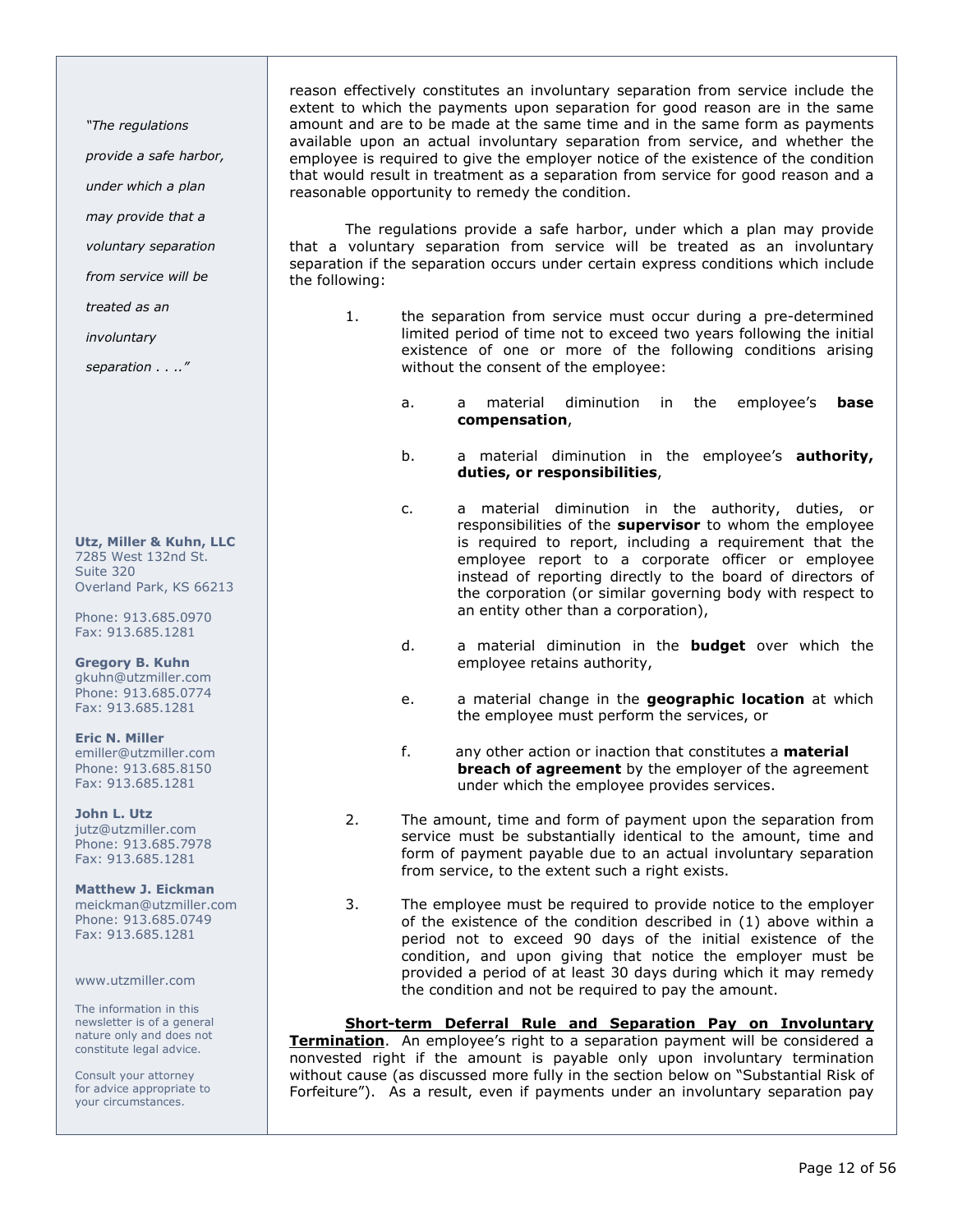reason effectively constitutes an involuntary separation from service include the extent to which the payments upon separation for good reason are in the same amount and are to be made at the same time and in the same form as payments available upon an actual involuntary separation from service, and whether the employee is required to give the employer notice of the existence of the condition that would result in treatment as a separation from service for good reason and a reasonable opportunity to remedy the condition.

*"The regulations provide a safe harbor, under which a plan may provide that a voluntary separation from service will be treated as an involuntary separation . . .."*

The regulations provide a safe harbor, under which a plan may provide that a voluntary separation from service will be treated as an involuntary separation if the separation occurs under certain express conditions which include the following:

1. the separation from service must occur during a pre-determined limited period of time not to exceed two years following the initial existence of one or more of the following conditions arising without the consent of the employee:

    a. a material diminution in the employee's **base compensation**,

    b. a material diminution in the employee's **authority, duties, or responsibilities**,

    c. a material diminution in the authority, duties, or responsibilities of the **supervisor** to whom the employee is required to report, including a requirement that the employee report to a corporate officer or employee instead of reporting directly to the board of directors of the corporation (or similar governing body with respect to an entity other than a corporation),

    d. a material diminution in the **budget** over which the employee retains authority,

    e. a material change in the **geographic location** at which the employee must perform the services, or

    f. any other action or inaction that constitutes a **material breach of agreement** by the employer of the agreement under which the employee provides services.

2. The amount, time and form of payment upon the separation from service must be substantially identical to the amount, time and form of payment payable due to an actual involuntary separation from service, to the extent such a right exists.

3. The employee must be required to provide notice to the employer of the existence of the condition described in (1) above within a period not to exceed 90 days of the initial existence of the condition, and upon giving that notice the employer must be provided a period of at least 30 days during which it may remedy the condition and not be required to pay the amount.

**Short-term Deferral Rule and Separation Pay on Involuntary Termination**. An employee's right to a separation payment will be considered a nonvested right if the amount is payable only upon involuntary termination without cause (as discussed more fully in the section below on "Substantial Risk of Forfeiture"). As a result, even if payments under an involuntary separation pay

**Utz, Miller & Kuhn, LLC**
7285 West 132nd St.
Suite 320
Overland Park, KS 66213

Phone: 913.685.0970
Fax: 913.685.1281

**Gregory B. Kuhn**
gkuhn@utzmiller.com
Phone: 913.685.0774
Fax: 913.685.1281

**Eric N. Miller**
emiller@utzmiller.com
Phone: 913.685.8150
Fax: 913.685.1281

**John L. Utz**
jutz@utzmiller.com
Phone: 913.685.7978
Fax: 913.685.1281

**Matthew J. Eickman**
meickman@utzmiller.com
Phone: 913.685.0749
Fax: 913.685.1281

www.utzmiller.com

The information in this newsletter is of a general nature only and does not constitute legal advice.

Consult your attorney for advice appropriate to your circumstances.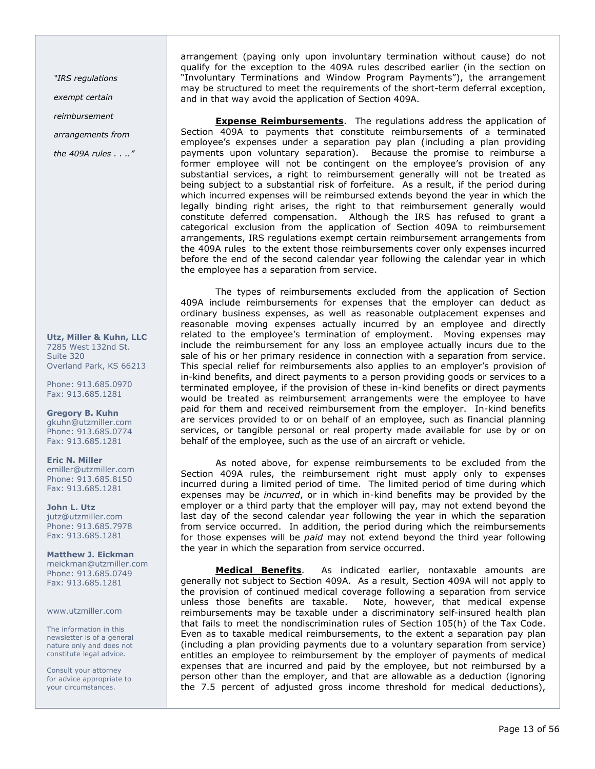"IRS regulations exempt certain reimbursement arrangements from the 409A rules . . .."

arrangement (paying only upon involuntary termination without cause) do not qualify for the exception to the 409A rules described earlier (in the section on "Involuntary Terminations and Window Program Payments"), the arrangement may be structured to meet the requirements of the short-term deferral exception, and in that way avoid the application of Section 409A.

**Expense Reimbursements**. The regulations address the application of Section 409A to payments that constitute reimbursements of a terminated employee's expenses under a separation pay plan (including a plan providing payments upon voluntary separation). Because the promise to reimburse a former employee will not be contingent on the employee's provision of any substantial services, a right to reimbursement generally will not be treated as being subject to a substantial risk of forfeiture. As a result, if the period during which incurred expenses will be reimbursed extends beyond the year in which the legally binding right arises, the right to that reimbursement generally would constitute deferred compensation. Although the IRS has refused to grant a categorical exclusion from the application of Section 409A to reimbursement arrangements, IRS regulations exempt certain reimbursement arrangements from the 409A rules to the extent those reimbursements cover only expenses incurred before the end of the second calendar year following the calendar year in which the employee has a separation from service.

The types of reimbursements excluded from the application of Section 409A include reimbursements for expenses that the employer can deduct as ordinary business expenses, as well as reasonable outplacement expenses and reasonable moving expenses actually incurred by an employee and directly related to the employee's termination of employment. Moving expenses may include the reimbursement for any loss an employee actually incurs due to the sale of his or her primary residence in connection with a separation from service. This special relief for reimbursements also applies to an employer's provision of in-kind benefits, and direct payments to a person providing goods or services to a terminated employee, if the provision of these in-kind benefits or direct payments would be treated as reimbursement arrangements were the employee to have paid for them and received reimbursement from the employer. In-kind benefits are services provided to or on behalf of an employee, such as financial planning services, or tangible personal or real property made available for use by or on behalf of the employee, such as the use of an aircraft or vehicle.

As noted above, for expense reimbursements to be excluded from the Section 409A rules, the reimbursement right must apply only to expenses incurred during a limited period of time. The limited period of time during which expenses may be *incurred*, or in which in-kind benefits may be provided by the employer or a third party that the employer will pay, may not extend beyond the last day of the second calendar year following the year in which the separation from service occurred. In addition, the period during which the reimbursements for those expenses will be *paid* may not extend beyond the third year following the year in which the separation from service occurred.

**Medical Benefits**. As indicated earlier, nontaxable amounts are generally not subject to Section 409A. As a result, Section 409A will not apply to the provision of continued medical coverage following a separation from service unless those benefits are taxable. Note, however, that medical expense reimbursements may be taxable under a discriminatory self-insured health plan that fails to meet the nondiscrimination rules of Section 105(h) of the Tax Code. Even as to taxable medical reimbursements, to the extent a separation pay plan (including a plan providing payments due to a voluntary separation from service) entitles an employee to reimbursement by the employer of payments of medical expenses that are incurred and paid by the employee, but not reimbursed by a person other than the employer, and that are allowable as a deduction (ignoring the 7.5 percent of adjusted gross income threshold for medical deductions),

**Utz, Miller & Kuhn, LLC**
7285 West 132nd St.
Suite 320
Overland Park, KS 66213

Phone: 913.685.0970
Fax: 913.685.1281

**Gregory B. Kuhn**
gkuhn@utzmiller.com
Phone: 913.685.0774
Fax: 913.685.1281

**Eric N. Miller**
emiller@utzmiller.com
Phone: 913.685.8150
Fax: 913.685.1281

**John L. Utz**
jutz@utzmiller.com
Phone: 913.685.7978
Fax: 913.685.1281

**Matthew J. Eickman**
meickman@utzmiller.com
Phone: 913.685.0749
Fax: 913.685.1281

www.utzmiller.com

The information in this newsletter is of a general nature only and does not constitute legal advice.

Consult your attorney for advice appropriate to your circumstances.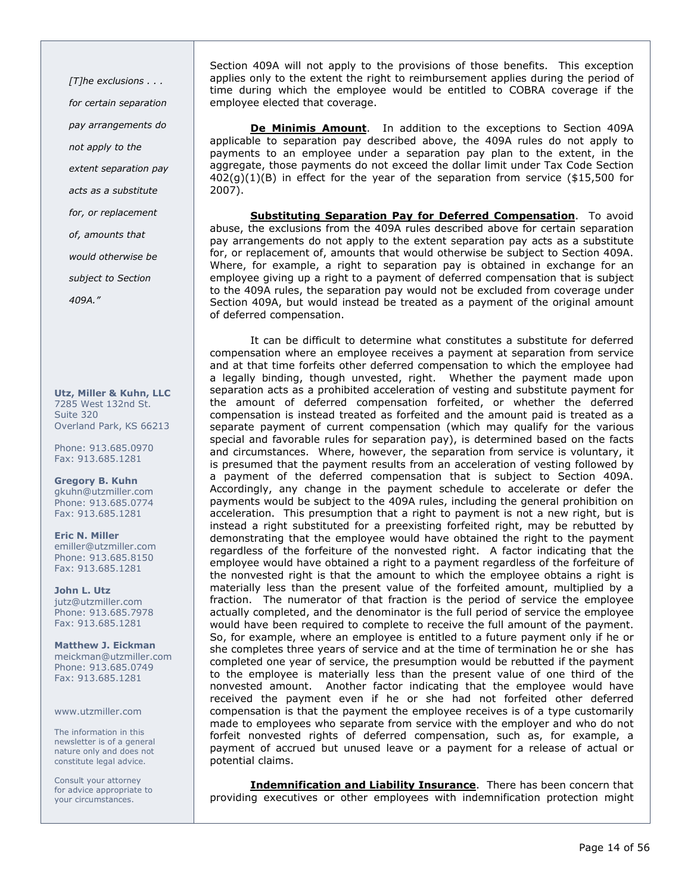*[T]he exclusions . . . for certain separation pay arrangements do not apply to the extent separation pay acts as a substitute for, or replacement of, amounts that would otherwise be subject to Section 409A."*

**Utz, Miller & Kuhn, LLC**
7285 West 132nd St.
Suite 320
Overland Park, KS 66213

Phone: 913.685.0970
Fax: 913.685.1281

**Gregory B. Kuhn**
gkuhn@utzmiller.com
Phone: 913.685.0774
Fax: 913.685.1281

**Eric N. Miller**
emiller@utzmiller.com
Phone: 913.685.8150
Fax: 913.685.1281

**John L. Utz**
jutz@utzmiller.com
Phone: 913.685.7978
Fax: 913.685.1281

**Matthew J. Eickman**
meickman@utzmiller.com
Phone: 913.685.0749
Fax: 913.685.1281

www.utzmiller.com

The information in this newsletter is of a general nature only and does not constitute legal advice.

Consult your attorney for advice appropriate to your circumstances.

Section 409A will not apply to the provisions of those benefits. This exception applies only to the extent the right to reimbursement applies during the period of time during which the employee would be entitled to COBRA coverage if the employee elected that coverage.

**De Minimis Amount**. In addition to the exceptions to Section 409A applicable to separation pay described above, the 409A rules do not apply to payments to an employee under a separation pay plan to the extent, in the aggregate, those payments do not exceed the dollar limit under Tax Code Section 402(g)(1)(B) in effect for the year of the separation from service ($15,500 for 2007).

**Substituting Separation Pay for Deferred Compensation**. To avoid abuse, the exclusions from the 409A rules described above for certain separation pay arrangements do not apply to the extent separation pay acts as a substitute for, or replacement of, amounts that would otherwise be subject to Section 409A. Where, for example, a right to separation pay is obtained in exchange for an employee giving up a right to a payment of deferred compensation that is subject to the 409A rules, the separation pay would not be excluded from coverage under Section 409A, but would instead be treated as a payment of the original amount of deferred compensation.

It can be difficult to determine what constitutes a substitute for deferred compensation where an employee receives a payment at separation from service and at that time forfeits other deferred compensation to which the employee had a legally binding, though unvested, right. Whether the payment made upon separation acts as a prohibited acceleration of vesting and substitute payment for the amount of deferred compensation forfeited, or whether the deferred compensation is instead treated as forfeited and the amount paid is treated as a separate payment of current compensation (which may qualify for the various special and favorable rules for separation pay), is determined based on the facts and circumstances. Where, however, the separation from service is voluntary, it is presumed that the payment results from an acceleration of vesting followed by a payment of the deferred compensation that is subject to Section 409A. Accordingly, any change in the payment schedule to accelerate or defer the payments would be subject to the 409A rules, including the general prohibition on acceleration. This presumption that a right to payment is not a new right, but is instead a right substituted for a preexisting forfeited right, may be rebutted by demonstrating that the employee would have obtained the right to the payment regardless of the forfeiture of the nonvested right. A factor indicating that the employee would have obtained a right to a payment regardless of the forfeiture of the nonvested right is that the amount to which the employee obtains a right is materially less than the present value of the forfeited amount, multiplied by a fraction. The numerator of that fraction is the period of service the employee actually completed, and the denominator is the full period of service the employee would have been required to complete to receive the full amount of the payment. So, for example, where an employee is entitled to a future payment only if he or she completes three years of service and at the time of termination he or she has completed one year of service, the presumption would be rebutted if the payment to the employee is materially less than the present value of one third of the nonvested amount. Another factor indicating that the employee would have received the payment even if he or she had not forfeited other deferred compensation is that the payment the employee receives is of a type customarily made to employees who separate from service with the employer and who do not forfeit nonvested rights of deferred compensation, such as, for example, a payment of accrued but unused leave or a payment for a release of actual or potential claims.

**Indemnification and Liability Insurance**. There has been concern that providing executives or other employees with indemnification protection might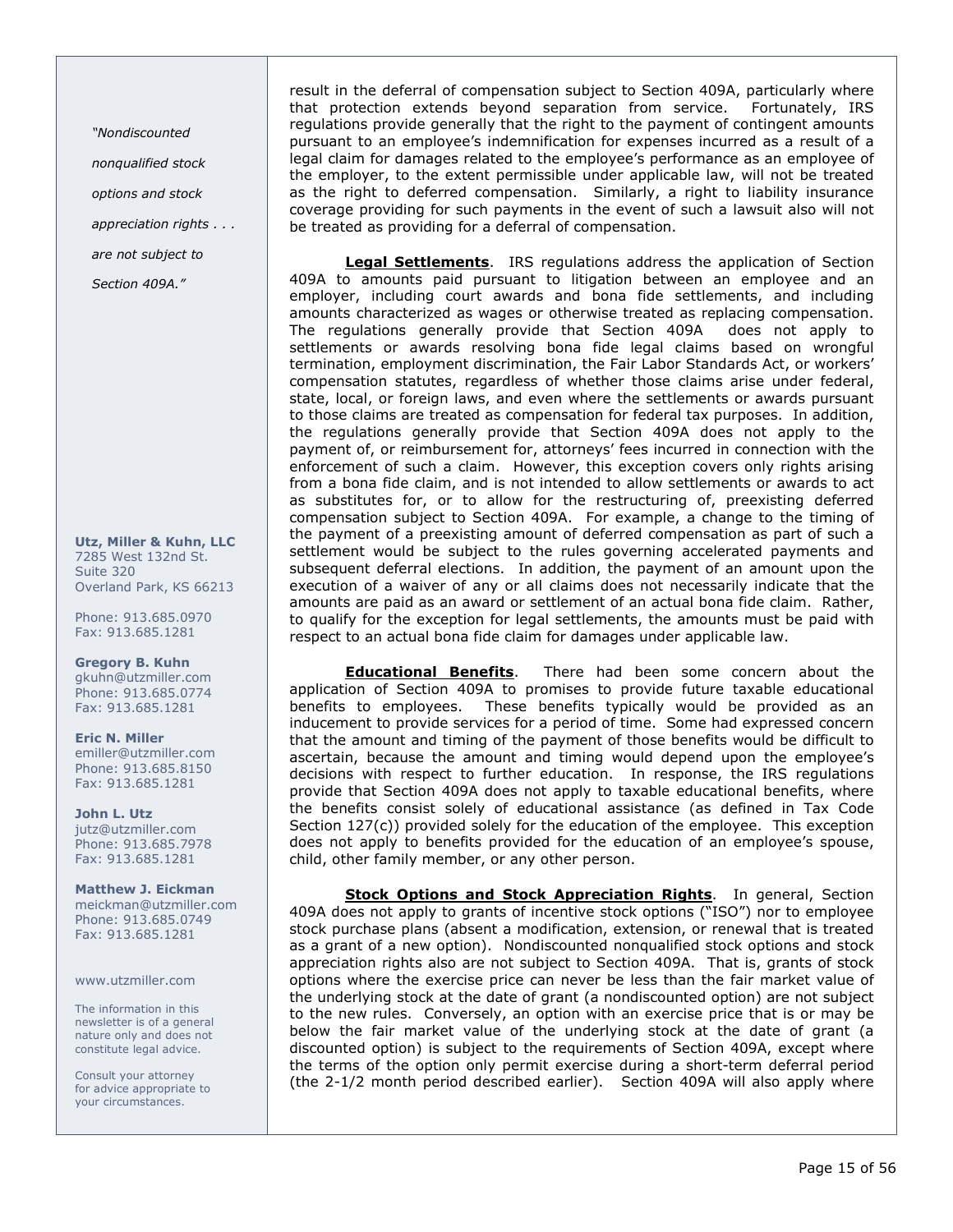result in the deferral of compensation subject to Section 409A, particularly where that protection extends beyond separation from service. Fortunately, IRS regulations provide generally that the right to the payment of contingent amounts pursuant to an employee's indemnification for expenses incurred as a result of a legal claim for damages related to the employee's performance as an employee of the employer, to the extent permissible under applicable law, will not be treated as the right to deferred compensation. Similarly, a right to liability insurance coverage providing for such payments in the event of such a lawsuit also will not be treated as providing for a deferral of compensation.

**Legal Settlements**. IRS regulations address the application of Section 409A to amounts paid pursuant to litigation between an employee and an employer, including court awards and bona fide settlements, and including amounts characterized as wages or otherwise treated as replacing compensation. The regulations generally provide that Section 409A does not apply to settlements or awards resolving bona fide legal claims based on wrongful termination, employment discrimination, the Fair Labor Standards Act, or workers' compensation statutes, regardless of whether those claims arise under federal, state, local, or foreign laws, and even where the settlements or awards pursuant to those claims are treated as compensation for federal tax purposes. In addition, the regulations generally provide that Section 409A does not apply to the payment of, or reimbursement for, attorneys' fees incurred in connection with the enforcement of such a claim. However, this exception covers only rights arising from a bona fide claim, and is not intended to allow settlements or awards to act as substitutes for, or to allow for the restructuring of, preexisting deferred compensation subject to Section 409A. For example, a change to the timing of the payment of a preexisting amount of deferred compensation as part of such a settlement would be subject to the rules governing accelerated payments and subsequent deferral elections. In addition, the payment of an amount upon the execution of a waiver of any or all claims does not necessarily indicate that the amounts are paid as an award or settlement of an actual bona fide claim. Rather, to qualify for the exception for legal settlements, the amounts must be paid with respect to an actual bona fide claim for damages under applicable law.

**Educational Benefits**. There had been some concern about the application of Section 409A to promises to provide future taxable educational benefits to employees. These benefits typically would be provided as an inducement to provide services for a period of time. Some had expressed concern that the amount and timing of the payment of those benefits would be difficult to ascertain, because the amount and timing would depend upon the employee's decisions with respect to further education. In response, the IRS regulations provide that Section 409A does not apply to taxable educational benefits, where the benefits consist solely of educational assistance (as defined in Tax Code Section 127(c)) provided solely for the education of the employee. This exception does not apply to benefits provided for the education of an employee's spouse, child, other family member, or any other person.

**Stock Options and Stock Appreciation Rights**. In general, Section 409A does not apply to grants of incentive stock options ("ISO") nor to employee stock purchase plans (absent a modification, extension, or renewal that is treated as a grant of a new option). Nondiscounted nonqualified stock options and stock appreciation rights also are not subject to Section 409A. That is, grants of stock options where the exercise price can never be less than the fair market value of the underlying stock at the date of grant (a nondiscounted option) are not subject to the new rules. Conversely, an option with an exercise price that is or may be below the fair market value of the underlying stock at the date of grant (a discounted option) is subject to the requirements of Section 409A, except where the terms of the option only permit exercise during a short-term deferral period (the 2-1/2 month period described earlier). Section 409A will also apply where

*"Nondiscounted nonqualified stock options and stock appreciation rights . . . are not subject to Section 409A."*

**Utz, Miller & Kuhn, LLC**
7285 West 132nd St.
Suite 320
Overland Park, KS 66213

Phone: 913.685.0970
Fax: 913.685.1281

**Gregory B. Kuhn**
gkuhn@utzmiller.com
Phone: 913.685.0774
Fax: 913.685.1281

**Eric N. Miller**
emiller@utzmiller.com
Phone: 913.685.8150
Fax: 913.685.1281

**John L. Utz**
jutz@utzmiller.com
Phone: 913.685.7978
Fax: 913.685.1281

**Matthew J. Eickman**
meickman@utzmiller.com
Phone: 913.685.0749
Fax: 913.685.1281

www.utzmiller.com

The information in this newsletter is of a general nature only and does not constitute legal advice.

Consult your attorney for advice appropriate to your circumstances.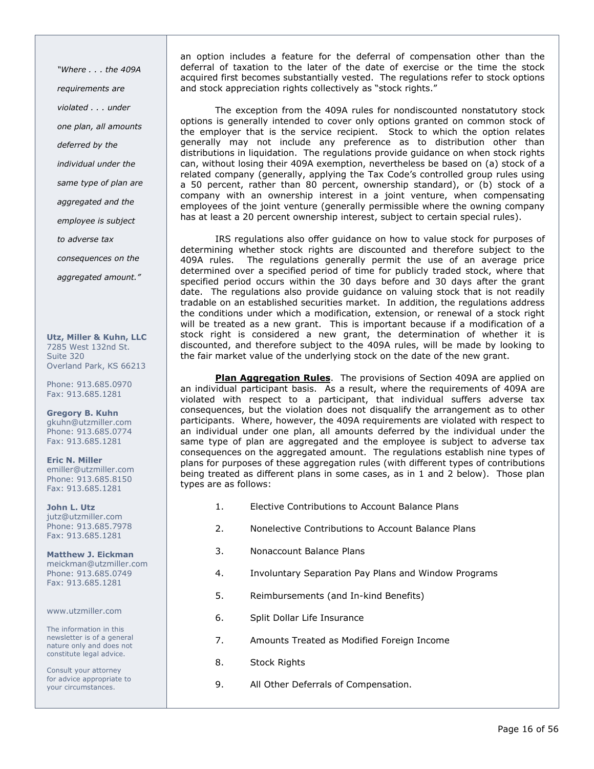"Where . . . the 409A requirements are violated . . . under one plan, all amounts deferred by the individual under the same type of plan are aggregated and the employee is subject to adverse tax consequences on the aggregated amount."

**Utz, Miller & Kuhn, LLC**
7285 West 132nd St.
Suite 320
Overland Park, KS 66213

Phone: 913.685.0970
Fax: 913.685.1281

**Gregory B. Kuhn**
gkuhn@utzmiller.com
Phone: 913.685.0774
Fax: 913.685.1281

**Eric N. Miller**
emiller@utzmiller.com
Phone: 913.685.8150
Fax: 913.685.1281

**John L. Utz**
jutz@utzmiller.com
Phone: 913.685.7978
Fax: 913.685.1281

**Matthew J. Eickman**
meickman@utzmiller.com
Phone: 913.685.0749
Fax: 913.685.1281

www.utzmiller.com

The information in this newsletter is of a general nature only and does not constitute legal advice.

Consult your attorney for advice appropriate to your circumstances.

an option includes a feature for the deferral of compensation other than the deferral of taxation to the later of the date of exercise or the time the stock acquired first becomes substantially vested. The regulations refer to stock options and stock appreciation rights collectively as "stock rights."

The exception from the 409A rules for nondiscounted nonstatutory stock options is generally intended to cover only options granted on common stock of the employer that is the service recipient. Stock to which the option relates generally may not include any preference as to distribution other than distributions in liquidation. The regulations provide guidance on when stock rights can, without losing their 409A exemption, nevertheless be based on (a) stock of a related company (generally, applying the Tax Code's controlled group rules using a 50 percent, rather than 80 percent, ownership standard), or (b) stock of a company with an ownership interest in a joint venture, when compensating employees of the joint venture (generally permissible where the owning company has at least a 20 percent ownership interest, subject to certain special rules).

IRS regulations also offer guidance on how to value stock for purposes of determining whether stock rights are discounted and therefore subject to the 409A rules. The regulations generally permit the use of an average price determined over a specified period of time for publicly traded stock, where that specified period occurs within the 30 days before and 30 days after the grant date. The regulations also provide guidance on valuing stock that is not readily tradable on an established securities market. In addition, the regulations address the conditions under which a modification, extension, or renewal of a stock right will be treated as a new grant. This is important because if a modification of a stock right is considered a new grant, the determination of whether it is discounted, and therefore subject to the 409A rules, will be made by looking to the fair market value of the underlying stock on the date of the new grant.

**Plan Aggregation Rules**. The provisions of Section 409A are applied on an individual participant basis. As a result, where the requirements of 409A are violated with respect to a participant, that individual suffers adverse tax consequences, but the violation does not disqualify the arrangement as to other participants. Where, however, the 409A requirements are violated with respect to an individual under one plan, all amounts deferred by the individual under the same type of plan are aggregated and the employee is subject to adverse tax consequences on the aggregated amount. The regulations establish nine types of plans for purposes of these aggregation rules (with different types of contributions being treated as different plans in some cases, as in 1 and 2 below). Those plan types are as follows:

1. Elective Contributions to Account Balance Plans
2. Nonelective Contributions to Account Balance Plans
3. Nonaccount Balance Plans
4. Involuntary Separation Pay Plans and Window Programs
5. Reimbursements (and In-kind Benefits)
6. Split Dollar Life Insurance
7. Amounts Treated as Modified Foreign Income
8. Stock Rights
9. All Other Deferrals of Compensation.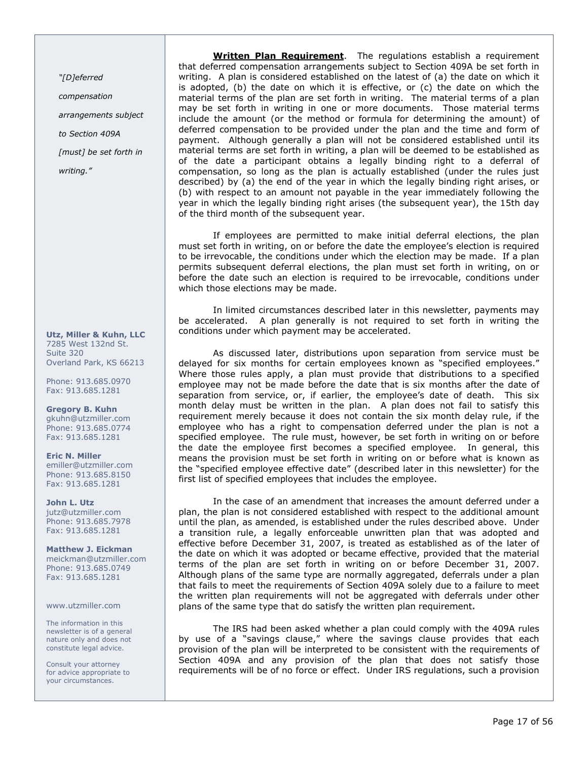*"[D]eferred compensation arrangements subject to Section 409A [must] be set forth in writing."*

**Utz, Miller & Kuhn, LLC**
7285 West 132nd St.
Suite 320
Overland Park, KS 66213

Phone: 913.685.0970
Fax: 913.685.1281

**Gregory B. Kuhn**
gkuhn@utzmiller.com
Phone: 913.685.0774
Fax: 913.685.1281

**Eric N. Miller**
emiller@utzmiller.com
Phone: 913.685.8150
Fax: 913.685.1281

**John L. Utz**
jutz@utzmiller.com
Phone: 913.685.7978
Fax: 913.685.1281

**Matthew J. Eickman**
meickman@utzmiller.com
Phone: 913.685.0749
Fax: 913.685.1281

www.utzmiller.com

The information in this newsletter is of a general nature only and does not constitute legal advice.

Consult your attorney for advice appropriate to your circumstances.

**Written Plan Requirement**. The regulations establish a requirement that deferred compensation arrangements subject to Section 409A be set forth in writing. A plan is considered established on the latest of (a) the date on which it is adopted, (b) the date on which it is effective, or (c) the date on which the material terms of the plan are set forth in writing. The material terms of a plan may be set forth in writing in one or more documents. Those material terms include the amount (or the method or formula for determining the amount) of deferred compensation to be provided under the plan and the time and form of payment. Although generally a plan will not be considered established until its material terms are set forth in writing, a plan will be deemed to be established as of the date a participant obtains a legally binding right to a deferral of compensation, so long as the plan is actually established (under the rules just described) by (a) the end of the year in which the legally binding right arises, or (b) with respect to an amount not payable in the year immediately following the year in which the legally binding right arises (the subsequent year), the 15th day of the third month of the subsequent year.

If employees are permitted to make initial deferral elections, the plan must set forth in writing, on or before the date the employee's election is required to be irrevocable, the conditions under which the election may be made. If a plan permits subsequent deferral elections, the plan must set forth in writing, on or before the date such an election is required to be irrevocable, conditions under which those elections may be made.

In limited circumstances described later in this newsletter, payments may be accelerated. A plan generally is not required to set forth in writing the conditions under which payment may be accelerated.

As discussed later, distributions upon separation from service must be delayed for six months for certain employees known as "specified employees." Where those rules apply, a plan must provide that distributions to a specified employee may not be made before the date that is six months after the date of separation from service, or, if earlier, the employee's date of death. This six month delay must be written in the plan. A plan does not fail to satisfy this requirement merely because it does not contain the six month delay rule, if the employee who has a right to compensation deferred under the plan is not a specified employee. The rule must, however, be set forth in writing on or before the date the employee first becomes a specified employee. In general, this means the provision must be set forth in writing on or before what is known as the "specified employee effective date" (described later in this newsletter) for the first list of specified employees that includes the employee.

In the case of an amendment that increases the amount deferred under a plan, the plan is not considered established with respect to the additional amount until the plan, as amended, is established under the rules described above. Under a transition rule, a legally enforceable unwritten plan that was adopted and effective before December 31, 2007, is treated as established as of the later of the date on which it was adopted or became effective, provided that the material terms of the plan are set forth in writing on or before December 31, 2007. Although plans of the same type are normally aggregated, deferrals under a plan that fails to meet the requirements of Section 409A solely due to a failure to meet the written plan requirements will not be aggregated with deferrals under other plans of the same type that do satisfy the written plan requirement.

The IRS had been asked whether a plan could comply with the 409A rules by use of a "savings clause," where the savings clause provides that each provision of the plan will be interpreted to be consistent with the requirements of Section 409A and any provision of the plan that does not satisfy those requirements will be of no force or effect. Under IRS regulations, such a provision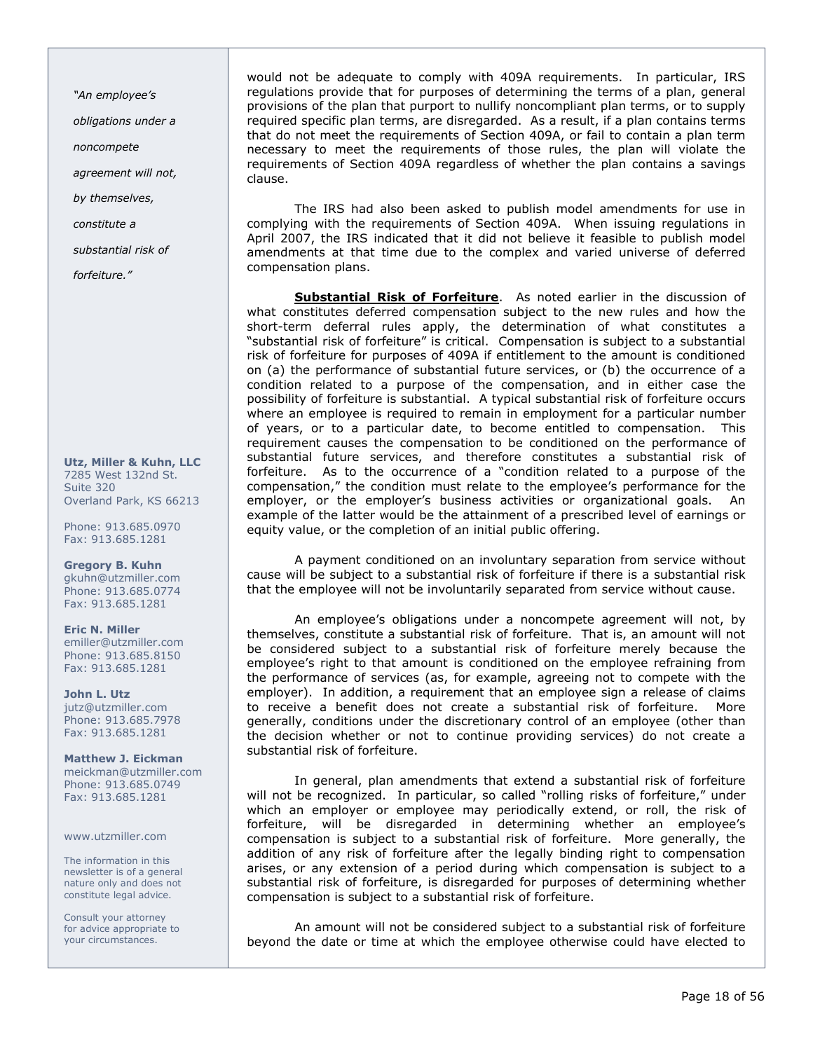*"An employee's obligations under a noncompete agreement will not, by themselves, constitute a substantial risk of forfeiture."*

**Utz, Miller & Kuhn, LLC**
7285 West 132nd St.
Suite 320
Overland Park, KS 66213

Phone: 913.685.0970
Fax: 913.685.1281

**Gregory B. Kuhn**
gkuhn@utzmiller.com
Phone: 913.685.0774
Fax: 913.685.1281

**Eric N. Miller**
emiller@utzmiller.com
Phone: 913.685.8150
Fax: 913.685.1281

**John L. Utz**
jutz@utzmiller.com
Phone: 913.685.7978
Fax: 913.685.1281

**Matthew J. Eickman**
meickman@utzmiller.com
Phone: 913.685.0749
Fax: 913.685.1281

www.utzmiller.com

The information in this newsletter is of a general nature only and does not constitute legal advice.

Consult your attorney for advice appropriate to your circumstances.

would not be adequate to comply with 409A requirements. In particular, IRS regulations provide that for purposes of determining the terms of a plan, general provisions of the plan that purport to nullify noncompliant plan terms, or to supply required specific plan terms, are disregarded. As a result, if a plan contains terms that do not meet the requirements of Section 409A, or fail to contain a plan term necessary to meet the requirements of those rules, the plan will violate the requirements of Section 409A regardless of whether the plan contains a savings clause.

The IRS had also been asked to publish model amendments for use in complying with the requirements of Section 409A. When issuing regulations in April 2007, the IRS indicated that it did not believe it feasible to publish model amendments at that time due to the complex and varied universe of deferred compensation plans.

**Substantial Risk of Forfeiture**. As noted earlier in the discussion of what constitutes deferred compensation subject to the new rules and how the short-term deferral rules apply, the determination of what constitutes a "substantial risk of forfeiture" is critical. Compensation is subject to a substantial risk of forfeiture for purposes of 409A if entitlement to the amount is conditioned on (a) the performance of substantial future services, or (b) the occurrence of a condition related to a purpose of the compensation, and in either case the possibility of forfeiture is substantial. A typical substantial risk of forfeiture occurs where an employee is required to remain in employment for a particular number of years, or to a particular date, to become entitled to compensation. This requirement causes the compensation to be conditioned on the performance of substantial future services, and therefore constitutes a substantial risk of forfeiture. As to the occurrence of a "condition related to a purpose of the compensation," the condition must relate to the employee's performance for the employer, or the employer's business activities or organizational goals. An example of the latter would be the attainment of a prescribed level of earnings or equity value, or the completion of an initial public offering.

A payment conditioned on an involuntary separation from service without cause will be subject to a substantial risk of forfeiture if there is a substantial risk that the employee will not be involuntarily separated from service without cause.

An employee's obligations under a noncompete agreement will not, by themselves, constitute a substantial risk of forfeiture. That is, an amount will not be considered subject to a substantial risk of forfeiture merely because the employee's right to that amount is conditioned on the employee refraining from the performance of services (as, for example, agreeing not to compete with the employer). In addition, a requirement that an employee sign a release of claims to receive a benefit does not create a substantial risk of forfeiture. More generally, conditions under the discretionary control of an employee (other than the decision whether or not to continue providing services) do not create a substantial risk of forfeiture.

In general, plan amendments that extend a substantial risk of forfeiture will not be recognized. In particular, so called "rolling risks of forfeiture," under which an employer or employee may periodically extend, or roll, the risk of forfeiture, will be disregarded in determining whether an employee's compensation is subject to a substantial risk of forfeiture. More generally, the addition of any risk of forfeiture after the legally binding right to compensation arises, or any extension of a period during which compensation is subject to a substantial risk of forfeiture, is disregarded for purposes of determining whether compensation is subject to a substantial risk of forfeiture.

An amount will not be considered subject to a substantial risk of forfeiture beyond the date or time at which the employee otherwise could have elected to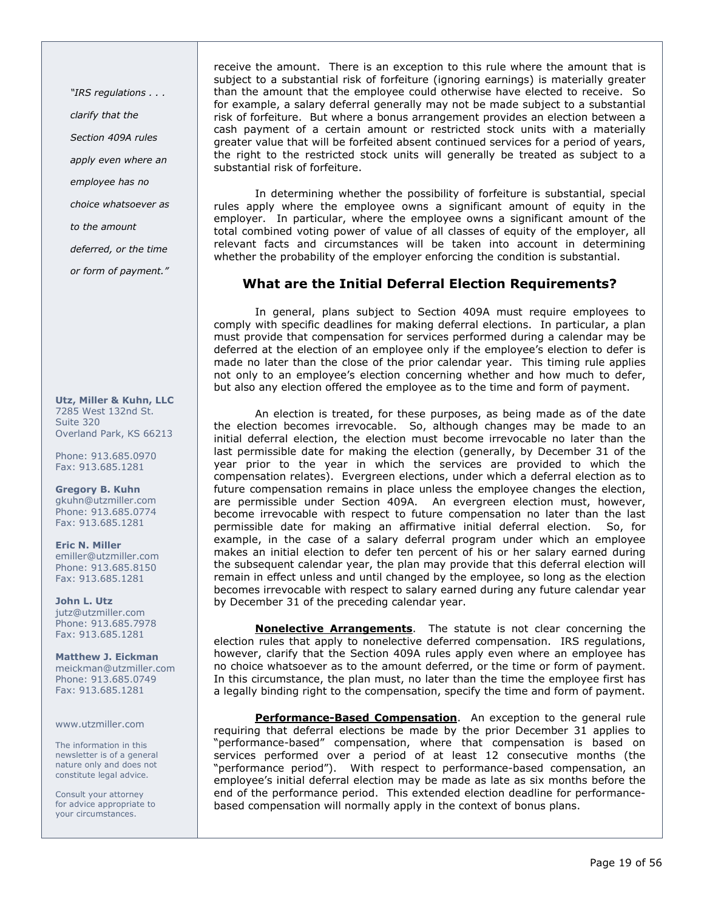receive the amount. There is an exception to this rule where the amount that is subject to a substantial risk of forfeiture (ignoring earnings) is materially greater than the amount that the employee could otherwise have elected to receive. So for example, a salary deferral generally may not be made subject to a substantial risk of forfeiture. But where a bonus arrangement provides an election between a cash payment of a certain amount or restricted stock units with a materially greater value that will be forfeited absent continued services for a period of years, the right to the restricted stock units will generally be treated as subject to a substantial risk of forfeiture.

In determining whether the possibility of forfeiture is substantial, special rules apply where the employee owns a significant amount of equity in the employer. In particular, where the employee owns a significant amount of the total combined voting power of value of all classes of equity of the employer, all relevant facts and circumstances will be taken into account in determining whether the probability of the employer enforcing the condition is substantial.

## What are the Initial Deferral Election Requirements?

In general, plans subject to Section 409A must require employees to comply with specific deadlines for making deferral elections. In particular, a plan must provide that compensation for services performed during a calendar may be deferred at the election of an employee only if the employee's election to defer is made no later than the close of the prior calendar year. This timing rule applies not only to an employee's election concerning whether and how much to defer, but also any election offered the employee as to the time and form of payment.

An election is treated, for these purposes, as being made as of the date the election becomes irrevocable. So, although changes may be made to an initial deferral election, the election must become irrevocable no later than the last permissible date for making the election (generally, by December 31 of the year prior to the year in which the services are provided to which the compensation relates). Evergreen elections, under which a deferral election as to future compensation remains in place unless the employee changes the election, are permissible under Section 409A. An evergreen election must, however, become irrevocable with respect to future compensation no later than the last permissible date for making an affirmative initial deferral election. So, for example, in the case of a salary deferral program under which an employee makes an initial election to defer ten percent of his or her salary earned during the subsequent calendar year, the plan may provide that this deferral election will remain in effect unless and until changed by the employee, so long as the election becomes irrevocable with respect to salary earned during any future calendar year by December 31 of the preceding calendar year.

**Nonelective Arrangements**. The statute is not clear concerning the election rules that apply to nonelective deferred compensation. IRS regulations, however, clarify that the Section 409A rules apply even where an employee has no choice whatsoever as to the amount deferred, or the time or form of payment. In this circumstance, the plan must, no later than the time the employee first has a legally binding right to the compensation, specify the time and form of payment.

**Performance-Based Compensation**. An exception to the general rule requiring that deferral elections be made by the prior December 31 applies to "performance-based" compensation, where that compensation is based on services performed over a period of at least 12 consecutive months (the "performance period"). With respect to performance-based compensation, an employee's initial deferral election may be made as late as six months before the end of the performance period. This extended election deadline for performance-based compensation will normally apply in the context of bonus plans.

*"IRS regulations . . . clarify that the Section 409A rules apply even where an employee has no choice whatsoever as to the amount deferred, or the time or form of payment."*

**Utz, Miller & Kuhn, LLC**
7285 West 132nd St.
Suite 320
Overland Park, KS 66213

Phone: 913.685.0970
Fax: 913.685.1281

**Gregory B. Kuhn**
gkuhn@utzmiller.com
Phone: 913.685.0774
Fax: 913.685.1281

**Eric N. Miller**
emiller@utzmiller.com
Phone: 913.685.8150
Fax: 913.685.1281

**John L. Utz**
jutz@utzmiller.com
Phone: 913.685.7978
Fax: 913.685.1281

**Matthew J. Eickman**
meickman@utzmiller.com
Phone: 913.685.0749
Fax: 913.685.1281

www.utzmiller.com

The information in this newsletter is of a general nature only and does not constitute legal advice.

Consult your attorney for advice appropriate to your circumstances.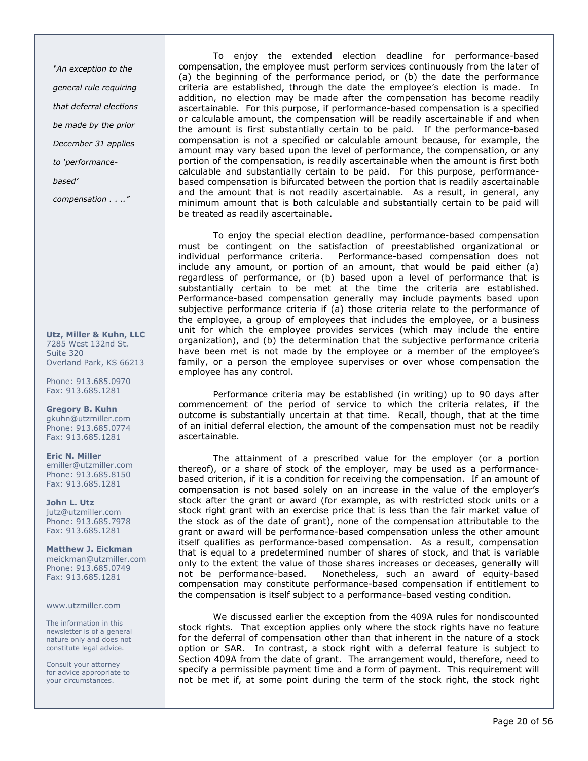*"An exception to the general rule requiring that deferral elections be made by the prior December 31 applies to 'performance-based' compensation . . .."*

To enjoy the extended election deadline for performance-based compensation, the employee must perform services continuously from the later of (a) the beginning of the performance period, or (b) the date the performance criteria are established, through the date the employee's election is made. In addition, no election may be made after the compensation has become readily ascertainable. For this purpose, if performance-based compensation is a specified or calculable amount, the compensation will be readily ascertainable if and when the amount is first substantially certain to be paid. If the performance-based compensation is not a specified or calculable amount because, for example, the amount may vary based upon the level of performance, the compensation, or any portion of the compensation, is readily ascertainable when the amount is first both calculable and substantially certain to be paid. For this purpose, performance-based compensation is bifurcated between the portion that is readily ascertainable and the amount that is not readily ascertainable. As a result, in general, any minimum amount that is both calculable and substantially certain to be paid will be treated as readily ascertainable.

To enjoy the special election deadline, performance-based compensation must be contingent on the satisfaction of preestablished organizational or individual performance criteria. Performance-based compensation does not include any amount, or portion of an amount, that would be paid either (a) regardless of performance, or (b) based upon a level of performance that is substantially certain to be met at the time the criteria are established. Performance-based compensation generally may include payments based upon subjective performance criteria if (a) those criteria relate to the performance of the employee, a group of employees that includes the employee, or a business unit for which the employee provides services (which may include the entire organization), and (b) the determination that the subjective performance criteria have been met is not made by the employee or a member of the employee's family, or a person the employee supervises or over whose compensation the employee has any control.

Performance criteria may be established (in writing) up to 90 days after commencement of the period of service to which the criteria relates, if the outcome is substantially uncertain at that time. Recall, though, that at the time of an initial deferral election, the amount of the compensation must not be readily ascertainable.

The attainment of a prescribed value for the employer (or a portion thereof), or a share of stock of the employer, may be used as a performance-based criterion, if it is a condition for receiving the compensation. If an amount of compensation is not based solely on an increase in the value of the employer's stock after the grant or award (for example, as with restricted stock units or a stock right grant with an exercise price that is less than the fair market value of the stock as of the date of grant), none of the compensation attributable to the grant or award will be performance-based compensation unless the other amount itself qualifies as performance-based compensation. As a result, compensation that is equal to a predetermined number of shares of stock, and that is variable only to the extent the value of those shares increases or deceases, generally will not be performance-based. Nonetheless, such an award of equity-based compensation may constitute performance-based compensation if entitlement to the compensation is itself subject to a performance-based vesting condition.

We discussed earlier the exception from the 409A rules for nondiscounted stock rights. That exception applies only where the stock rights have no feature for the deferral of compensation other than that inherent in the nature of a stock option or SAR. In contrast, a stock right with a deferral feature is subject to Section 409A from the date of grant. The arrangement would, therefore, need to specify a permissible payment time and a form of payment. This requirement will not be met if, at some point during the term of the stock right, the stock right

**Utz, Miller & Kuhn, LLC**
7285 West 132nd St.
Suite 320
Overland Park, KS 66213

Phone: 913.685.0970
Fax: 913.685.1281

**Gregory B. Kuhn**
gkuhn@utzmiller.com
Phone: 913.685.0774
Fax: 913.685.1281

**Eric N. Miller**
emiller@utzmiller.com
Phone: 913.685.8150
Fax: 913.685.1281

**John L. Utz**
jutz@utzmiller.com
Phone: 913.685.7978
Fax: 913.685.1281

**Matthew J. Eickman**
meickman@utzmiller.com
Phone: 913.685.0749
Fax: 913.685.1281

www.utzmiller.com

The information in this newsletter is of a general nature only and does not constitute legal advice.

Consult your attorney for advice appropriate to your circumstances.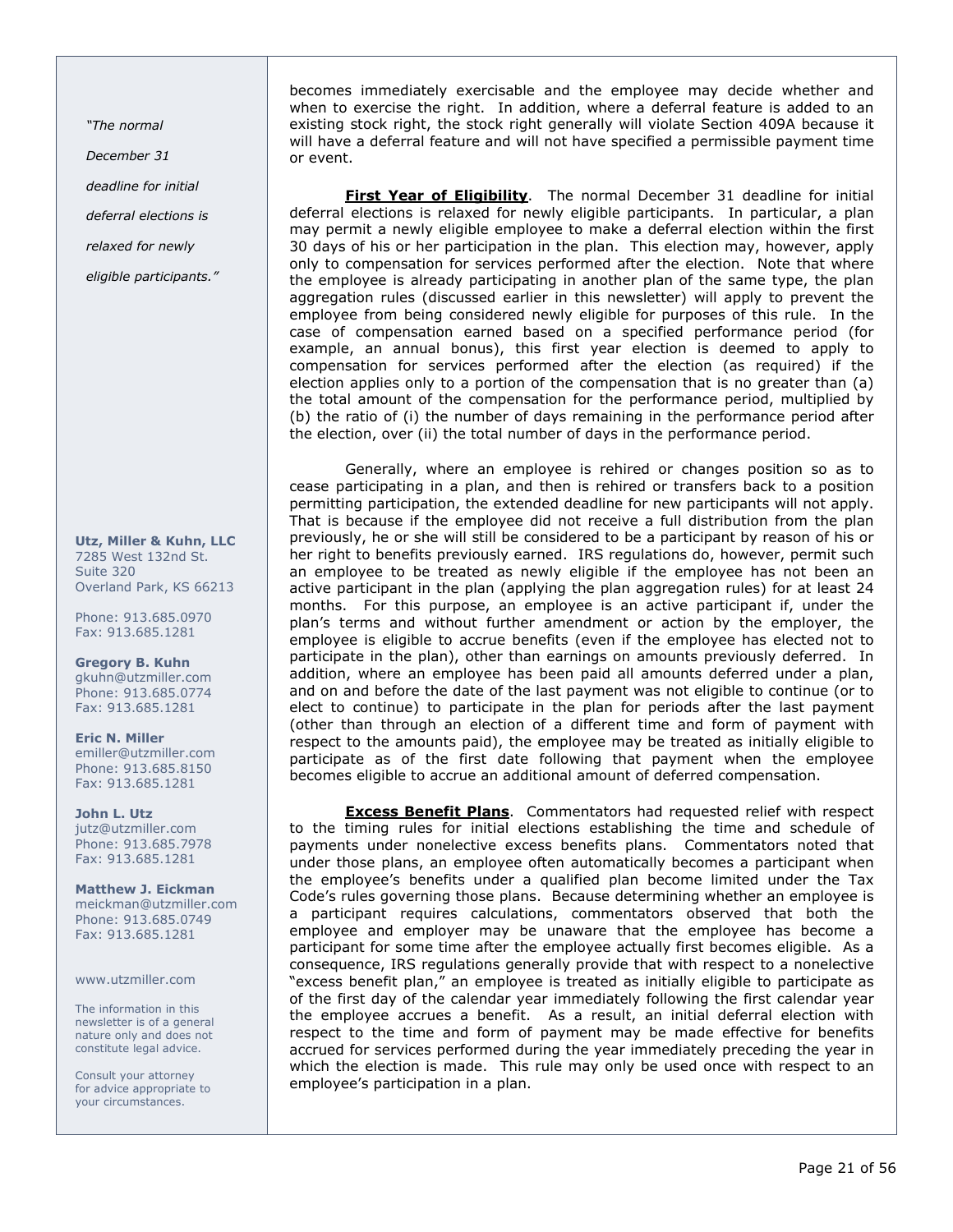becomes immediately exercisable and the employee may decide whether and when to exercise the right. In addition, where a deferral feature is added to an existing stock right, the stock right generally will violate Section 409A because it will have a deferral feature and will not have specified a permissible payment time or event.

*"The normal December 31 deadline for initial deferral elections is relaxed for newly eligible participants."*

**First Year of Eligibility**. The normal December 31 deadline for initial deferral elections is relaxed for newly eligible participants. In particular, a plan may permit a newly eligible employee to make a deferral election within the first 30 days of his or her participation in the plan. This election may, however, apply only to compensation for services performed after the election. Note that where the employee is already participating in another plan of the same type, the plan aggregation rules (discussed earlier in this newsletter) will apply to prevent the employee from being considered newly eligible for purposes of this rule. In the case of compensation earned based on a specified performance period (for example, an annual bonus), this first year election is deemed to apply to compensation for services performed after the election (as required) if the election applies only to a portion of the compensation that is no greater than (a) the total amount of the compensation for the performance period, multiplied by (b) the ratio of (i) the number of days remaining in the performance period after the election, over (ii) the total number of days in the performance period.

Generally, where an employee is rehired or changes position so as to cease participating in a plan, and then is rehired or transfers back to a position permitting participation, the extended deadline for new participants will not apply. That is because if the employee did not receive a full distribution from the plan previously, he or she will still be considered to be a participant by reason of his or her right to benefits previously earned. IRS regulations do, however, permit such an employee to be treated as newly eligible if the employee has not been an active participant in the plan (applying the plan aggregation rules) for at least 24 months. For this purpose, an employee is an active participant if, under the plan's terms and without further amendment or action by the employer, the employee is eligible to accrue benefits (even if the employee has elected not to participate in the plan), other than earnings on amounts previously deferred. In addition, where an employee has been paid all amounts deferred under a plan, and on and before the date of the last payment was not eligible to continue (or to elect to continue) to participate in the plan for periods after the last payment (other than through an election of a different time and form of payment with respect to the amounts paid), the employee may be treated as initially eligible to participate as of the first date following that payment when the employee becomes eligible to accrue an additional amount of deferred compensation.

**Excess Benefit Plans**. Commentators had requested relief with respect to the timing rules for initial elections establishing the time and schedule of payments under nonelective excess benefits plans. Commentators noted that under those plans, an employee often automatically becomes a participant when the employee's benefits under a qualified plan become limited under the Tax Code's rules governing those plans. Because determining whether an employee is a participant requires calculations, commentators observed that both the employee and employer may be unaware that the employee has become a participant for some time after the employee actually first becomes eligible. As a consequence, IRS regulations generally provide that with respect to a nonelective "excess benefit plan," an employee is treated as initially eligible to participate as of the first day of the calendar year immediately following the first calendar year the employee accrues a benefit. As a result, an initial deferral election with respect to the time and form of payment may be made effective for benefits accrued for services performed during the year immediately preceding the year in which the election is made. This rule may only be used once with respect to an employee's participation in a plan.

**Utz, Miller & Kuhn, LLC**
7285 West 132nd St.
Suite 320
Overland Park, KS 66213

Phone: 913.685.0970
Fax: 913.685.1281

**Gregory B. Kuhn**
gkuhn@utzmiller.com
Phone: 913.685.0774
Fax: 913.685.1281

**Eric N. Miller**
emiller@utzmiller.com
Phone: 913.685.8150
Fax: 913.685.1281

**John L. Utz**
jutz@utzmiller.com
Phone: 913.685.7978
Fax: 913.685.1281

**Matthew J. Eickman**
meickman@utzmiller.com
Phone: 913.685.0749
Fax: 913.685.1281

www.utzmiller.com

The information in this newsletter is of a general nature only and does not constitute legal advice.

Consult your attorney for advice appropriate to your circumstances.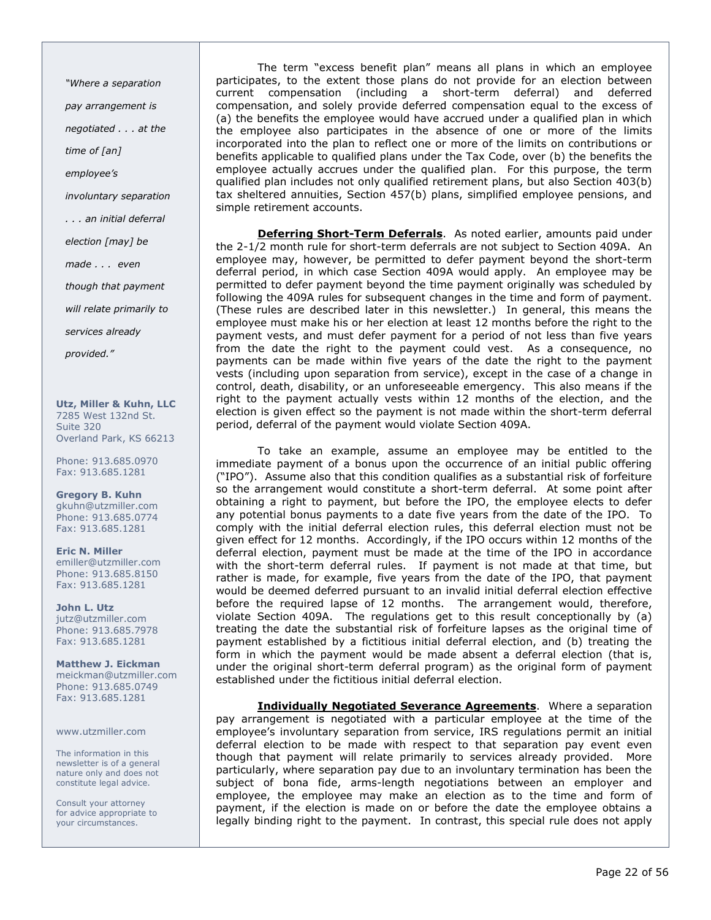The term "excess benefit plan" means all plans in which an employee participates, to the extent those plans do not provide for an election between current compensation (including a short-term deferral) and deferred compensation, and solely provide deferred compensation equal to the excess of (a) the benefits the employee would have accrued under a qualified plan in which the employee also participates in the absence of one or more of the limits incorporated into the plan to reflect one or more of the limits on contributions or benefits applicable to qualified plans under the Tax Code, over (b) the benefits the employee actually accrues under the qualified plan. For this purpose, the term qualified plan includes not only qualified retirement plans, but also Section 403(b) tax sheltered annuities, Section 457(b) plans, simplified employee pensions, and simple retirement accounts.

**Deferring Short-Term Deferrals**. As noted earlier, amounts paid under the 2-1/2 month rule for short-term deferrals are not subject to Section 409A. An employee may, however, be permitted to defer payment beyond the short-term deferral period, in which case Section 409A would apply. An employee may be permitted to defer payment beyond the time payment originally was scheduled by following the 409A rules for subsequent changes in the time and form of payment. (These rules are described later in this newsletter.) In general, this means the employee must make his or her election at least 12 months before the right to the payment vests, and must defer payment for a period of not less than five years from the date the right to the payment could vest. As a consequence, no payments can be made within five years of the date the right to the payment vests (including upon separation from service), except in the case of a change in control, death, disability, or an unforeseeable emergency. This also means if the right to the payment actually vests within 12 months of the election, and the election is given effect so the payment is not made within the short-term deferral period, deferral of the payment would violate Section 409A.

To take an example, assume an employee may be entitled to the immediate payment of a bonus upon the occurrence of an initial public offering ("IPO"). Assume also that this condition qualifies as a substantial risk of forfeiture so the arrangement would constitute a short-term deferral. At some point after obtaining a right to payment, but before the IPO, the employee elects to defer any potential bonus payments to a date five years from the date of the IPO. To comply with the initial deferral election rules, this deferral election must not be given effect for 12 months. Accordingly, if the IPO occurs within 12 months of the deferral election, payment must be made at the time of the IPO in accordance with the short-term deferral rules. If payment is not made at that time, but rather is made, for example, five years from the date of the IPO, that payment would be deemed deferred pursuant to an invalid initial deferral election effective before the required lapse of 12 months. The arrangement would, therefore, violate Section 409A. The regulations get to this result conceptionally by (a) treating the date the substantial risk of forfeiture lapses as the original time of payment established by a fictitious initial deferral election, and (b) treating the form in which the payment would be made absent a deferral election (that is, under the original short-term deferral program) as the original form of payment established under the fictitious initial deferral election.

**Individually Negotiated Severance Agreements**. Where a separation pay arrangement is negotiated with a particular employee at the time of the employee's involuntary separation from service, IRS regulations permit an initial deferral election to be made with respect to that separation pay event even though that payment will relate primarily to services already provided. More particularly, where separation pay due to an involuntary termination has been the subject of bona fide, arms-length negotiations between an employer and employee, the employee may make an election as to the time and form of payment, if the election is made on or before the date the employee obtains a legally binding right to the payment. In contrast, this special rule does not apply

*"Where a separation pay arrangement is negotiated . . . at the time of [an] employee's involuntary separation . . . an initial deferral election [may] be made . . . even though that payment will relate primarily to services already provided."*

**Utz, Miller & Kuhn, LLC**
7285 West 132nd St.
Suite 320
Overland Park, KS 66213

Phone: 913.685.0970
Fax: 913.685.1281

**Gregory B. Kuhn**
gkuhn@utzmiller.com
Phone: 913.685.0774
Fax: 913.685.1281

**Eric N. Miller**
emiller@utzmiller.com
Phone: 913.685.8150
Fax: 913.685.1281

**John L. Utz**
jutz@utzmiller.com
Phone: 913.685.7978
Fax: 913.685.1281

**Matthew J. Eickman**
meickman@utzmiller.com
Phone: 913.685.0749
Fax: 913.685.1281

www.utzmiller.com

The information in this newsletter is of a general nature only and does not constitute legal advice.

Consult your attorney for advice appropriate to your circumstances.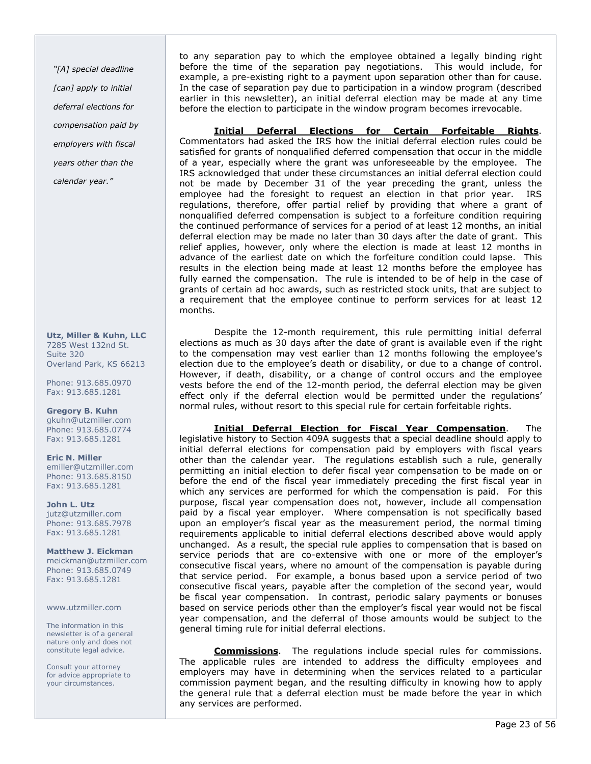to any separation pay to which the employee obtained a legally binding right before the time of the separation pay negotiations. This would include, for example, a pre-existing right to a payment upon separation other than for cause. In the case of separation pay due to participation in a window program (described earlier in this newsletter), an initial deferral election may be made at any time before the election to participate in the window program becomes irrevocable.

**Initial Deferral Elections for Certain Forfeitable Rights**. Commentators had asked the IRS how the initial deferral election rules could be satisfied for grants of nonqualified deferred compensation that occur in the middle of a year, especially where the grant was unforeseeable by the employee. The IRS acknowledged that under these circumstances an initial deferral election could not be made by December 31 of the year preceding the grant, unless the employee had the foresight to request an election in that prior year. IRS regulations, therefore, offer partial relief by providing that where a grant of nonqualified deferred compensation is subject to a forfeiture condition requiring the continued performance of services for a period of at least 12 months, an initial deferral election may be made no later than 30 days after the date of grant. This relief applies, however, only where the election is made at least 12 months in advance of the earliest date on which the forfeiture condition could lapse. This results in the election being made at least 12 months before the employee has fully earned the compensation. The rule is intended to be of help in the case of grants of certain ad hoc awards, such as restricted stock units, that are subject to a requirement that the employee continue to perform services for at least 12 months.

Despite the 12-month requirement, this rule permitting initial deferral elections as much as 30 days after the date of grant is available even if the right to the compensation may vest earlier than 12 months following the employee's election due to the employee's death or disability, or due to a change of control. However, if death, disability, or a change of control occurs and the employee vests before the end of the 12-month period, the deferral election may be given effect only if the deferral election would be permitted under the regulations' normal rules, without resort to this special rule for certain forfeitable rights.

*"[A] special deadline [can] apply to initial deferral elections for compensation paid by employers with fiscal years other than the calendar year."*

**Initial Deferral Election for Fiscal Year Compensation**. The legislative history to Section 409A suggests that a special deadline should apply to initial deferral elections for compensation paid by employers with fiscal years other than the calendar year. The regulations establish such a rule, generally permitting an initial election to defer fiscal year compensation to be made on or before the end of the fiscal year immediately preceding the first fiscal year in which any services are performed for which the compensation is paid. For this purpose, fiscal year compensation does not, however, include all compensation paid by a fiscal year employer. Where compensation is not specifically based upon an employer's fiscal year as the measurement period, the normal timing requirements applicable to initial deferral elections described above would apply unchanged. As a result, the special rule applies to compensation that is based on service periods that are co-extensive with one or more of the employer's consecutive fiscal years, where no amount of the compensation is payable during that service period. For example, a bonus based upon a service period of two consecutive fiscal years, payable after the completion of the second year, would be fiscal year compensation. In contrast, periodic salary payments or bonuses based on service periods other than the employer's fiscal year would not be fiscal year compensation, and the deferral of those amounts would be subject to the general timing rule for initial deferral elections.

**Commissions**. The regulations include special rules for commissions. The applicable rules are intended to address the difficulty employees and employers may have in determining when the services related to a particular commission payment began, and the resulting difficulty in knowing how to apply the general rule that a deferral election must be made before the year in which any services are performed.

**Utz, Miller & Kuhn, LLC**
7285 West 132nd St.
Suite 320
Overland Park, KS 66213

Phone: 913.685.0970
Fax: 913.685.1281

**Gregory B. Kuhn**
gkuhn@utzmiller.com
Phone: 913.685.0774
Fax: 913.685.1281

**Eric N. Miller**
emiller@utzmiller.com
Phone: 913.685.8150
Fax: 913.685.1281

**John L. Utz**
jutz@utzmiller.com
Phone: 913.685.7978
Fax: 913.685.1281

**Matthew J. Eickman**
meickman@utzmiller.com
Phone: 913.685.0749
Fax: 913.685.1281

www.utzmiller.com

The information in this newsletter is of a general nature only and does not constitute legal advice.

Consult your attorney for advice appropriate to your circumstances.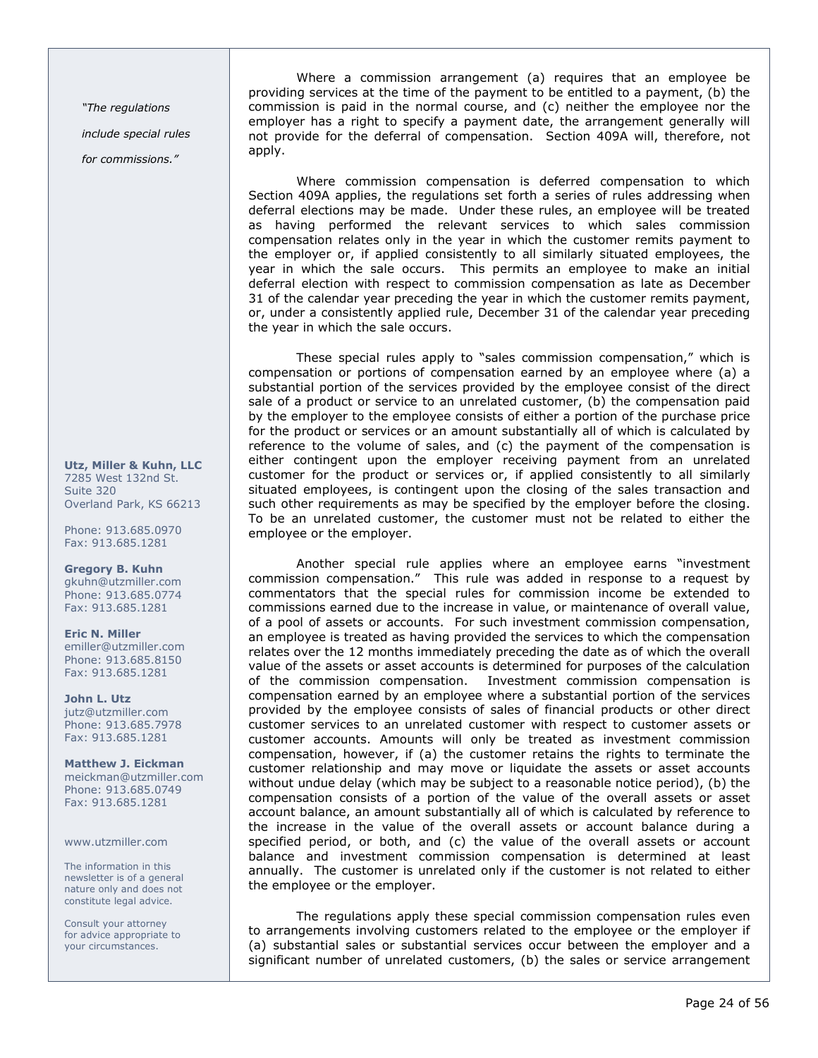*"The regulations include special rules for commissions."*

Where a commission arrangement (a) requires that an employee be providing services at the time of the payment to be entitled to a payment, (b) the commission is paid in the normal course, and (c) neither the employee nor the employer has a right to specify a payment date, the arrangement generally will not provide for the deferral of compensation. Section 409A will, therefore, not apply.

Where commission compensation is deferred compensation to which Section 409A applies, the regulations set forth a series of rules addressing when deferral elections may be made. Under these rules, an employee will be treated as having performed the relevant services to which sales commission compensation relates only in the year in which the customer remits payment to the employer or, if applied consistently to all similarly situated employees, the year in which the sale occurs. This permits an employee to make an initial deferral election with respect to commission compensation as late as December 31 of the calendar year preceding the year in which the customer remits payment, or, under a consistently applied rule, December 31 of the calendar year preceding the year in which the sale occurs.

These special rules apply to "sales commission compensation," which is compensation or portions of compensation earned by an employee where (a) a substantial portion of the services provided by the employee consist of the direct sale of a product or service to an unrelated customer, (b) the compensation paid by the employer to the employee consists of either a portion of the purchase price for the product or services or an amount substantially all of which is calculated by reference to the volume of sales, and (c) the payment of the compensation is either contingent upon the employer receiving payment from an unrelated customer for the product or services or, if applied consistently to all similarly situated employees, is contingent upon the closing of the sales transaction and such other requirements as may be specified by the employer before the closing. To be an unrelated customer, the customer must not be related to either the employee or the employer.

Another special rule applies where an employee earns "investment commission compensation." This rule was added in response to a request by commentators that the special rules for commission income be extended to commissions earned due to the increase in value, or maintenance of overall value, of a pool of assets or accounts. For such investment commission compensation, an employee is treated as having provided the services to which the compensation relates over the 12 months immediately preceding the date as of which the overall value of the assets or asset accounts is determined for purposes of the calculation of the commission compensation. Investment commission compensation is compensation earned by an employee where a substantial portion of the services provided by the employee consists of sales of financial products or other direct customer services to an unrelated customer with respect to customer assets or customer accounts. Amounts will only be treated as investment commission compensation, however, if (a) the customer retains the rights to terminate the customer relationship and may move or liquidate the assets or asset accounts without undue delay (which may be subject to a reasonable notice period), (b) the compensation consists of a portion of the value of the overall assets or asset account balance, an amount substantially all of which is calculated by reference to the increase in the value of the overall assets or account balance during a specified period, or both, and (c) the value of the overall assets or account balance and investment commission compensation is determined at least annually. The customer is unrelated only if the customer is not related to either the employee or the employer.

The regulations apply these special commission compensation rules even to arrangements involving customers related to the employee or the employer if (a) substantial sales or substantial services occur between the employer and a significant number of unrelated customers, (b) the sales or service arrangement

**Utz, Miller & Kuhn, LLC**
7285 West 132nd St.
Suite 320
Overland Park, KS 66213

Phone: 913.685.0970
Fax: 913.685.1281

**Gregory B. Kuhn**
gkuhn@utzmiller.com
Phone: 913.685.0774
Fax: 913.685.1281

**Eric N. Miller**
emiller@utzmiller.com
Phone: 913.685.8150
Fax: 913.685.1281

**John L. Utz**
jutz@utzmiller.com
Phone: 913.685.7978
Fax: 913.685.1281

**Matthew J. Eickman**
meickman@utzmiller.com
Phone: 913.685.0749
Fax: 913.685.1281

www.utzmiller.com

The information in this newsletter is of a general nature only and does not constitute legal advice.

Consult your attorney for advice appropriate to your circumstances.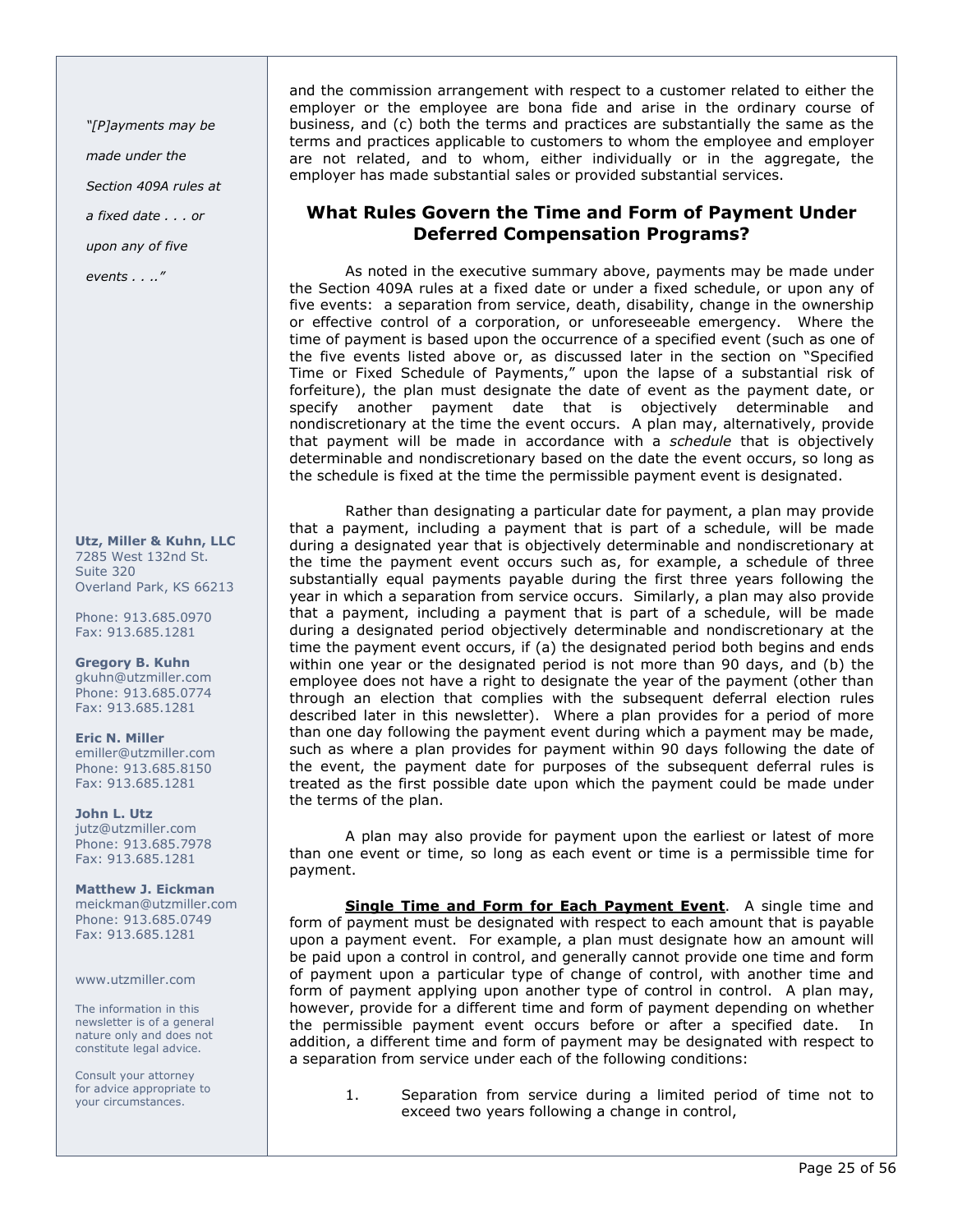and the commission arrangement with respect to a customer related to either the employer or the employee are bona fide and arise in the ordinary course of business, and (c) both the terms and practices are substantially the same as the terms and practices applicable to customers to whom the employee and employer are not related, and to whom, either individually or in the aggregate, the employer has made substantial sales or provided substantial services.

## What Rules Govern the Time and Form of Payment Under Deferred Compensation Programs?

*"[P]ayments may be made under the Section 409A rules at a fixed date . . . or upon any of five events . . .."*

As noted in the executive summary above, payments may be made under the Section 409A rules at a fixed date or under a fixed schedule, or upon any of five events: a separation from service, death, disability, change in the ownership or effective control of a corporation, or unforeseeable emergency. Where the time of payment is based upon the occurrence of a specified event (such as one of the five events listed above or, as discussed later in the section on "Specified Time or Fixed Schedule of Payments," upon the lapse of a substantial risk of forfeiture), the plan must designate the date of event as the payment date, or specify another payment date that is objectively determinable and nondiscretionary at the time the event occurs. A plan may, alternatively, provide that payment will be made in accordance with a *schedule* that is objectively determinable and nondiscretionary based on the date the event occurs, so long as the schedule is fixed at the time the permissible payment event is designated.

Rather than designating a particular date for payment, a plan may provide that a payment, including a payment that is part of a schedule, will be made during a designated year that is objectively determinable and nondiscretionary at the time the payment event occurs such as, for example, a schedule of three substantially equal payments payable during the first three years following the year in which a separation from service occurs. Similarly, a plan may also provide that a payment, including a payment that is part of a schedule, will be made during a designated period objectively determinable and nondiscretionary at the time the payment event occurs, if (a) the designated period both begins and ends within one year or the designated period is not more than 90 days, and (b) the employee does not have a right to designate the year of the payment (other than through an election that complies with the subsequent deferral election rules described later in this newsletter). Where a plan provides for a period of more than one day following the payment event during which a payment may be made, such as where a plan provides for payment within 90 days following the date of the event, the payment date for purposes of the subsequent deferral rules is treated as the first possible date upon which the payment could be made under the terms of the plan.

A plan may also provide for payment upon the earliest or latest of more than one event or time, so long as each event or time is a permissible time for payment.

**Single Time and Form for Each Payment Event**. A single time and form of payment must be designated with respect to each amount that is payable upon a payment event. For example, a plan must designate how an amount will be paid upon a control in control, and generally cannot provide one time and form of payment upon a particular type of change of control, with another time and form of payment applying upon another type of control in control. A plan may, however, provide for a different time and form of payment depending on whether the permissible payment event occurs before or after a specified date. In addition, a different time and form of payment may be designated with respect to a separation from service under each of the following conditions:

1. Separation from service during a limited period of time not to exceed two years following a change in control,

**Utz, Miller & Kuhn, LLC**
7285 West 132nd St.
Suite 320
Overland Park, KS 66213

Phone: 913.685.0970
Fax: 913.685.1281

**Gregory B. Kuhn**
gkuhn@utzmiller.com
Phone: 913.685.0774
Fax: 913.685.1281

**Eric N. Miller**
emiller@utzmiller.com
Phone: 913.685.8150
Fax: 913.685.1281

**John L. Utz**
jutz@utzmiller.com
Phone: 913.685.7978
Fax: 913.685.1281

**Matthew J. Eickman**
meickman@utzmiller.com
Phone: 913.685.0749
Fax: 913.685.1281

www.utzmiller.com

The information in this newsletter is of a general nature only and does not constitute legal advice.

Consult your attorney for advice appropriate to your circumstances.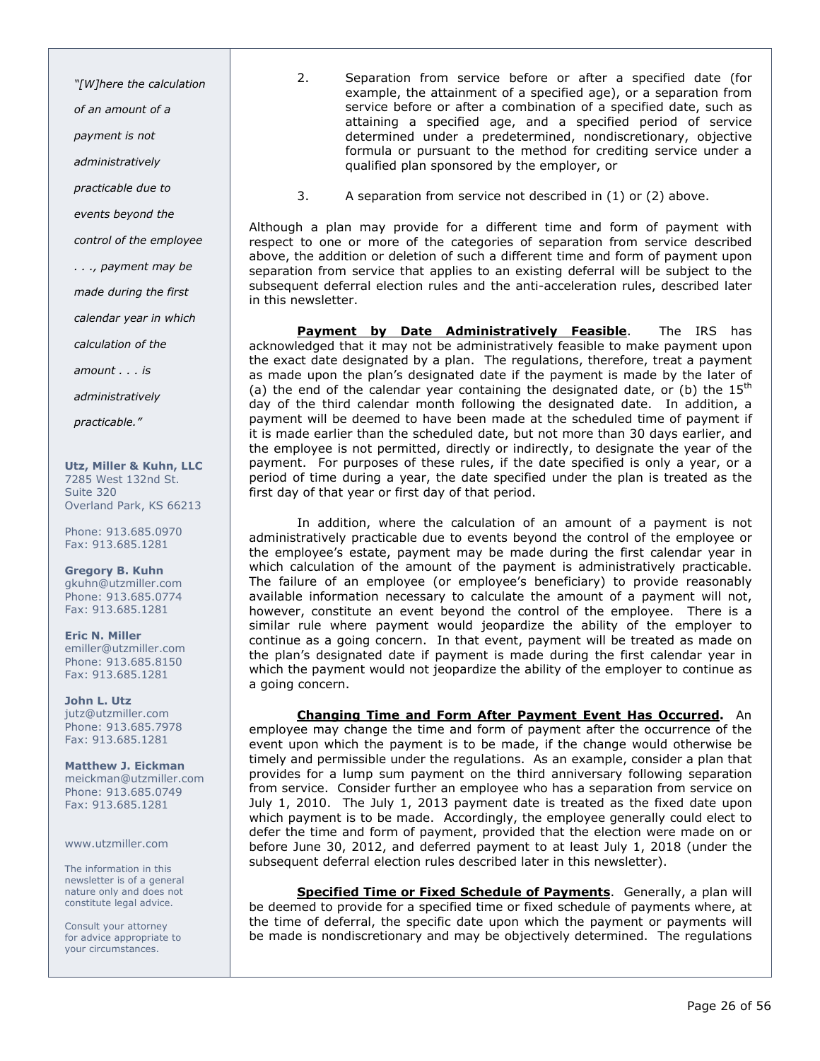*"[W]here the calculation of an amount of a payment is not administratively practicable due to events beyond the control of the employee . . ., payment may be made during the first calendar year in which calculation of the amount . . . is administratively practicable."*

**Utz, Miller & Kuhn, LLC**
7285 West 132nd St.
Suite 320
Overland Park, KS 66213

Phone: 913.685.0970
Fax: 913.685.1281

**Gregory B. Kuhn**
gkuhn@utzmiller.com
Phone: 913.685.0774
Fax: 913.685.1281

**Eric N. Miller**
emiller@utzmiller.com
Phone: 913.685.8150
Fax: 913.685.1281

**John L. Utz**
jutz@utzmiller.com
Phone: 913.685.7978
Fax: 913.685.1281

**Matthew J. Eickman**
meickman@utzmiller.com
Phone: 913.685.0749
Fax: 913.685.1281

www.utzmiller.com

The information in this newsletter is of a general nature only and does not constitute legal advice.

Consult your attorney for advice appropriate to your circumstances.

2. Separation from service before or after a specified date (for example, the attainment of a specified age), or a separation from service before or after a combination of a specified date, such as attaining a specified age, and a specified period of service determined under a predetermined, nondiscretionary, objective formula or pursuant to the method for crediting service under a qualified plan sponsored by the employer, or

3. A separation from service not described in (1) or (2) above.

Although a plan may provide for a different time and form of payment with respect to one or more of the categories of separation from service described above, the addition or deletion of such a different time and form of payment upon separation from service that applies to an existing deferral will be subject to the subsequent deferral election rules and the anti-acceleration rules, described later in this newsletter.

**Payment by Date Administratively Feasible**. The IRS has acknowledged that it may not be administratively feasible to make payment upon the exact date designated by a plan. The regulations, therefore, treat a payment as made upon the plan's designated date if the payment is made by the later of (a) the end of the calendar year containing the designated date, or (b) the 15th day of the third calendar month following the designated date. In addition, a payment will be deemed to have been made at the scheduled time of payment if it is made earlier than the scheduled date, but not more than 30 days earlier, and the employee is not permitted, directly or indirectly, to designate the year of the payment. For purposes of these rules, if the date specified is only a year, or a period of time during a year, the date specified under the plan is treated as the first day of that year or first day of that period.

In addition, where the calculation of an amount of a payment is not administratively practicable due to events beyond the control of the employee or the employee's estate, payment may be made during the first calendar year in which calculation of the amount of the payment is administratively practicable. The failure of an employee (or employee's beneficiary) to provide reasonably available information necessary to calculate the amount of a payment will not, however, constitute an event beyond the control of the employee. There is a similar rule where payment would jeopardize the ability of the employer to continue as a going concern. In that event, payment will be treated as made on the plan's designated date if payment is made during the first calendar year in which the payment would not jeopardize the ability of the employer to continue as a going concern.

**Changing Time and Form After Payment Event Has Occurred.** An employee may change the time and form of payment after the occurrence of the event upon which the payment is to be made, if the change would otherwise be timely and permissible under the regulations. As an example, consider a plan that provides for a lump sum payment on the third anniversary following separation from service. Consider further an employee who has a separation from service on July 1, 2010. The July 1, 2013 payment date is treated as the fixed date upon which payment is to be made. Accordingly, the employee generally could elect to defer the time and form of payment, provided that the election were made on or before June 30, 2012, and deferred payment to at least July 1, 2018 (under the subsequent deferral election rules described later in this newsletter).

**Specified Time or Fixed Schedule of Payments**. Generally, a plan will be deemed to provide for a specified time or fixed schedule of payments where, at the time of deferral, the specific date upon which the payment or payments will be made is nondiscretionary and may be objectively determined. The regulations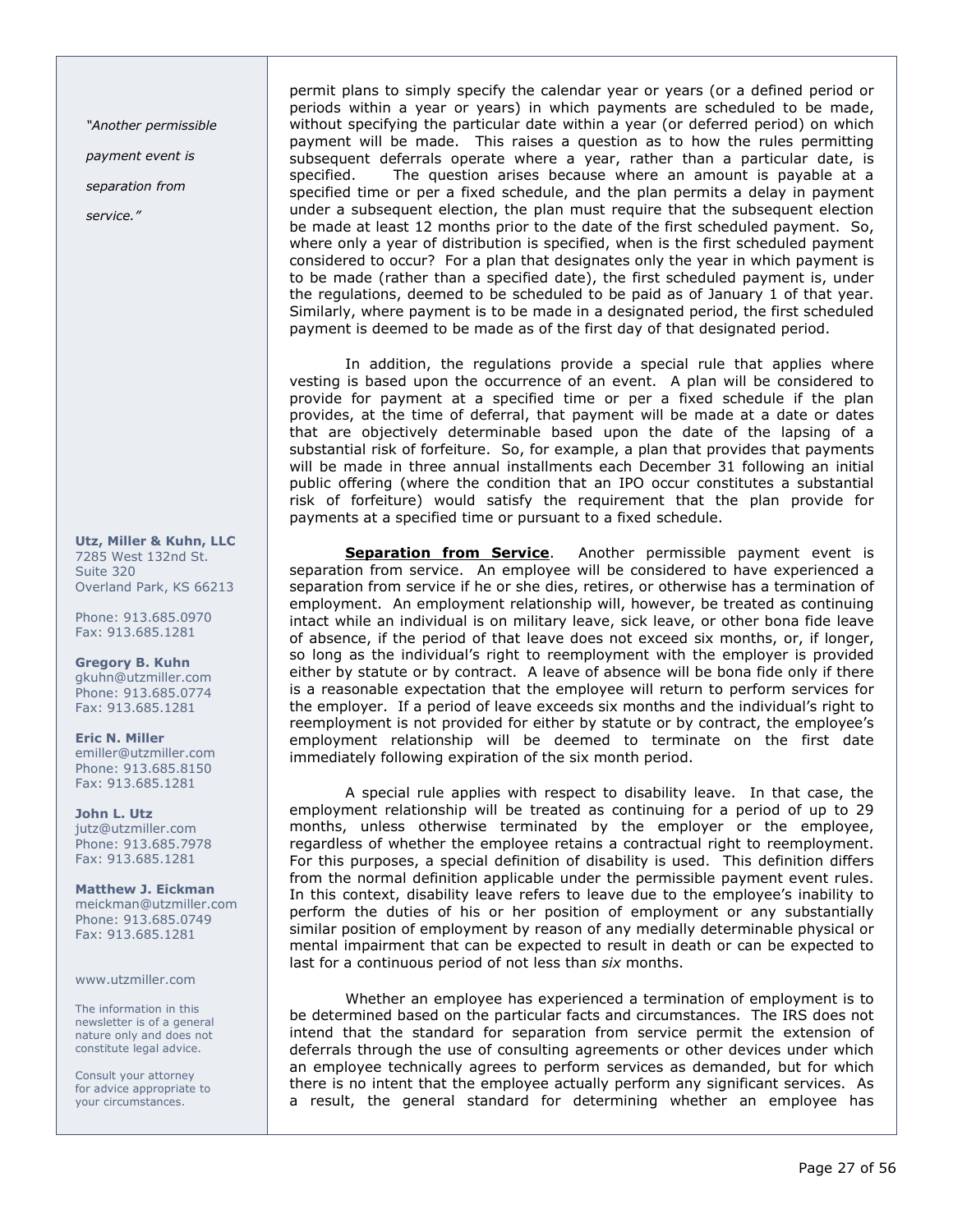*"Another permissible payment event is separation from service."*

permit plans to simply specify the calendar year or years (or a defined period or periods within a year or years) in which payments are scheduled to be made, without specifying the particular date within a year (or deferred period) on which payment will be made. This raises a question as to how the rules permitting subsequent deferrals operate where a year, rather than a particular date, is specified. The question arises because where an amount is payable at a specified time or per a fixed schedule, and the plan permits a delay in payment under a subsequent election, the plan must require that the subsequent election be made at least 12 months prior to the date of the first scheduled payment. So, where only a year of distribution is specified, when is the first scheduled payment considered to occur? For a plan that designates only the year in which payment is to be made (rather than a specified date), the first scheduled payment is, under the regulations, deemed to be scheduled to be paid as of January 1 of that year. Similarly, where payment is to be made in a designated period, the first scheduled payment is deemed to be made as of the first day of that designated period.

In addition, the regulations provide a special rule that applies where vesting is based upon the occurrence of an event. A plan will be considered to provide for payment at a specified time or per a fixed schedule if the plan provides, at the time of deferral, that payment will be made at a date or dates that are objectively determinable based upon the date of the lapsing of a substantial risk of forfeiture. So, for example, a plan that provides that payments will be made in three annual installments each December 31 following an initial public offering (where the condition that an IPO occur constitutes a substantial risk of forfeiture) would satisfy the requirement that the plan provide for payments at a specified time or pursuant to a fixed schedule.

**Separation from Service**. Another permissible payment event is separation from service. An employee will be considered to have experienced a separation from service if he or she dies, retires, or otherwise has a termination of employment. An employment relationship will, however, be treated as continuing intact while an individual is on military leave, sick leave, or other bona fide leave of absence, if the period of that leave does not exceed six months, or, if longer, so long as the individual's right to reemployment with the employer is provided either by statute or by contract. A leave of absence will be bona fide only if there is a reasonable expectation that the employee will return to perform services for the employer. If a period of leave exceeds six months and the individual's right to reemployment is not provided for either by statute or by contract, the employee's employment relationship will be deemed to terminate on the first date immediately following expiration of the six month period.

A special rule applies with respect to disability leave. In that case, the employment relationship will be treated as continuing for a period of up to 29 months, unless otherwise terminated by the employer or the employee, regardless of whether the employee retains a contractual right to reemployment. For this purposes, a special definition of disability is used. This definition differs from the normal definition applicable under the permissible payment event rules. In this context, disability leave refers to leave due to the employee's inability to perform the duties of his or her position of employment or any substantially similar position of employment by reason of any medially determinable physical or mental impairment that can be expected to result in death or can be expected to last for a continuous period of not less than *six* months.

Whether an employee has experienced a termination of employment is to be determined based on the particular facts and circumstances. The IRS does not intend that the standard for separation from service permit the extension of deferrals through the use of consulting agreements or other devices under which an employee technically agrees to perform services as demanded, but for which there is no intent that the employee actually perform any significant services. As a result, the general standard for determining whether an employee has

**Utz, Miller & Kuhn, LLC**
7285 West 132nd St.
Suite 320
Overland Park, KS 66213

Phone: 913.685.0970
Fax: 913.685.1281

**Gregory B. Kuhn**
gkuhn@utzmiller.com
Phone: 913.685.0774
Fax: 913.685.1281

**Eric N. Miller**
emiller@utzmiller.com
Phone: 913.685.8150
Fax: 913.685.1281

**John L. Utz**
jutz@utzmiller.com
Phone: 913.685.7978
Fax: 913.685.1281

**Matthew J. Eickman**
meickman@utzmiller.com
Phone: 913.685.0749
Fax: 913.685.1281

www.utzmiller.com

The information in this newsletter is of a general nature only and does not constitute legal advice.

Consult your attorney for advice appropriate to your circumstances.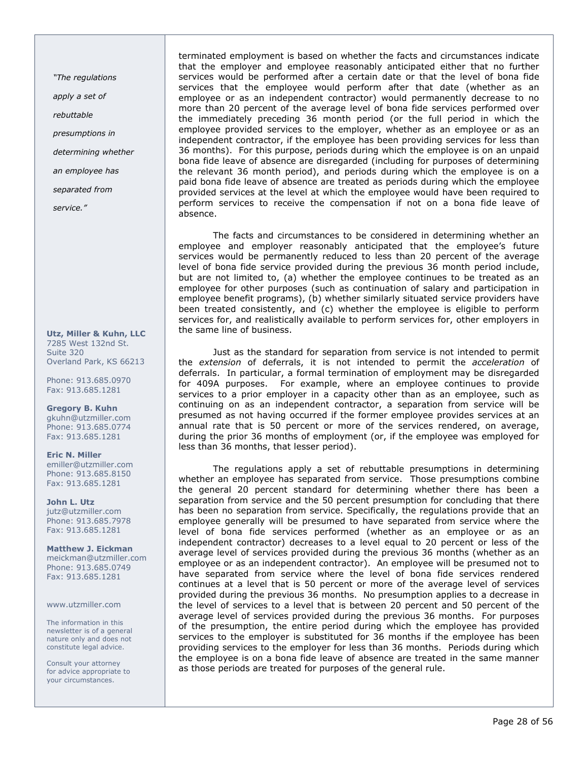terminated employment is based on whether the facts and circumstances indicate that the employer and employee reasonably anticipated either that no further services would be performed after a certain date or that the level of bona fide services that the employee would perform after that date (whether as an employee or as an independent contractor) would permanently decrease to no more than 20 percent of the average level of bona fide services performed over the immediately preceding 36 month period (or the full period in which the employee provided services to the employer, whether as an employee or as an independent contractor, if the employee has been providing services for less than 36 months). For this purpose, periods during which the employee is on an unpaid bona fide leave of absence are disregarded (including for purposes of determining the relevant 36 month period), and periods during which the employee is on a paid bona fide leave of absence are treated as periods during which the employee provided services at the level at which the employee would have been required to perform services to receive the compensation if not on a bona fide leave of absence.

The facts and circumstances to be considered in determining whether an employee and employer reasonably anticipated that the employee's future services would be permanently reduced to less than 20 percent of the average level of bona fide service provided during the previous 36 month period include, but are not limited to, (a) whether the employee continues to be treated as an employee for other purposes (such as continuation of salary and participation in employee benefit programs), (b) whether similarly situated service providers have been treated consistently, and (c) whether the employee is eligible to perform services for, and realistically available to perform services for, other employers in the same line of business.

Just as the standard for separation from service is not intended to permit the *extension* of deferrals, it is not intended to permit the *acceleration* of deferrals. In particular, a formal termination of employment may be disregarded for 409A purposes. For example, where an employee continues to provide services to a prior employer in a capacity other than as an employee, such as continuing on as an independent contractor, a separation from service will be presumed as not having occurred if the former employee provides services at an annual rate that is 50 percent or more of the services rendered, on average, during the prior 36 months of employment (or, if the employee was employed for less than 36 months, that lesser period).

The regulations apply a set of rebuttable presumptions in determining whether an employee has separated from service. Those presumptions combine the general 20 percent standard for determining whether there has been a separation from service and the 50 percent presumption for concluding that there has been no separation from service. Specifically, the regulations provide that an employee generally will be presumed to have separated from service where the level of bona fide services performed (whether as an employee or as an independent contractor) decreases to a level equal to 20 percent or less of the average level of services provided during the previous 36 months (whether as an employee or as an independent contractor). An employee will be presumed not to have separated from service where the level of bona fide services rendered continues at a level that is 50 percent or more of the average level of services provided during the previous 36 months. No presumption applies to a decrease in the level of services to a level that is between 20 percent and 50 percent of the average level of services provided during the previous 36 months. For purposes of the presumption, the entire period during which the employee has provided services to the employer is substituted for 36 months if the employee has been providing services to the employer for less than 36 months. Periods during which the employee is on a bona fide leave of absence are treated in the same manner as those periods are treated for purposes of the general rule.

*"The regulations apply a set of rebuttable presumptions in determining whether an employee has separated from service."*

**Utz, Miller & Kuhn, LLC**
7285 West 132nd St.
Suite 320
Overland Park, KS 66213

Phone: 913.685.0970
Fax: 913.685.1281

**Gregory B. Kuhn**
gkuhn@utzmiller.com
Phone: 913.685.0774
Fax: 913.685.1281

**Eric N. Miller**
emiller@utzmiller.com
Phone: 913.685.8150
Fax: 913.685.1281

**John L. Utz**
jutz@utzmiller.com
Phone: 913.685.7978
Fax: 913.685.1281

**Matthew J. Eickman**
meickman@utzmiller.com
Phone: 913.685.0749
Fax: 913.685.1281

www.utzmiller.com

The information in this newsletter is of a general nature only and does not constitute legal advice.

Consult your attorney for advice appropriate to your circumstances.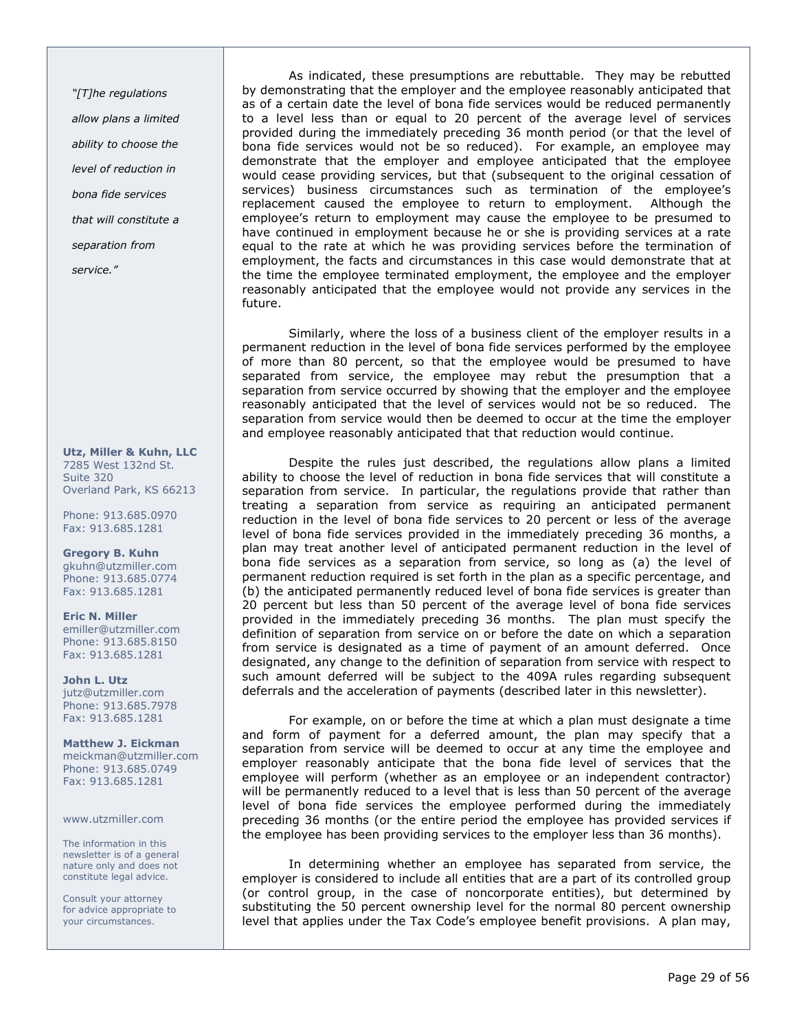*"[T]he regulations allow plans a limited ability to choose the level of reduction in bona fide services that will constitute a separation from service."*

**Utz, Miller & Kuhn, LLC**
7285 West 132nd St.
Suite 320
Overland Park, KS 66213

Phone: 913.685.0970
Fax: 913.685.1281

**Gregory B. Kuhn**
gkuhn@utzmiller.com
Phone: 913.685.0774
Fax: 913.685.1281

**Eric N. Miller**
emiller@utzmiller.com
Phone: 913.685.8150
Fax: 913.685.1281

**John L. Utz**
jutz@utzmiller.com
Phone: 913.685.7978
Fax: 913.685.1281

**Matthew J. Eickman**
meickman@utzmiller.com
Phone: 913.685.0749
Fax: 913.685.1281

www.utzmiller.com

The information in this newsletter is of a general nature only and does not constitute legal advice.

Consult your attorney for advice appropriate to your circumstances.

As indicated, these presumptions are rebuttable. They may be rebutted by demonstrating that the employer and the employee reasonably anticipated that as of a certain date the level of bona fide services would be reduced permanently to a level less than or equal to 20 percent of the average level of services provided during the immediately preceding 36 month period (or that the level of bona fide services would not be so reduced). For example, an employee may demonstrate that the employer and employee anticipated that the employee would cease providing services, but that (subsequent to the original cessation of services) business circumstances such as termination of the employee's replacement caused the employee to return to employment. Although the employee's return to employment may cause the employee to be presumed to have continued in employment because he or she is providing services at a rate equal to the rate at which he was providing services before the termination of employment, the facts and circumstances in this case would demonstrate that at the time the employee terminated employment, the employee and the employer reasonably anticipated that the employee would not provide any services in the future.

Similarly, where the loss of a business client of the employer results in a permanent reduction in the level of bona fide services performed by the employee of more than 80 percent, so that the employee would be presumed to have separated from service, the employee may rebut the presumption that a separation from service occurred by showing that the employer and the employee reasonably anticipated that the level of services would not be so reduced. The separation from service would then be deemed to occur at the time the employer and employee reasonably anticipated that that reduction would continue.

Despite the rules just described, the regulations allow plans a limited ability to choose the level of reduction in bona fide services that will constitute a separation from service. In particular, the regulations provide that rather than treating a separation from service as requiring an anticipated permanent reduction in the level of bona fide services to 20 percent or less of the average level of bona fide services provided in the immediately preceding 36 months, a plan may treat another level of anticipated permanent reduction in the level of bona fide services as a separation from service, so long as (a) the level of permanent reduction required is set forth in the plan as a specific percentage, and (b) the anticipated permanently reduced level of bona fide services is greater than 20 percent but less than 50 percent of the average level of bona fide services provided in the immediately preceding 36 months. The plan must specify the definition of separation from service on or before the date on which a separation from service is designated as a time of payment of an amount deferred. Once designated, any change to the definition of separation from service with respect to such amount deferred will be subject to the 409A rules regarding subsequent deferrals and the acceleration of payments (described later in this newsletter).

For example, on or before the time at which a plan must designate a time and form of payment for a deferred amount, the plan may specify that a separation from service will be deemed to occur at any time the employee and employer reasonably anticipate that the bona fide level of services that the employee will perform (whether as an employee or an independent contractor) will be permanently reduced to a level that is less than 50 percent of the average level of bona fide services the employee performed during the immediately preceding 36 months (or the entire period the employee has provided services if the employee has been providing services to the employer less than 36 months).

In determining whether an employee has separated from service, the employer is considered to include all entities that are a part of its controlled group (or control group, in the case of noncorporate entities), but determined by substituting the 50 percent ownership level for the normal 80 percent ownership level that applies under the Tax Code's employee benefit provisions. A plan may,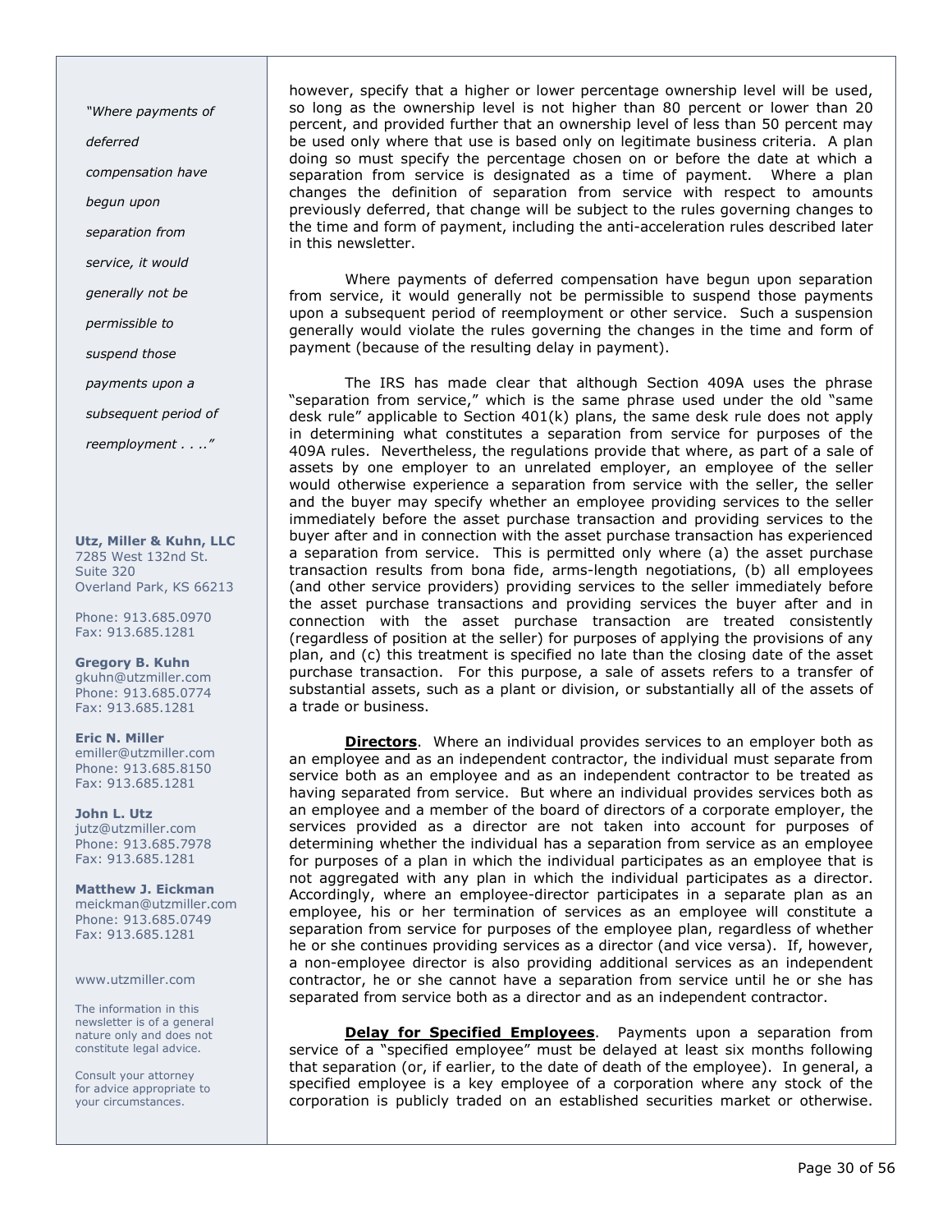*"Where payments of deferred compensation have begun upon separation from service, it would generally not be permissible to suspend those payments upon a subsequent period of reemployment . . .."*

**Utz, Miller & Kuhn, LLC**
7285 West 132nd St.
Suite 320
Overland Park, KS 66213

Phone: 913.685.0970
Fax: 913.685.1281

**Gregory B. Kuhn**
gkuhn@utzmiller.com
Phone: 913.685.0774
Fax: 913.685.1281

**Eric N. Miller**
emiller@utzmiller.com
Phone: 913.685.8150
Fax: 913.685.1281

**John L. Utz**
jutz@utzmiller.com
Phone: 913.685.7978
Fax: 913.685.1281

**Matthew J. Eickman**
meickman@utzmiller.com
Phone: 913.685.0749
Fax: 913.685.1281

www.utzmiller.com

The information in this newsletter is of a general nature only and does not constitute legal advice.

Consult your attorney for advice appropriate to your circumstances.

however, specify that a higher or lower percentage ownership level will be used, so long as the ownership level is not higher than 80 percent or lower than 20 percent, and provided further that an ownership level of less than 50 percent may be used only where that use is based only on legitimate business criteria. A plan doing so must specify the percentage chosen on or before the date at which a separation from service is designated as a time of payment. Where a plan changes the definition of separation from service with respect to amounts previously deferred, that change will be subject to the rules governing changes to the time and form of payment, including the anti-acceleration rules described later in this newsletter.

Where payments of deferred compensation have begun upon separation from service, it would generally not be permissible to suspend those payments upon a subsequent period of reemployment or other service. Such a suspension generally would violate the rules governing the changes in the time and form of payment (because of the resulting delay in payment).

The IRS has made clear that although Section 409A uses the phrase "separation from service," which is the same phrase used under the old "same desk rule" applicable to Section 401(k) plans, the same desk rule does not apply in determining what constitutes a separation from service for purposes of the 409A rules. Nevertheless, the regulations provide that where, as part of a sale of assets by one employer to an unrelated employer, an employee of the seller would otherwise experience a separation from service with the seller, the seller and the buyer may specify whether an employee providing services to the seller immediately before the asset purchase transaction and providing services to the buyer after and in connection with the asset purchase transaction has experienced a separation from service. This is permitted only where (a) the asset purchase transaction results from bona fide, arms-length negotiations, (b) all employees (and other service providers) providing services to the seller immediately before the asset purchase transactions and providing services the buyer after and in connection with the asset purchase transaction are treated consistently (regardless of position at the seller) for purposes of applying the provisions of any plan, and (c) this treatment is specified no late than the closing date of the asset purchase transaction. For this purpose, a sale of assets refers to a transfer of substantial assets, such as a plant or division, or substantially all of the assets of a trade or business.

**Directors**. Where an individual provides services to an employer both as an employee and as an independent contractor, the individual must separate from service both as an employee and as an independent contractor to be treated as having separated from service. But where an individual provides services both as an employee and a member of the board of directors of a corporate employer, the services provided as a director are not taken into account for purposes of determining whether the individual has a separation from service as an employee for purposes of a plan in which the individual participates as an employee that is not aggregated with any plan in which the individual participates as a director. Accordingly, where an employee-director participates in a separate plan as an employee, his or her termination of services as an employee will constitute a separation from service for purposes of the employee plan, regardless of whether he or she continues providing services as a director (and vice versa). If, however, a non-employee director is also providing additional services as an independent contractor, he or she cannot have a separation from service until he or she has separated from service both as a director and as an independent contractor.

**Delay for Specified Employees**. Payments upon a separation from service of a "specified employee" must be delayed at least six months following that separation (or, if earlier, to the date of death of the employee). In general, a specified employee is a key employee of a corporation where any stock of the corporation is publicly traded on an established securities market or otherwise.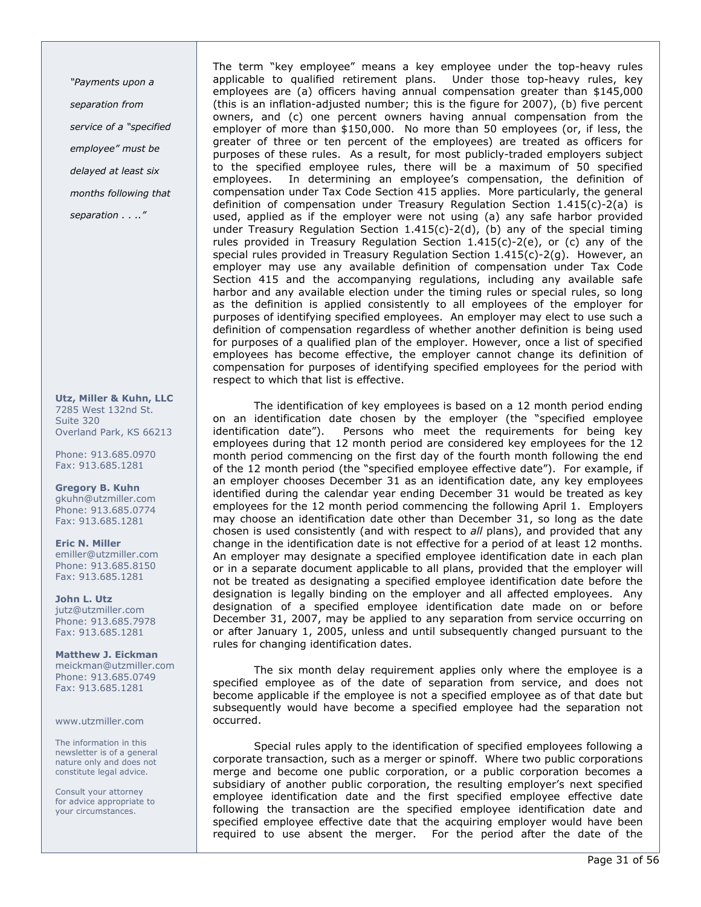*"Payments upon a separation from service of a "specified employee" must be delayed at least six months following that separation . . .."*

The term "key employee" means a key employee under the top-heavy rules applicable to qualified retirement plans. Under those top-heavy rules, key employees are (a) officers having annual compensation greater than $145,000 (this is an inflation-adjusted number; this is the figure for 2007), (b) five percent owners, and (c) one percent owners having annual compensation from the employer of more than $150,000. No more than 50 employees (or, if less, the greater of three or ten percent of the employees) are treated as officers for purposes of these rules. As a result, for most publicly-traded employers subject to the specified employee rules, there will be a maximum of 50 specified employees. In determining an employee's compensation, the definition of compensation under Tax Code Section 415 applies. More particularly, the general definition of compensation under Treasury Regulation Section 1.415(c)-2(a) is used, applied as if the employer were not using (a) any safe harbor provided under Treasury Regulation Section 1.415(c)-2(d), (b) any of the special timing rules provided in Treasury Regulation Section 1.415(c)-2(e), or (c) any of the special rules provided in Treasury Regulation Section 1.415(c)-2(g). However, an employer may use any available definition of compensation under Tax Code Section 415 and the accompanying regulations, including any available safe harbor and any available election under the timing rules or special rules, so long as the definition is applied consistently to all employees of the employer for purposes of identifying specified employees. An employer may elect to use such a definition of compensation regardless of whether another definition is being used for purposes of a qualified plan of the employer. However, once a list of specified employees has become effective, the employer cannot change its definition of compensation for purposes of identifying specified employees for the period with respect to which that list is effective.

The identification of key employees is based on a 12 month period ending on an identification date chosen by the employer (the "specified employee identification date"). Persons who meet the requirements for being key employees during that 12 month period are considered key employees for the 12 month period commencing on the first day of the fourth month following the end of the 12 month period (the "specified employee effective date"). For example, if an employer chooses December 31 as an identification date, any key employees identified during the calendar year ending December 31 would be treated as key employees for the 12 month period commencing the following April 1. Employers may choose an identification date other than December 31, so long as the date chosen is used consistently (and with respect to *all* plans), and provided that any change in the identification date is not effective for a period of at least 12 months. An employer may designate a specified employee identification date in each plan or in a separate document applicable to all plans, provided that the employer will not be treated as designating a specified employee identification date before the designation is legally binding on the employer and all affected employees. Any designation of a specified employee identification date made on or before December 31, 2007, may be applied to any separation from service occurring on or after January 1, 2005, unless and until subsequently changed pursuant to the rules for changing identification dates.

The six month delay requirement applies only where the employee is a specified employee as of the date of separation from service, and does not become applicable if the employee is not a specified employee as of that date but subsequently would have become a specified employee had the separation not occurred.

Special rules apply to the identification of specified employees following a corporate transaction, such as a merger or spinoff. Where two public corporations merge and become one public corporation, or a public corporation becomes a subsidiary of another public corporation, the resulting employer's next specified employee identification date and the first specified employee effective date following the transaction are the specified employee identification date and specified employee effective date that the acquiring employer would have been required to use absent the merger. For the period after the date of the

**Utz, Miller & Kuhn, LLC**
7285 West 132nd St.
Suite 320
Overland Park, KS 66213

Phone: 913.685.0970
Fax: 913.685.1281

**Gregory B. Kuhn**
gkuhn@utzmiller.com
Phone: 913.685.0774
Fax: 913.685.1281

**Eric N. Miller**
emiller@utzmiller.com
Phone: 913.685.8150
Fax: 913.685.1281

**John L. Utz**
jutz@utzmiller.com
Phone: 913.685.7978
Fax: 913.685.1281

**Matthew J. Eickman**
meickman@utzmiller.com
Phone: 913.685.0749
Fax: 913.685.1281

www.utzmiller.com

The information in this newsletter is of a general nature only and does not constitute legal advice.

Consult your attorney for advice appropriate to your circumstances.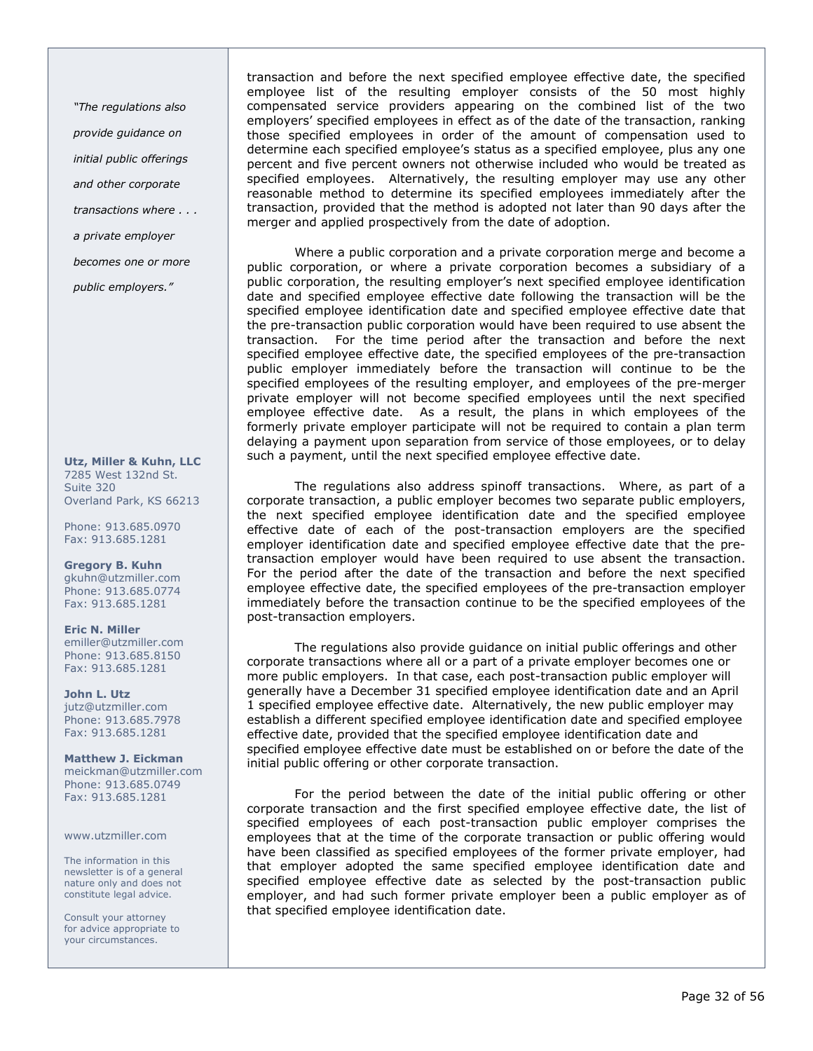transaction and before the next specified employee effective date, the specified employee list of the resulting employer consists of the 50 most highly compensated service providers appearing on the combined list of the two employers' specified employees in effect as of the date of the transaction, ranking those specified employees in order of the amount of compensation used to determine each specified employee's status as a specified employee, plus any one percent and five percent owners not otherwise included who would be treated as specified employees. Alternatively, the resulting employer may use any other reasonable method to determine its specified employees immediately after the transaction, provided that the method is adopted not later than 90 days after the merger and applied prospectively from the date of adoption.

Where a public corporation and a private corporation merge and become a public corporation, or where a private corporation becomes a subsidiary of a public corporation, the resulting employer's next specified employee identification date and specified employee effective date following the transaction will be the specified employee identification date and specified employee effective date that the pre-transaction public corporation would have been required to use absent the transaction. For the time period after the transaction and before the next specified employee effective date, the specified employees of the pre-transaction public employer immediately before the transaction will continue to be the specified employees of the resulting employer, and employees of the pre-merger private employer will not become specified employees until the next specified employee effective date. As a result, the plans in which employees of the formerly private employer participate will not be required to contain a plan term delaying a payment upon separation from service of those employees, or to delay such a payment, until the next specified employee effective date.

The regulations also address spinoff transactions. Where, as part of a corporate transaction, a public employer becomes two separate public employers, the next specified employee identification date and the specified employee effective date of each of the post-transaction employers are the specified employer identification date and specified employee effective date that the pre-transaction employer would have been required to use absent the transaction. For the period after the date of the transaction and before the next specified employee effective date, the specified employees of the pre-transaction employer immediately before the transaction continue to be the specified employees of the post-transaction employers.

The regulations also provide guidance on initial public offerings and other corporate transactions where all or a part of a private employer becomes one or more public employers. In that case, each post-transaction public employer will generally have a December 31 specified employee identification date and an April 1 specified employee effective date. Alternatively, the new public employer may establish a different specified employee identification date and specified employee effective date, provided that the specified employee identification date and specified employee effective date must be established on or before the date of the initial public offering or other corporate transaction.

For the period between the date of the initial public offering or other corporate transaction and the first specified employee effective date, the list of specified employees of each post-transaction public employer comprises the employees that at the time of the corporate transaction or public offering would have been classified as specified employees of the former private employer, had that employer adopted the same specified employee identification date and specified employee effective date as selected by the post-transaction public employer, and had such former private employer been a public employer as of that specified employee identification date.

*"The regulations also provide guidance on initial public offerings and other corporate transactions where . . . a private employer becomes one or more public employers."*

**Utz, Miller & Kuhn, LLC**
7285 West 132nd St.
Suite 320
Overland Park, KS 66213

Phone: 913.685.0970
Fax: 913.685.1281

**Gregory B. Kuhn**
gkuhn@utzmiller.com
Phone: 913.685.0774
Fax: 913.685.1281

**Eric N. Miller**
emiller@utzmiller.com
Phone: 913.685.8150
Fax: 913.685.1281

**John L. Utz**
jutz@utzmiller.com
Phone: 913.685.7978
Fax: 913.685.1281

**Matthew J. Eickman**
meickman@utzmiller.com
Phone: 913.685.0749
Fax: 913.685.1281

www.utzmiller.com

The information in this newsletter is of a general nature only and does not constitute legal advice.

Consult your attorney for advice appropriate to your circumstances.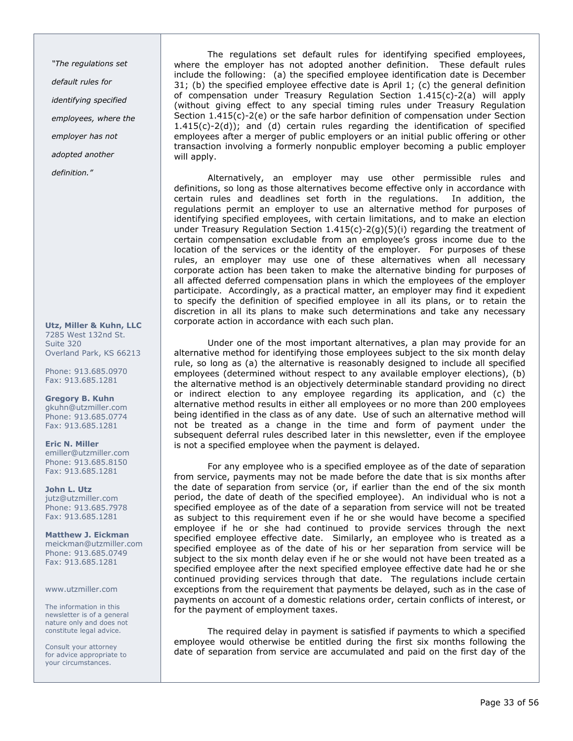*"The regulations set default rules for identifying specified employees, where the employer has not adopted another definition."*

The regulations set default rules for identifying specified employees, where the employer has not adopted another definition. These default rules include the following: (a) the specified employee identification date is December 31; (b) the specified employee effective date is April 1; (c) the general definition of compensation under Treasury Regulation Section 1.415(c)-2(a) will apply (without giving effect to any special timing rules under Treasury Regulation Section 1.415(c)-2(e) or the safe harbor definition of compensation under Section 1.415(c)-2(d)); and (d) certain rules regarding the identification of specified employees after a merger of public employers or an initial public offering or other transaction involving a formerly nonpublic employer becoming a public employer will apply.

Alternatively, an employer may use other permissible rules and definitions, so long as those alternatives become effective only in accordance with certain rules and deadlines set forth in the regulations. In addition, the regulations permit an employer to use an alternative method for purposes of identifying specified employees, with certain limitations, and to make an election under Treasury Regulation Section 1.415(c)-2(g)(5)(i) regarding the treatment of certain compensation excludable from an employee's gross income due to the location of the services or the identity of the employer. For purposes of these rules, an employer may use one of these alternatives when all necessary corporate action has been taken to make the alternative binding for purposes of all affected deferred compensation plans in which the employees of the employer participate. Accordingly, as a practical matter, an employer may find it expedient to specify the definition of specified employee in all its plans, or to retain the discretion in all its plans to make such determinations and take any necessary corporate action in accordance with each such plan.

Under one of the most important alternatives, a plan may provide for an alternative method for identifying those employees subject to the six month delay rule, so long as (a) the alternative is reasonably designed to include all specified employees (determined without respect to any available employer elections), (b) the alternative method is an objectively determinable standard providing no direct or indirect election to any employee regarding its application, and (c) the alternative method results in either all employees or no more than 200 employees being identified in the class as of any date. Use of such an alternative method will not be treated as a change in the time and form of payment under the subsequent deferral rules described later in this newsletter, even if the employee is not a specified employee when the payment is delayed.

For any employee who is a specified employee as of the date of separation from service, payments may not be made before the date that is six months after the date of separation from service (or, if earlier than the end of the six month period, the date of death of the specified employee). An individual who is not a specified employee as of the date of a separation from service will not be treated as subject to this requirement even if he or she would have become a specified employee if he or she had continued to provide services through the next specified employee effective date. Similarly, an employee who is treated as a specified employee as of the date of his or her separation from service will be subject to the six month delay even if he or she would not have been treated as a specified employee after the next specified employee effective date had he or she continued providing services through that date. The regulations include certain exceptions from the requirement that payments be delayed, such as in the case of payments on account of a domestic relations order, certain conflicts of interest, or for the payment of employment taxes.

The required delay in payment is satisfied if payments to which a specified employee would otherwise be entitled during the first six months following the date of separation from service are accumulated and paid on the first day of the

**Utz, Miller & Kuhn, LLC**
7285 West 132nd St.
Suite 320
Overland Park, KS 66213

Phone: 913.685.0970
Fax: 913.685.1281

**Gregory B. Kuhn**
gkuhn@utzmiller.com
Phone: 913.685.0774
Fax: 913.685.1281

**Eric N. Miller**
emiller@utzmiller.com
Phone: 913.685.8150
Fax: 913.685.1281

**John L. Utz**
jutz@utzmiller.com
Phone: 913.685.7978
Fax: 913.685.1281

**Matthew J. Eickman**
meickman@utzmiller.com
Phone: 913.685.0749
Fax: 913.685.1281

www.utzmiller.com

The information in this newsletter is of a general nature only and does not constitute legal advice.

Consult your attorney for advice appropriate to your circumstances.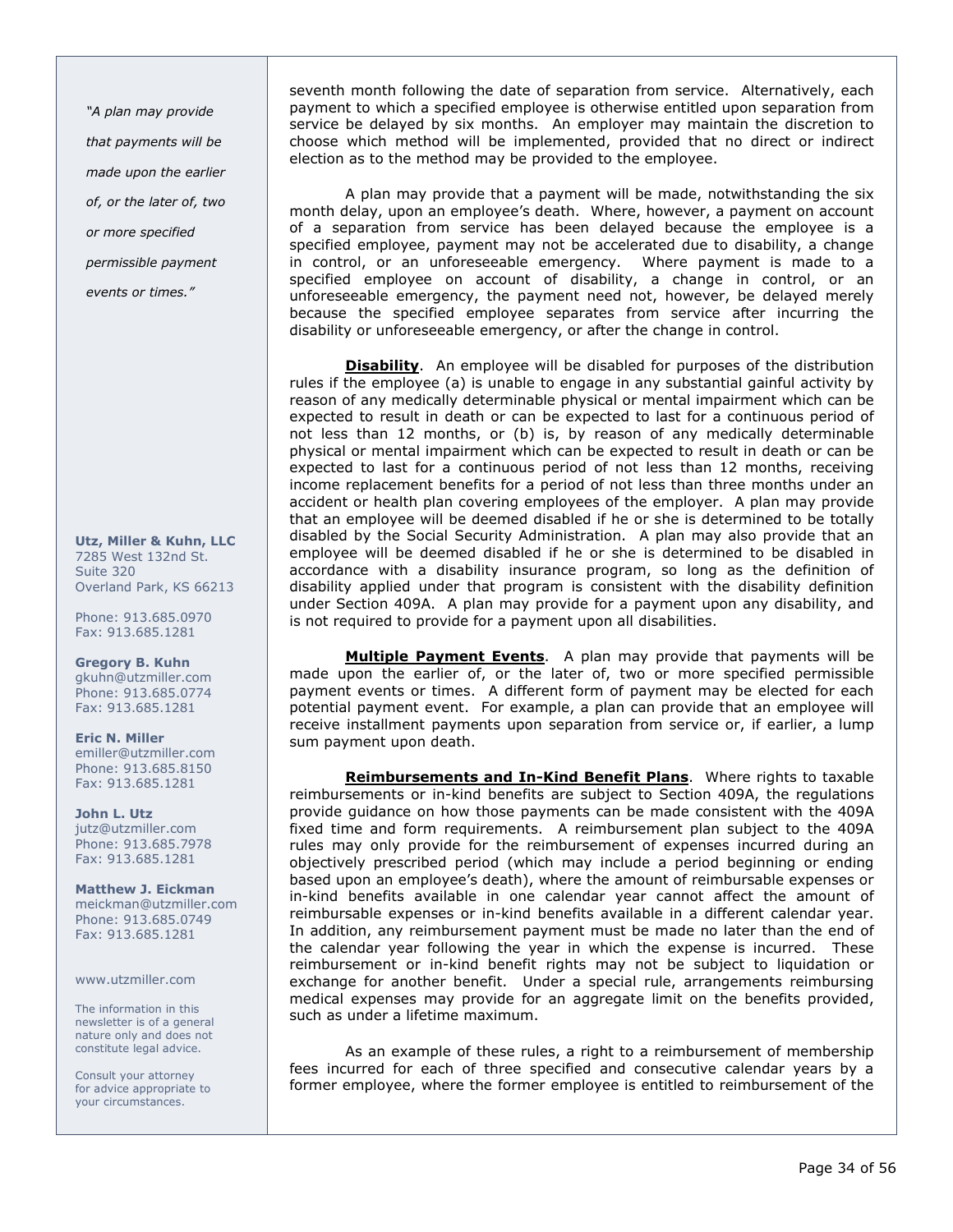seventh month following the date of separation from service. Alternatively, each payment to which a specified employee is otherwise entitled upon separation from service be delayed by six months. An employer may maintain the discretion to choose which method will be implemented, provided that no direct or indirect election as to the method may be provided to the employee.

A plan may provide that a payment will be made, notwithstanding the six month delay, upon an employee's death. Where, however, a payment on account of a separation from service has been delayed because the employee is a specified employee, payment may not be accelerated due to disability, a change in control, or an unforeseeable emergency. Where payment is made to a specified employee on account of disability, a change in control, or an unforeseeable emergency, the payment need not, however, be delayed merely because the specified employee separates from service after incurring the disability or unforeseeable emergency, or after the change in control.

**Disability**. An employee will be disabled for purposes of the distribution rules if the employee (a) is unable to engage in any substantial gainful activity by reason of any medically determinable physical or mental impairment which can be expected to result in death or can be expected to last for a continuous period of not less than 12 months, or (b) is, by reason of any medically determinable physical or mental impairment which can be expected to result in death or can be expected to last for a continuous period of not less than 12 months, receiving income replacement benefits for a period of not less than three months under an accident or health plan covering employees of the employer. A plan may provide that an employee will be deemed disabled if he or she is determined to be totally disabled by the Social Security Administration. A plan may also provide that an employee will be deemed disabled if he or she is determined to be disabled in accordance with a disability insurance program, so long as the definition of disability applied under that program is consistent with the disability definition under Section 409A. A plan may provide for a payment upon any disability, and is not required to provide for a payment upon all disabilities.

**Multiple Payment Events**. A plan may provide that payments will be made upon the earlier of, or the later of, two or more specified permissible payment events or times. A different form of payment may be elected for each potential payment event. For example, a plan can provide that an employee will receive installment payments upon separation from service or, if earlier, a lump sum payment upon death.

**Reimbursements and In-Kind Benefit Plans**. Where rights to taxable reimbursements or in-kind benefits are subject to Section 409A, the regulations provide guidance on how those payments can be made consistent with the 409A fixed time and form requirements. A reimbursement plan subject to the 409A rules may only provide for the reimbursement of expenses incurred during an objectively prescribed period (which may include a period beginning or ending based upon an employee's death), where the amount of reimbursable expenses or in-kind benefits available in one calendar year cannot affect the amount of reimbursable expenses or in-kind benefits available in a different calendar year. In addition, any reimbursement payment must be made no later than the end of the calendar year following the year in which the expense is incurred. These reimbursement or in-kind benefit rights may not be subject to liquidation or exchange for another benefit. Under a special rule, arrangements reimbursing medical expenses may provide for an aggregate limit on the benefits provided, such as under a lifetime maximum.

As an example of these rules, a right to a reimbursement of membership fees incurred for each of three specified and consecutive calendar years by a former employee, where the former employee is entitled to reimbursement of the

*"A plan may provide that payments will be made upon the earlier of, or the later of, two or more specified permissible payment events or times."*

**Utz, Miller & Kuhn, LLC**
7285 West 132nd St.
Suite 320
Overland Park, KS 66213

Phone: 913.685.0970
Fax: 913.685.1281

**Gregory B. Kuhn**
gkuhn@utzmiller.com
Phone: 913.685.0774
Fax: 913.685.1281

**Eric N. Miller**
emiller@utzmiller.com
Phone: 913.685.8150
Fax: 913.685.1281

**John L. Utz**
jutz@utzmiller.com
Phone: 913.685.7978
Fax: 913.685.1281

**Matthew J. Eickman**
meickman@utzmiller.com
Phone: 913.685.0749
Fax: 913.685.1281

www.utzmiller.com

The information in this newsletter is of a general nature only and does not constitute legal advice.

Consult your attorney for advice appropriate to your circumstances.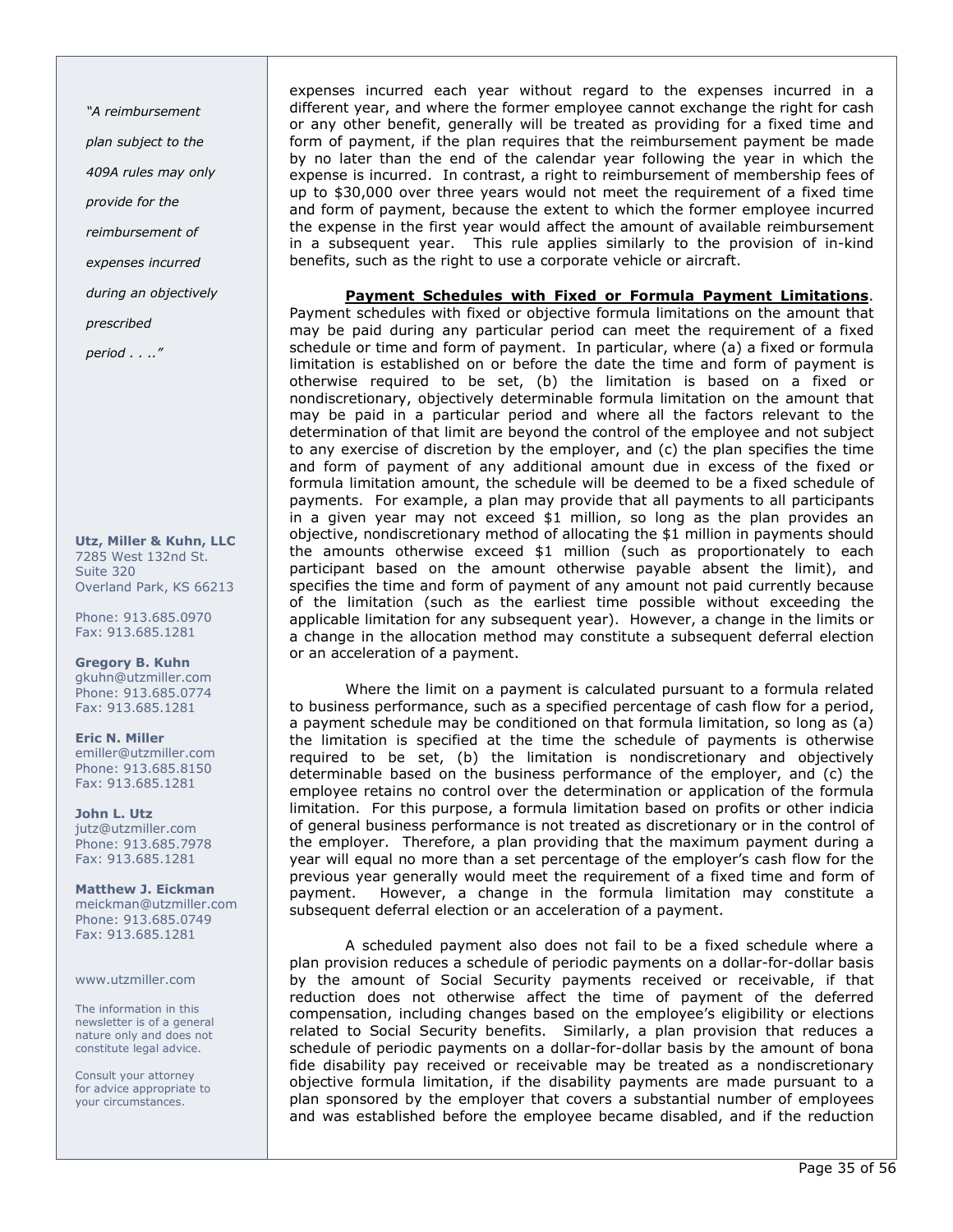*"A reimbursement plan subject to the 409A rules may only provide for the reimbursement of expenses incurred during an objectively prescribed period . . .."*

**Utz, Miller & Kuhn, LLC**
7285 West 132nd St.
Suite 320
Overland Park, KS 66213

Phone: 913.685.0970
Fax: 913.685.1281

**Gregory B. Kuhn**
gkuhn@utzmiller.com
Phone: 913.685.0774
Fax: 913.685.1281

**Eric N. Miller**
emiller@utzmiller.com
Phone: 913.685.8150
Fax: 913.685.1281

**John L. Utz**
jutz@utzmiller.com
Phone: 913.685.7978
Fax: 913.685.1281

**Matthew J. Eickman**
meickman@utzmiller.com
Phone: 913.685.0749
Fax: 913.685.1281

www.utzmiller.com

The information in this newsletter is of a general nature only and does not constitute legal advice.

Consult your attorney for advice appropriate to your circumstances.

expenses incurred each year without regard to the expenses incurred in a different year, and where the former employee cannot exchange the right for cash or any other benefit, generally will be treated as providing for a fixed time and form of payment, if the plan requires that the reimbursement payment be made by no later than the end of the calendar year following the year in which the expense is incurred. In contrast, a right to reimbursement of membership fees of up to $30,000 over three years would not meet the requirement of a fixed time and form of payment, because the extent to which the former employee incurred the expense in the first year would affect the amount of available reimbursement in a subsequent year. This rule applies similarly to the provision of in-kind benefits, such as the right to use a corporate vehicle or aircraft.

**Payment Schedules with Fixed or Formula Payment Limitations**. Payment schedules with fixed or objective formula limitations on the amount that may be paid during any particular period can meet the requirement of a fixed schedule or time and form of payment. In particular, where (a) a fixed or formula limitation is established on or before the date the time and form of payment is otherwise required to be set, (b) the limitation is based on a fixed or nondiscretionary, objectively determinable formula limitation on the amount that may be paid in a particular period and where all the factors relevant to the determination of that limit are beyond the control of the employee and not subject to any exercise of discretion by the employer, and (c) the plan specifies the time and form of payment of any additional amount due in excess of the fixed or formula limitation amount, the schedule will be deemed to be a fixed schedule of payments. For example, a plan may provide that all payments to all participants in a given year may not exceed $1 million, so long as the plan provides an objective, nondiscretionary method of allocating the $1 million in payments should the amounts otherwise exceed $1 million (such as proportionately to each participant based on the amount otherwise payable absent the limit), and specifies the time and form of payment of any amount not paid currently because of the limitation (such as the earliest time possible without exceeding the applicable limitation for any subsequent year). However, a change in the limits or a change in the allocation method may constitute a subsequent deferral election or an acceleration of a payment.

Where the limit on a payment is calculated pursuant to a formula related to business performance, such as a specified percentage of cash flow for a period, a payment schedule may be conditioned on that formula limitation, so long as (a) the limitation is specified at the time the schedule of payments is otherwise required to be set, (b) the limitation is nondiscretionary and objectively determinable based on the business performance of the employer, and (c) the employee retains no control over the determination or application of the formula limitation. For this purpose, a formula limitation based on profits or other indicia of general business performance is not treated as discretionary or in the control of the employer. Therefore, a plan providing that the maximum payment during a year will equal no more than a set percentage of the employer's cash flow for the previous year generally would meet the requirement of a fixed time and form of payment. However, a change in the formula limitation may constitute a subsequent deferral election or an acceleration of a payment.

A scheduled payment also does not fail to be a fixed schedule where a plan provision reduces a schedule of periodic payments on a dollar-for-dollar basis by the amount of Social Security payments received or receivable, if that reduction does not otherwise affect the time of payment of the deferred compensation, including changes based on the employee's eligibility or elections related to Social Security benefits. Similarly, a plan provision that reduces a schedule of periodic payments on a dollar-for-dollar basis by the amount of bona fide disability pay received or receivable may be treated as a nondiscretionary objective formula limitation, if the disability payments are made pursuant to a plan sponsored by the employer that covers a substantial number of employees and was established before the employee became disabled, and if the reduction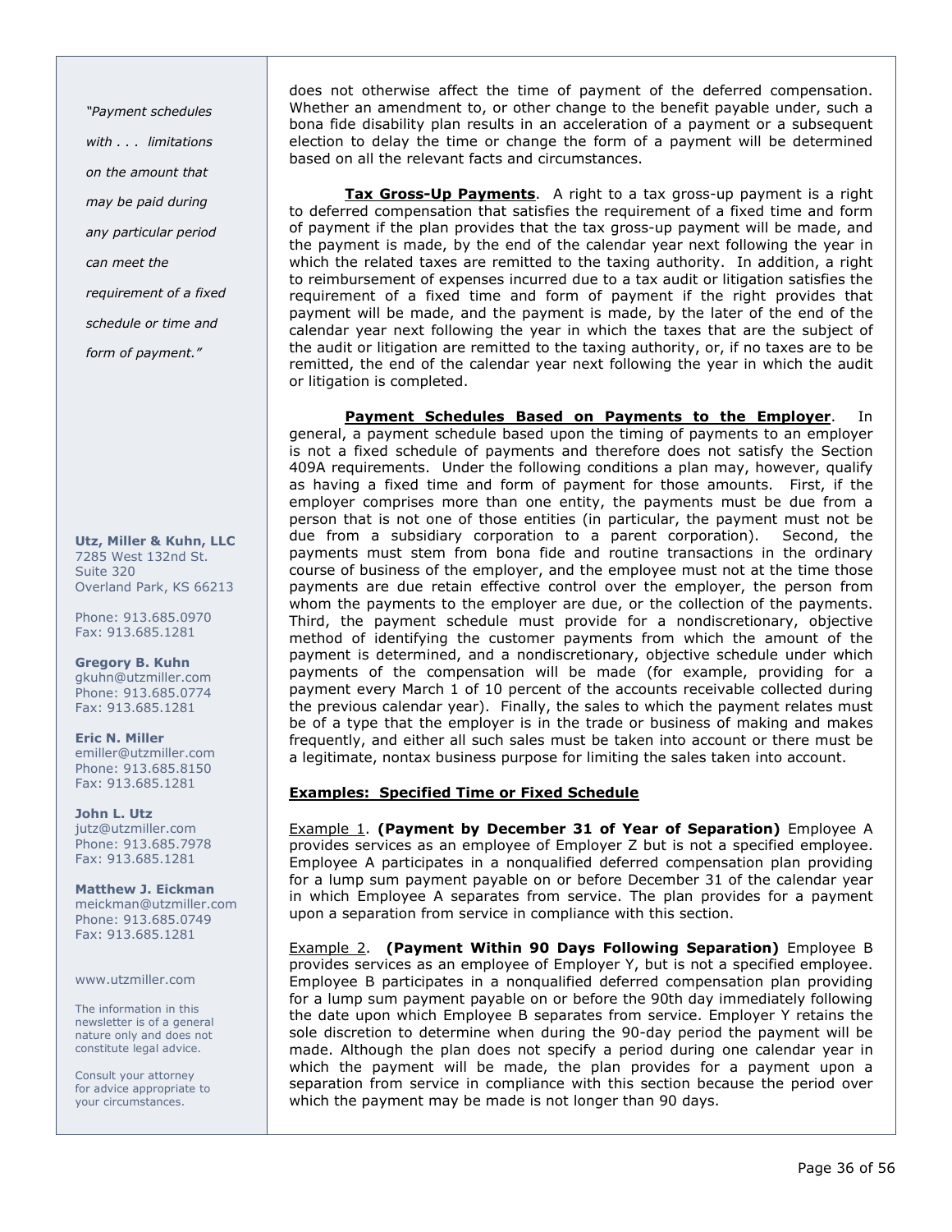*"Payment schedules with . . . limitations on the amount that may be paid during any particular period can meet the requirement of a fixed schedule or time and form of payment."*

**Utz, Miller & Kuhn, LLC**
7285 West 132nd St.
Suite 320
Overland Park, KS 66213

Phone: 913.685.0970
Fax: 913.685.1281

**Gregory B. Kuhn**
gkuhn@utzmiller.com
Phone: 913.685.0774
Fax: 913.685.1281

**Eric N. Miller**
emiller@utzmiller.com
Phone: 913.685.8150
Fax: 913.685.1281

**John L. Utz**
jutz@utzmiller.com
Phone: 913.685.7978
Fax: 913.685.1281

**Matthew J. Eickman**
meickman@utzmiller.com
Phone: 913.685.0749
Fax: 913.685.1281

www.utzmiller.com

The information in this newsletter is of a general nature only and does not constitute legal advice.

Consult your attorney for advice appropriate to your circumstances.

does not otherwise affect the time of payment of the deferred compensation. Whether an amendment to, or other change to the benefit payable under, such a bona fide disability plan results in an acceleration of a payment or a subsequent election to delay the time or change the form of a payment will be determined based on all the relevant facts and circumstances.

**Tax Gross-Up Payments**. A right to a tax gross-up payment is a right to deferred compensation that satisfies the requirement of a fixed time and form of payment if the plan provides that the tax gross-up payment will be made, and the payment is made, by the end of the calendar year next following the year in which the related taxes are remitted to the taxing authority. In addition, a right to reimbursement of expenses incurred due to a tax audit or litigation satisfies the requirement of a fixed time and form of payment if the right provides that payment will be made, and the payment is made, by the later of the end of the calendar year next following the year in which the taxes that are the subject of the audit or litigation are remitted to the taxing authority, or, if no taxes are to be remitted, the end of the calendar year next following the year in which the audit or litigation is completed.

**Payment Schedules Based on Payments to the Employer**. In general, a payment schedule based upon the timing of payments to an employer is not a fixed schedule of payments and therefore does not satisfy the Section 409A requirements. Under the following conditions a plan may, however, qualify as having a fixed time and form of payment for those amounts. First, if the employer comprises more than one entity, the payments must be due from a person that is not one of those entities (in particular, the payment must not be due from a subsidiary corporation to a parent corporation). Second, the payments must stem from bona fide and routine transactions in the ordinary course of business of the employer, and the employee must not at the time those payments are due retain effective control over the employer, the person from whom the payments to the employer are due, or the collection of the payments. Third, the payment schedule must provide for a nondiscretionary, objective method of identifying the customer payments from which the amount of the payment is determined, and a nondiscretionary, objective schedule under which payments of the compensation will be made (for example, providing for a payment every March 1 of 10 percent of the accounts receivable collected during the previous calendar year). Finally, the sales to which the payment relates must be of a type that the employer is in the trade or business of making and makes frequently, and either all such sales must be taken into account or there must be a legitimate, nontax business purpose for limiting the sales taken into account.

**Examples: Specified Time or Fixed Schedule**

Example 1. **(Payment by December 31 of Year of Separation)** Employee A provides services as an employee of Employer Z but is not a specified employee. Employee A participates in a nonqualified deferred compensation plan providing for a lump sum payment payable on or before December 31 of the calendar year in which Employee A separates from service. The plan provides for a payment upon a separation from service in compliance with this section.

Example 2. **(Payment Within 90 Days Following Separation)** Employee B provides services as an employee of Employer Y, but is not a specified employee. Employee B participates in a nonqualified deferred compensation plan providing for a lump sum payment payable on or before the 90th day immediately following the date upon which Employee B separates from service. Employer Y retains the sole discretion to determine when during the 90-day period the payment will be made. Although the plan does not specify a period during one calendar year in which the payment will be made, the plan provides for a payment upon a separation from service in compliance with this section because the period over which the payment may be made is not longer than 90 days.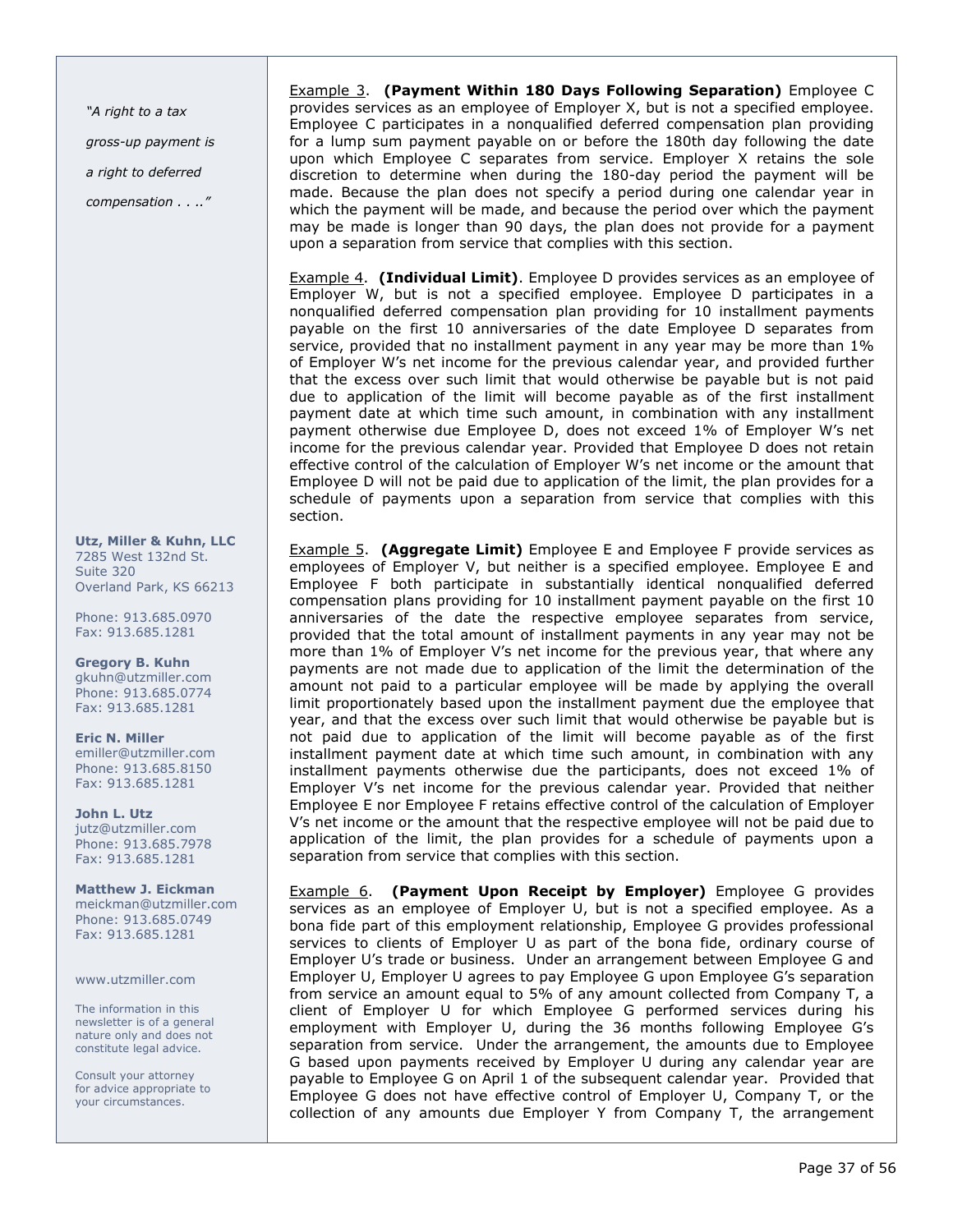*"A right to a tax gross-up payment is a right to deferred compensation . . .."*

Example 3. **(Payment Within 180 Days Following Separation)** Employee C provides services as an employee of Employer X, but is not a specified employee. Employee C participates in a nonqualified deferred compensation plan providing for a lump sum payment payable on or before the 180th day following the date upon which Employee C separates from service. Employer X retains the sole discretion to determine when during the 180-day period the payment will be made. Because the plan does not specify a period during one calendar year in which the payment will be made, and because the period over which the payment may be made is longer than 90 days, the plan does not provide for a payment upon a separation from service that complies with this section.

Example 4. **(Individual Limit)**. Employee D provides services as an employee of Employer W, but is not a specified employee. Employee D participates in a nonqualified deferred compensation plan providing for 10 installment payments payable on the first 10 anniversaries of the date Employee D separates from service, provided that no installment payment in any year may be more than 1% of Employer W's net income for the previous calendar year, and provided further that the excess over such limit that would otherwise be payable but is not paid due to application of the limit will become payable as of the first installment payment date at which time such amount, in combination with any installment payment otherwise due Employee D, does not exceed 1% of Employer W's net income for the previous calendar year. Provided that Employee D does not retain effective control of the calculation of Employer W's net income or the amount that Employee D will not be paid due to application of the limit, the plan provides for a schedule of payments upon a separation from service that complies with this section.

Example 5. **(Aggregate Limit)** Employee E and Employee F provide services as employees of Employer V, but neither is a specified employee. Employee E and Employee F both participate in substantially identical nonqualified deferred compensation plans providing for 10 installment payment payable on the first 10 anniversaries of the date the respective employee separates from service, provided that the total amount of installment payments in any year may not be more than 1% of Employer V's net income for the previous year, that where any payments are not made due to application of the limit the determination of the amount not paid to a particular employee will be made by applying the overall limit proportionately based upon the installment payment due the employee that year, and that the excess over such limit that would otherwise be payable but is not paid due to application of the limit will become payable as of the first installment payment date at which time such amount, in combination with any installment payments otherwise due the participants, does not exceed 1% of Employer V's net income for the previous calendar year. Provided that neither Employee E nor Employee F retains effective control of the calculation of Employer V's net income or the amount that the respective employee will not be paid due to application of the limit, the plan provides for a schedule of payments upon a separation from service that complies with this section.

Example 6. **(Payment Upon Receipt by Employer)** Employee G provides services as an employee of Employer U, but is not a specified employee. As a bona fide part of this employment relationship, Employee G provides professional services to clients of Employer U as part of the bona fide, ordinary course of Employer U's trade or business. Under an arrangement between Employee G and Employer U, Employer U agrees to pay Employee G upon Employee G's separation from service an amount equal to 5% of any amount collected from Company T, a client of Employer U for which Employee G performed services during his employment with Employer U, during the 36 months following Employee G's separation from service. Under the arrangement, the amounts due to Employee G based upon payments received by Employer U during any calendar year are payable to Employee G on April 1 of the subsequent calendar year. Provided that Employee G does not have effective control of Employer U, Company T, or the collection of any amounts due Employer Y from Company T, the arrangement

**Utz, Miller & Kuhn, LLC**
7285 West 132nd St.
Suite 320
Overland Park, KS 66213

Phone: 913.685.0970
Fax: 913.685.1281

**Gregory B. Kuhn**
gkuhn@utzmiller.com
Phone: 913.685.0774
Fax: 913.685.1281

**Eric N. Miller**
emiller@utzmiller.com
Phone: 913.685.8150
Fax: 913.685.1281

**John L. Utz**
jutz@utzmiller.com
Phone: 913.685.7978
Fax: 913.685.1281

**Matthew J. Eickman**
meickman@utzmiller.com
Phone: 913.685.0749
Fax: 913.685.1281

www.utzmiller.com

The information in this newsletter is of a general nature only and does not constitute legal advice.

Consult your attorney for advice appropriate to your circumstances.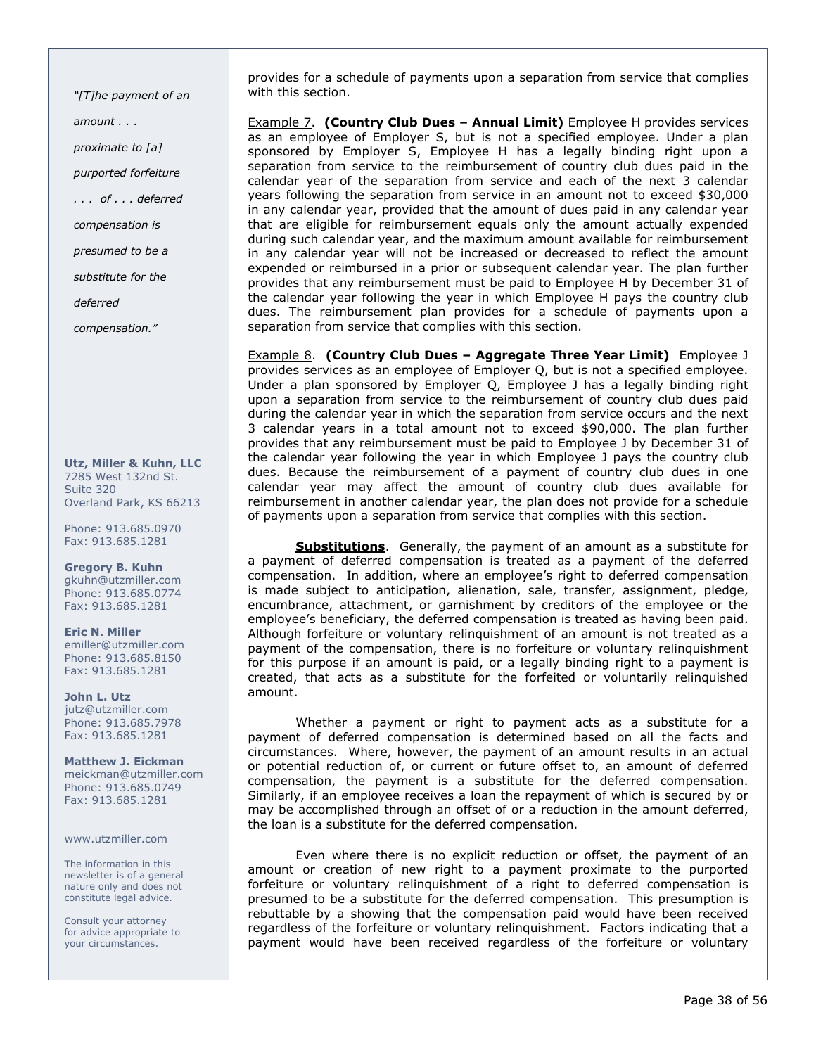*"[T]he payment of an amount . . . proximate to [a] purported forfeiture . . . of . . . deferred compensation is presumed to be a substitute for the deferred compensation."*

**Utz, Miller & Kuhn, LLC**
7285 West 132nd St.
Suite 320
Overland Park, KS 66213

Phone: 913.685.0970
Fax: 913.685.1281

**Gregory B. Kuhn**
gkuhn@utzmiller.com
Phone: 913.685.0774
Fax: 913.685.1281

**Eric N. Miller**
emiller@utzmiller.com
Phone: 913.685.8150
Fax: 913.685.1281

**John L. Utz**
jutz@utzmiller.com
Phone: 913.685.7978
Fax: 913.685.1281

**Matthew J. Eickman**
meickman@utzmiller.com
Phone: 913.685.0749
Fax: 913.685.1281

www.utzmiller.com

The information in this newsletter is of a general nature only and does not constitute legal advice.

Consult your attorney for advice appropriate to your circumstances.

provides for a schedule of payments upon a separation from service that complies with this section.

Example 7. **(Country Club Dues – Annual Limit)** Employee H provides services as an employee of Employer S, but is not a specified employee. Under a plan sponsored by Employer S, Employee H has a legally binding right upon a separation from service to the reimbursement of country club dues paid in the calendar year of the separation from service and each of the next 3 calendar years following the separation from service in an amount not to exceed $30,000 in any calendar year, provided that the amount of dues paid in any calendar year that are eligible for reimbursement equals only the amount actually expended during such calendar year, and the maximum amount available for reimbursement in any calendar year will not be increased or decreased to reflect the amount expended or reimbursed in a prior or subsequent calendar year. The plan further provides that any reimbursement must be paid to Employee H by December 31 of the calendar year following the year in which Employee H pays the country club dues. The reimbursement plan provides for a schedule of payments upon a separation from service that complies with this section.

Example 8. **(Country Club Dues – Aggregate Three Year Limit)** Employee J provides services as an employee of Employer Q, but is not a specified employee. Under a plan sponsored by Employer Q, Employee J has a legally binding right upon a separation from service to the reimbursement of country club dues paid during the calendar year in which the separation from service occurs and the next 3 calendar years in a total amount not to exceed $90,000. The plan further provides that any reimbursement must be paid to Employee J by December 31 of the calendar year following the year in which Employee J pays the country club dues. Because the reimbursement of a payment of country club dues in one calendar year may affect the amount of country club dues available for reimbursement in another calendar year, the plan does not provide for a schedule of payments upon a separation from service that complies with this section.

**Substitutions**. Generally, the payment of an amount as a substitute for a payment of deferred compensation is treated as a payment of the deferred compensation. In addition, where an employee's right to deferred compensation is made subject to anticipation, alienation, sale, transfer, assignment, pledge, encumbrance, attachment, or garnishment by creditors of the employee or the employee's beneficiary, the deferred compensation is treated as having been paid. Although forfeiture or voluntary relinquishment of an amount is not treated as a payment of the compensation, there is no forfeiture or voluntary relinquishment for this purpose if an amount is paid, or a legally binding right to a payment is created, that acts as a substitute for the forfeited or voluntarily relinquished amount.

Whether a payment or right to payment acts as a substitute for a payment of deferred compensation is determined based on all the facts and circumstances. Where, however, the payment of an amount results in an actual or potential reduction of, or current or future offset to, an amount of deferred compensation, the payment is a substitute for the deferred compensation. Similarly, if an employee receives a loan the repayment of which is secured by or may be accomplished through an offset of or a reduction in the amount deferred, the loan is a substitute for the deferred compensation.

Even where there is no explicit reduction or offset, the payment of an amount or creation of new right to a payment proximate to the purported forfeiture or voluntary relinquishment of a right to deferred compensation is presumed to be a substitute for the deferred compensation. This presumption is rebuttable by a showing that the compensation paid would have been received regardless of the forfeiture or voluntary relinquishment. Factors indicating that a payment would have been received regardless of the forfeiture or voluntary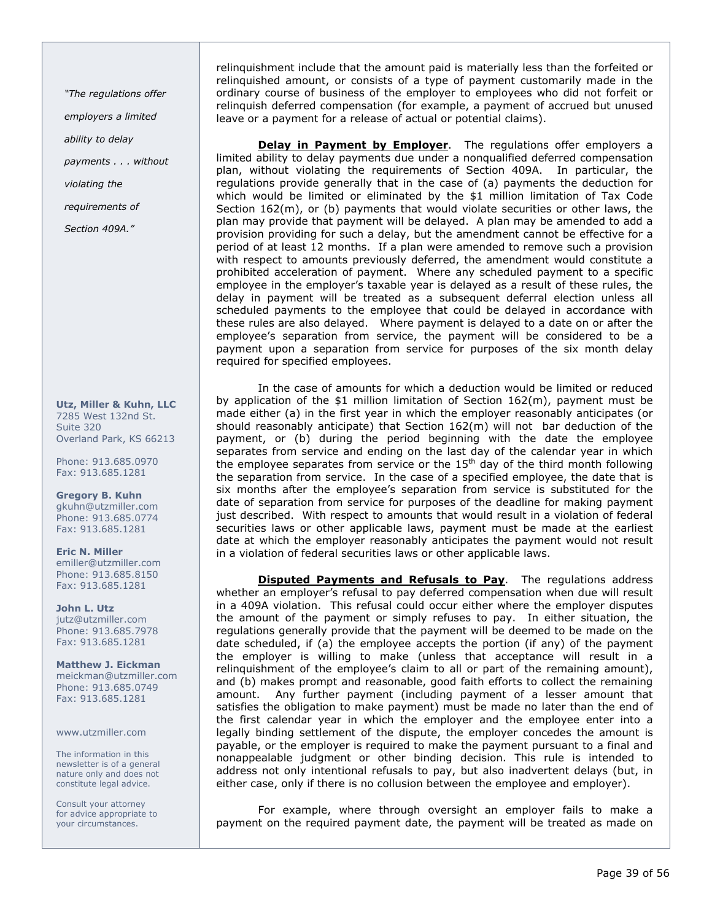relinquishment include that the amount paid is materially less than the forfeited or relinquished amount, or consists of a type of payment customarily made in the ordinary course of business of the employer to employees who did not forfeit or relinquish deferred compensation (for example, a payment of accrued but unused leave or a payment for a release of actual or potential claims).

**Delay in Payment by Employer**. The regulations offer employers a limited ability to delay payments due under a nonqualified deferred compensation plan, without violating the requirements of Section 409A. In particular, the regulations provide generally that in the case of (a) payments the deduction for which would be limited or eliminated by the $1 million limitation of Tax Code Section 162(m), or (b) payments that would violate securities or other laws, the plan may provide that payment will be delayed. A plan may be amended to add a provision providing for such a delay, but the amendment cannot be effective for a period of at least 12 months. If a plan were amended to remove such a provision with respect to amounts previously deferred, the amendment would constitute a prohibited acceleration of payment. Where any scheduled payment to a specific employee in the employer's taxable year is delayed as a result of these rules, the delay in payment will be treated as a subsequent deferral election unless all scheduled payments to the employee that could be delayed in accordance with these rules are also delayed. Where payment is delayed to a date on or after the employee's separation from service, the payment will be considered to be a payment upon a separation from service for purposes of the six month delay required for specified employees.

In the case of amounts for which a deduction would be limited or reduced by application of the $1 million limitation of Section 162(m), payment must be made either (a) in the first year in which the employer reasonably anticipates (or should reasonably anticipate) that Section 162(m) will not bar deduction of the payment, or (b) during the period beginning with the date the employee separates from service and ending on the last day of the calendar year in which the employee separates from service or the 15th day of the third month following the separation from service. In the case of a specified employee, the date that is six months after the employee's separation from service is substituted for the date of separation from service for purposes of the deadline for making payment just described. With respect to amounts that would result in a violation of federal securities laws or other applicable laws, payment must be made at the earliest date at which the employer reasonably anticipates the payment would not result in a violation of federal securities laws or other applicable laws.

**Disputed Payments and Refusals to Pay**. The regulations address whether an employer's refusal to pay deferred compensation when due will result in a 409A violation. This refusal could occur either where the employer disputes the amount of the payment or simply refuses to pay. In either situation, the regulations generally provide that the payment will be deemed to be made on the date scheduled, if (a) the employee accepts the portion (if any) of the payment the employer is willing to make (unless that acceptance will result in a relinquishment of the employee's claim to all or part of the remaining amount), and (b) makes prompt and reasonable, good faith efforts to collect the remaining amount. Any further payment (including payment of a lesser amount that satisfies the obligation to make payment) must be made no later than the end of the first calendar year in which the employer and the employee enter into a legally binding settlement of the dispute, the employer concedes the amount is payable, or the employer is required to make the payment pursuant to a final and nonappealable judgment or other binding decision. This rule is intended to address not only intentional refusals to pay, but also inadvertent delays (but, in either case, only if there is no collusion between the employee and employer).

For example, where through oversight an employer fails to make a payment on the required payment date, the payment will be treated as made on

*"The regulations offer employers a limited ability to delay payments . . . without violating the requirements of Section 409A."*

**Utz, Miller & Kuhn, LLC**
7285 West 132nd St.
Suite 320
Overland Park, KS 66213

Phone: 913.685.0970
Fax: 913.685.1281

**Gregory B. Kuhn**
gkuhn@utzmiller.com
Phone: 913.685.0774
Fax: 913.685.1281

**Eric N. Miller**
emiller@utzmiller.com
Phone: 913.685.8150
Fax: 913.685.1281

**John L. Utz**
jutz@utzmiller.com
Phone: 913.685.7978
Fax: 913.685.1281

**Matthew J. Eickman**
meickman@utzmiller.com
Phone: 913.685.0749
Fax: 913.685.1281

www.utzmiller.com

The information in this newsletter is of a general nature only and does not constitute legal advice.

Consult your attorney for advice appropriate to your circumstances.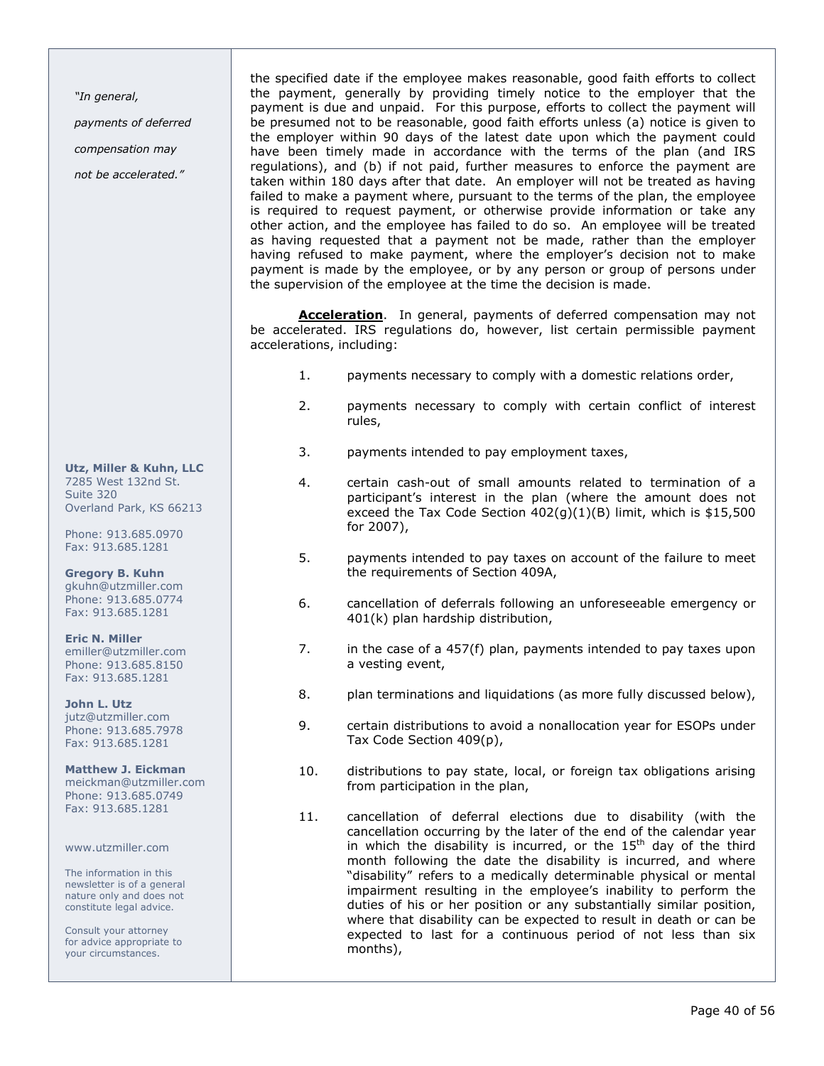the specified date if the employee makes reasonable, good faith efforts to collect the payment, generally by providing timely notice to the employer that the payment is due and unpaid. For this purpose, efforts to collect the payment will be presumed not to be reasonable, good faith efforts unless (a) notice is given to the employer within 90 days of the latest date upon which the payment could have been timely made in accordance with the terms of the plan (and IRS regulations), and (b) if not paid, further measures to enforce the payment are taken within 180 days after that date. An employer will not be treated as having failed to make a payment where, pursuant to the terms of the plan, the employee is required to request payment, or otherwise provide information or take any other action, and the employee has failed to do so. An employee will be treated as having requested that a payment not be made, rather than the employer having refused to make payment, where the employer's decision not to make payment is made by the employee, or by any person or group of persons under the supervision of the employee at the time the decision is made.

***Acceleration***. In general, payments of deferred compensation may not be accelerated. IRS regulations do, however, list certain permissible payment accelerations, including:

1. payments necessary to comply with a domestic relations order,
2. payments necessary to comply with certain conflict of interest rules,
3. payments intended to pay employment taxes,
4. certain cash-out of small amounts related to termination of a participant's interest in the plan (where the amount does not exceed the Tax Code Section 402(g)(1)(B) limit, which is $15,500 for 2007),
5. payments intended to pay taxes on account of the failure to meet the requirements of Section 409A,
6. cancellation of deferrals following an unforeseeable emergency or 401(k) plan hardship distribution,
7. in the case of a 457(f) plan, payments intended to pay taxes upon a vesting event,
8. plan terminations and liquidations (as more fully discussed below),
9. certain distributions to avoid a nonallocation year for ESOPs under Tax Code Section 409(p),
10. distributions to pay state, local, or foreign tax obligations arising from participation in the plan,
11. cancellation of deferral elections due to disability (with the cancellation occurring by the later of the end of the calendar year in which the disability is incurred, or the 15th day of the third month following the date the disability is incurred, and where "disability" refers to a medically determinable physical or mental impairment resulting in the employee's inability to perform the duties of his or her position or any substantially similar position, where that disability can be expected to result in death or can be expected to last for a continuous period of not less than six months),

*"In general, payments of deferred compensation may not be accelerated."*

**Utz, Miller & Kuhn, LLC**
7285 West 132nd St.
Suite 320
Overland Park, KS 66213

Phone: 913.685.0970
Fax: 913.685.1281

**Gregory B. Kuhn**
gkuhn@utzmiller.com
Phone: 913.685.0774
Fax: 913.685.1281

**Eric N. Miller**
emiller@utzmiller.com
Phone: 913.685.8150
Fax: 913.685.1281

**John L. Utz**
jutz@utzmiller.com
Phone: 913.685.7978
Fax: 913.685.1281

**Matthew J. Eickman**
meickman@utzmiller.com
Phone: 913.685.0749
Fax: 913.685.1281

www.utzmiller.com

The information in this newsletter is of a general nature only and does not constitute legal advice.

Consult your attorney for advice appropriate to your circumstances.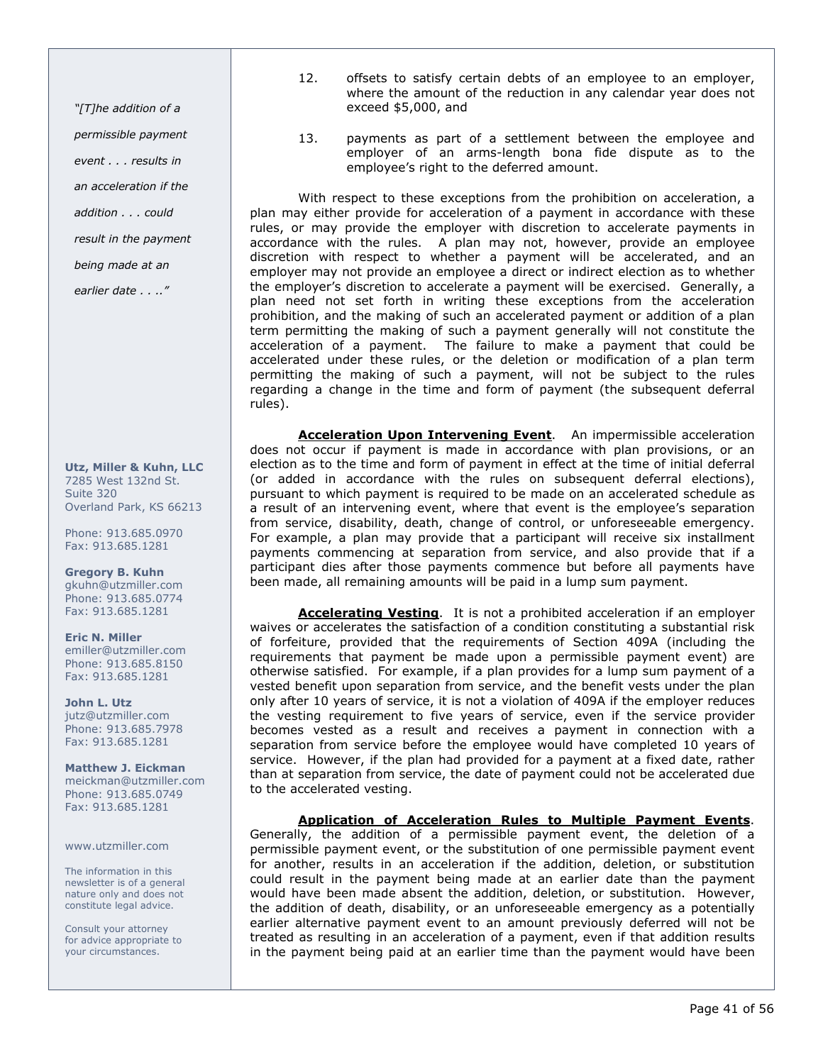12. offsets to satisfy certain debts of an employee to an employer, where the amount of the reduction in any calendar year does not exceed $5,000, and

13. payments as part of a settlement between the employee and employer of an arms-length bona fide dispute as to the employee's right to the deferred amount.

With respect to these exceptions from the prohibition on acceleration, a plan may either provide for acceleration of a payment in accordance with these rules, or may provide the employer with discretion to accelerate payments in accordance with the rules. A plan may not, however, provide an employee discretion with respect to whether a payment will be accelerated, and an employer may not provide an employee a direct or indirect election as to whether the employer's discretion to accelerate a payment will be exercised. Generally, a plan need not set forth in writing these exceptions from the acceleration prohibition, and the making of such an accelerated payment or addition of a plan term permitting the making of such a payment generally will not constitute the acceleration of a payment. The failure to make a payment that could be accelerated under these rules, or the deletion or modification of a plan term permitting the making of such a payment, will not be subject to the rules regarding a change in the time and form of payment (the subsequent deferral rules).

**Acceleration Upon Intervening Event**. An impermissible acceleration does not occur if payment is made in accordance with plan provisions, or an election as to the time and form of payment in effect at the time of initial deferral (or added in accordance with the rules on subsequent deferral elections), pursuant to which payment is required to be made on an accelerated schedule as a result of an intervening event, where that event is the employee's separation from service, disability, death, change of control, or unforeseeable emergency. For example, a plan may provide that a participant will receive six installment payments commencing at separation from service, and also provide that if a participant dies after those payments commence but before all payments have been made, all remaining amounts will be paid in a lump sum payment.

**Accelerating Vesting**. It is not a prohibited acceleration if an employer waives or accelerates the satisfaction of a condition constituting a substantial risk of forfeiture, provided that the requirements of Section 409A (including the requirements that payment be made upon a permissible payment event) are otherwise satisfied. For example, if a plan provides for a lump sum payment of a vested benefit upon separation from service, and the benefit vests under the plan only after 10 years of service, it is not a violation of 409A if the employer reduces the vesting requirement to five years of service, even if the service provider becomes vested as a result and receives a payment in connection with a separation from service before the employee would have completed 10 years of service. However, if the plan had provided for a payment at a fixed date, rather than at separation from service, the date of payment could not be accelerated due to the accelerated vesting.

**Application of Acceleration Rules to Multiple Payment Events**. Generally, the addition of a permissible payment event, the deletion of a permissible payment event, or the substitution of one permissible payment event for another, results in an acceleration if the addition, deletion, or substitution could result in the payment being made at an earlier date than the payment would have been made absent the addition, deletion, or substitution. However, the addition of death, disability, or an unforeseeable emergency as a potentially earlier alternative payment event to an amount previously deferred will not be treated as resulting in an acceleration of a payment, even if that addition results in the payment being paid at an earlier time than the payment would have been

*"[T]he addition of a permissible payment event . . . results in an acceleration if the addition . . . could result in the payment being made at an earlier date . . .."*

**Utz, Miller & Kuhn, LLC**
7285 West 132nd St.
Suite 320
Overland Park, KS 66213

Phone: 913.685.0970
Fax: 913.685.1281

**Gregory B. Kuhn**
gkuhn@utzmiller.com
Phone: 913.685.0774
Fax: 913.685.1281

**Eric N. Miller**
emiller@utzmiller.com
Phone: 913.685.8150
Fax: 913.685.1281

**John L. Utz**
jutz@utzmiller.com
Phone: 913.685.7978
Fax: 913.685.1281

**Matthew J. Eickman**
meickman@utzmiller.com
Phone: 913.685.0749
Fax: 913.685.1281

www.utzmiller.com

The information in this newsletter is of a general nature only and does not constitute legal advice.

Consult your attorney for advice appropriate to your circumstances.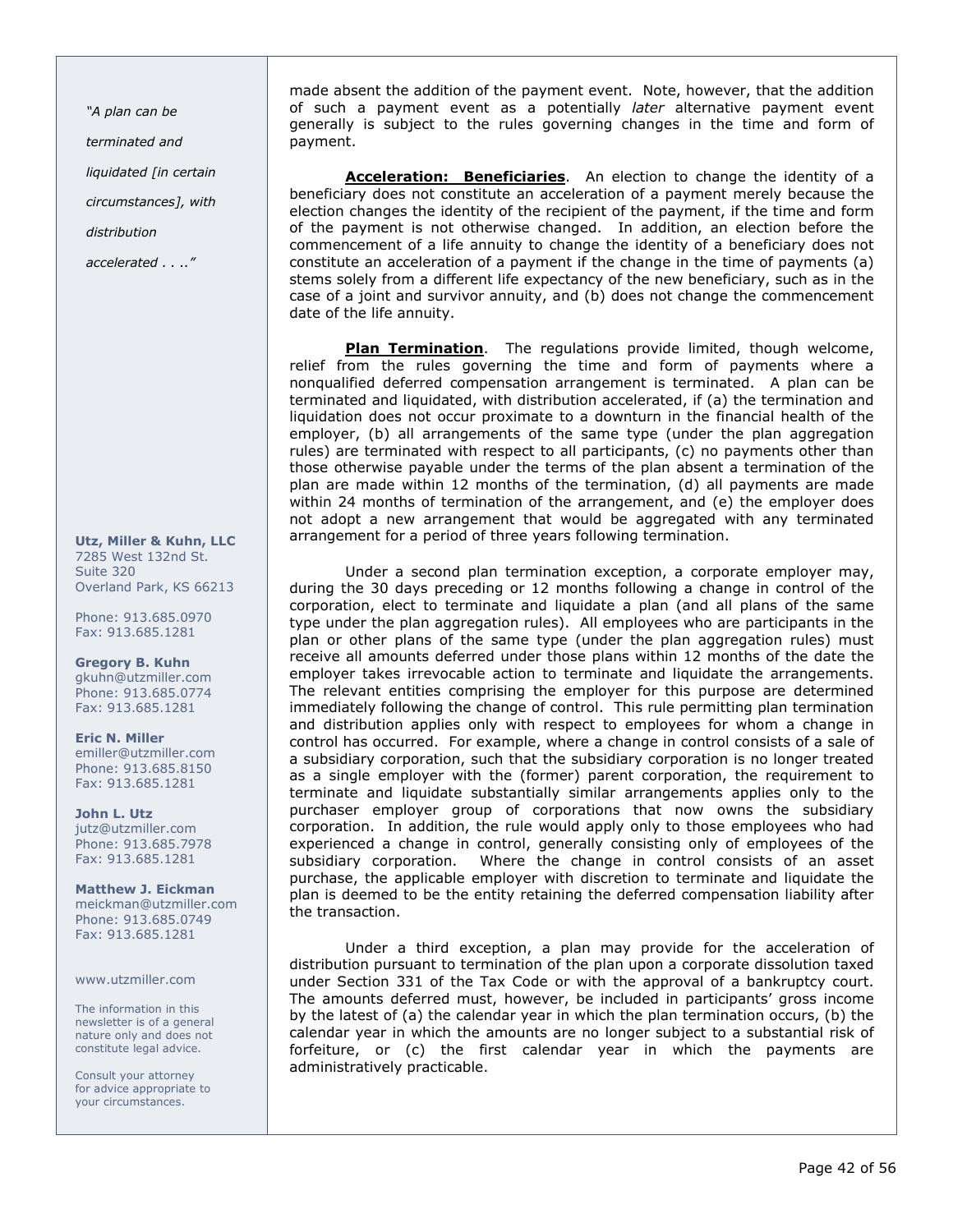made absent the addition of the payment event. Note, however, that the addition of such a payment event as a potentially *later* alternative payment event generally is subject to the rules governing changes in the time and form of payment.

**Acceleration: Beneficiaries**. An election to change the identity of a beneficiary does not constitute an acceleration of a payment merely because the election changes the identity of the recipient of the payment, if the time and form of the payment is not otherwise changed. In addition, an election before the commencement of a life annuity to change the identity of a beneficiary does not constitute an acceleration of a payment if the change in the time of payments (a) stems solely from a different life expectancy of the new beneficiary, such as in the case of a joint and survivor annuity, and (b) does not change the commencement date of the life annuity.

**Plan Termination**. The regulations provide limited, though welcome, relief from the rules governing the time and form of payments where a nonqualified deferred compensation arrangement is terminated. A plan can be terminated and liquidated, with distribution accelerated, if (a) the termination and liquidation does not occur proximate to a downturn in the financial health of the employer, (b) all arrangements of the same type (under the plan aggregation rules) are terminated with respect to all participants, (c) no payments other than those otherwise payable under the terms of the plan absent a termination of the plan are made within 12 months of the termination, (d) all payments are made within 24 months of termination of the arrangement, and (e) the employer does not adopt a new arrangement that would be aggregated with any terminated arrangement for a period of three years following termination.

*"A plan can be terminated and liquidated [in certain circumstances], with distribution accelerated . . .."*

Under a second plan termination exception, a corporate employer may, during the 30 days preceding or 12 months following a change in control of the corporation, elect to terminate and liquidate a plan (and all plans of the same type under the plan aggregation rules). All employees who are participants in the plan or other plans of the same type (under the plan aggregation rules) must receive all amounts deferred under those plans within 12 months of the date the employer takes irrevocable action to terminate and liquidate the arrangements. The relevant entities comprising the employer for this purpose are determined immediately following the change of control. This rule permitting plan termination and distribution applies only with respect to employees for whom a change in control has occurred. For example, where a change in control consists of a sale of a subsidiary corporation, such that the subsidiary corporation is no longer treated as a single employer with the (former) parent corporation, the requirement to terminate and liquidate substantially similar arrangements applies only to the purchaser employer group of corporations that now owns the subsidiary corporation. In addition, the rule would apply only to those employees who had experienced a change in control, generally consisting only of employees of the subsidiary corporation. Where the change in control consists of an asset purchase, the applicable employer with discretion to terminate and liquidate the plan is deemed to be the entity retaining the deferred compensation liability after the transaction.

Under a third exception, a plan may provide for the acceleration of distribution pursuant to termination of the plan upon a corporate dissolution taxed under Section 331 of the Tax Code or with the approval of a bankruptcy court. The amounts deferred must, however, be included in participants' gross income by the latest of (a) the calendar year in which the plan termination occurs, (b) the calendar year in which the amounts are no longer subject to a substantial risk of forfeiture, or (c) the first calendar year in which the payments are administratively practicable.

**Utz, Miller & Kuhn, LLC**
7285 West 132nd St.
Suite 320
Overland Park, KS 66213

Phone: 913.685.0970
Fax: 913.685.1281

**Gregory B. Kuhn**
gkuhn@utzmiller.com
Phone: 913.685.0774
Fax: 913.685.1281

**Eric N. Miller**
emiller@utzmiller.com
Phone: 913.685.8150
Fax: 913.685.1281

**John L. Utz**
jutz@utzmiller.com
Phone: 913.685.7978
Fax: 913.685.1281

**Matthew J. Eickman**
meickman@utzmiller.com
Phone: 913.685.0749
Fax: 913.685.1281

www.utzmiller.com

The information in this newsletter is of a general nature only and does not constitute legal advice.

Consult your attorney for advice appropriate to your circumstances.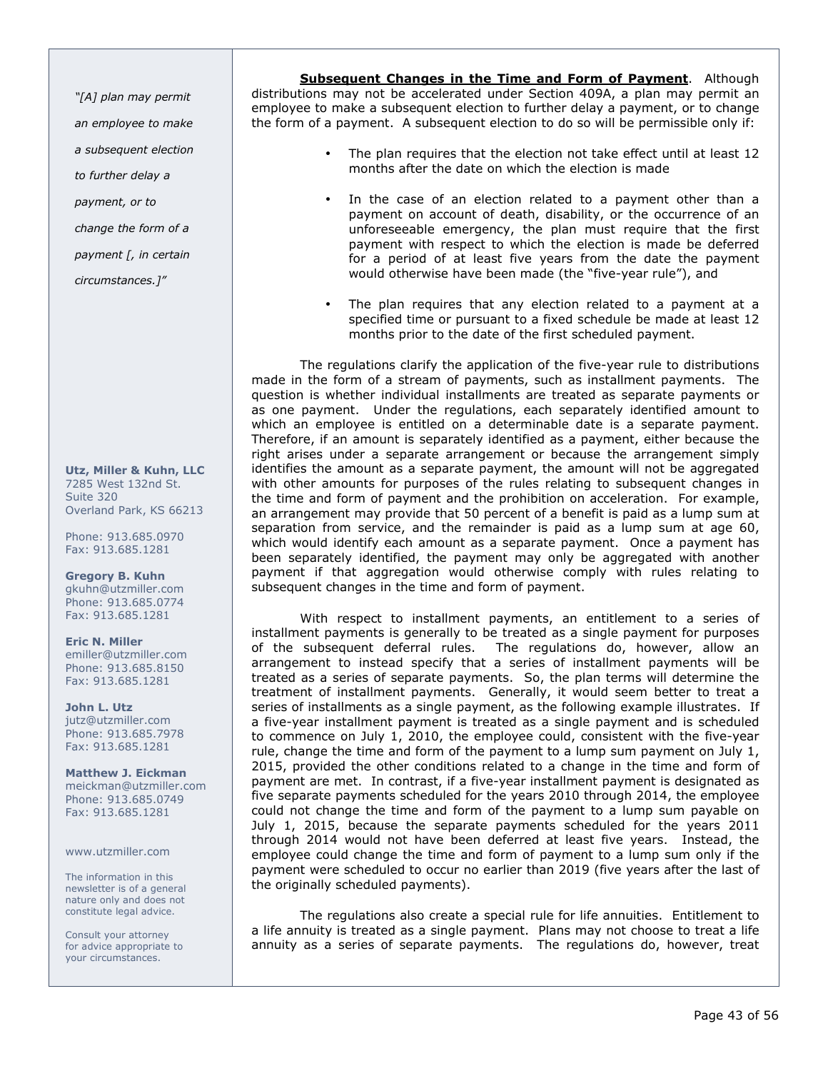*"[A] plan may permit an employee to make a subsequent election to further delay a payment, or to change the form of a payment [, in certain circumstances.]"*

**Utz, Miller & Kuhn, LLC**
7285 West 132nd St.
Suite 320
Overland Park, KS 66213

Phone: 913.685.0970
Fax: 913.685.1281

**Gregory B. Kuhn**
gkuhn@utzmiller.com
Phone: 913.685.0774
Fax: 913.685.1281

**Eric N. Miller**
emiller@utzmiller.com
Phone: 913.685.8150
Fax: 913.685.1281

**John L. Utz**
jutz@utzmiller.com
Phone: 913.685.7978
Fax: 913.685.1281

**Matthew J. Eickman**
meickman@utzmiller.com
Phone: 913.685.0749
Fax: 913.685.1281

www.utzmiller.com

The information in this newsletter is of a general nature only and does not constitute legal advice.

Consult your attorney for advice appropriate to your circumstances.

**Subsequent Changes in the Time and Form of Payment**. Although distributions may not be accelerated under Section 409A, a plan may permit an employee to make a subsequent election to further delay a payment, or to change the form of a payment. A subsequent election to do so will be permissible only if:

- The plan requires that the election not take effect until at least 12 months after the date on which the election is made
- In the case of an election related to a payment other than a payment on account of death, disability, or the occurrence of an unforeseeable emergency, the plan must require that the first payment with respect to which the election is made be deferred for a period of at least five years from the date the payment would otherwise have been made (the "five-year rule"), and
- The plan requires that any election related to a payment at a specified time or pursuant to a fixed schedule be made at least 12 months prior to the date of the first scheduled payment.

The regulations clarify the application of the five-year rule to distributions made in the form of a stream of payments, such as installment payments. The question is whether individual installments are treated as separate payments or as one payment. Under the regulations, each separately identified amount to which an employee is entitled on a determinable date is a separate payment. Therefore, if an amount is separately identified as a payment, either because the right arises under a separate arrangement or because the arrangement simply identifies the amount as a separate payment, the amount will not be aggregated with other amounts for purposes of the rules relating to subsequent changes in the time and form of payment and the prohibition on acceleration. For example, an arrangement may provide that 50 percent of a benefit is paid as a lump sum at separation from service, and the remainder is paid as a lump sum at age 60, which would identify each amount as a separate payment. Once a payment has been separately identified, the payment may only be aggregated with another payment if that aggregation would otherwise comply with rules relating to subsequent changes in the time and form of payment.

With respect to installment payments, an entitlement to a series of installment payments is generally to be treated as a single payment for purposes of the subsequent deferral rules. The regulations do, however, allow an arrangement to instead specify that a series of installment payments will be treated as a series of separate payments. So, the plan terms will determine the treatment of installment payments. Generally, it would seem better to treat a series of installments as a single payment, as the following example illustrates. If a five-year installment payment is treated as a single payment and is scheduled to commence on July 1, 2010, the employee could, consistent with the five-year rule, change the time and form of the payment to a lump sum payment on July 1, 2015, provided the other conditions related to a change in the time and form of payment are met. In contrast, if a five-year installment payment is designated as five separate payments scheduled for the years 2010 through 2014, the employee could not change the time and form of the payment to a lump sum payable on July 1, 2015, because the separate payments scheduled for the years 2011 through 2014 would not have been deferred at least five years. Instead, the employee could change the time and form of payment to a lump sum only if the payment were scheduled to occur no earlier than 2019 (five years after the last of the originally scheduled payments).

The regulations also create a special rule for life annuities. Entitlement to a life annuity is treated as a single payment. Plans may not choose to treat a life annuity as a series of separate payments. The regulations do, however, treat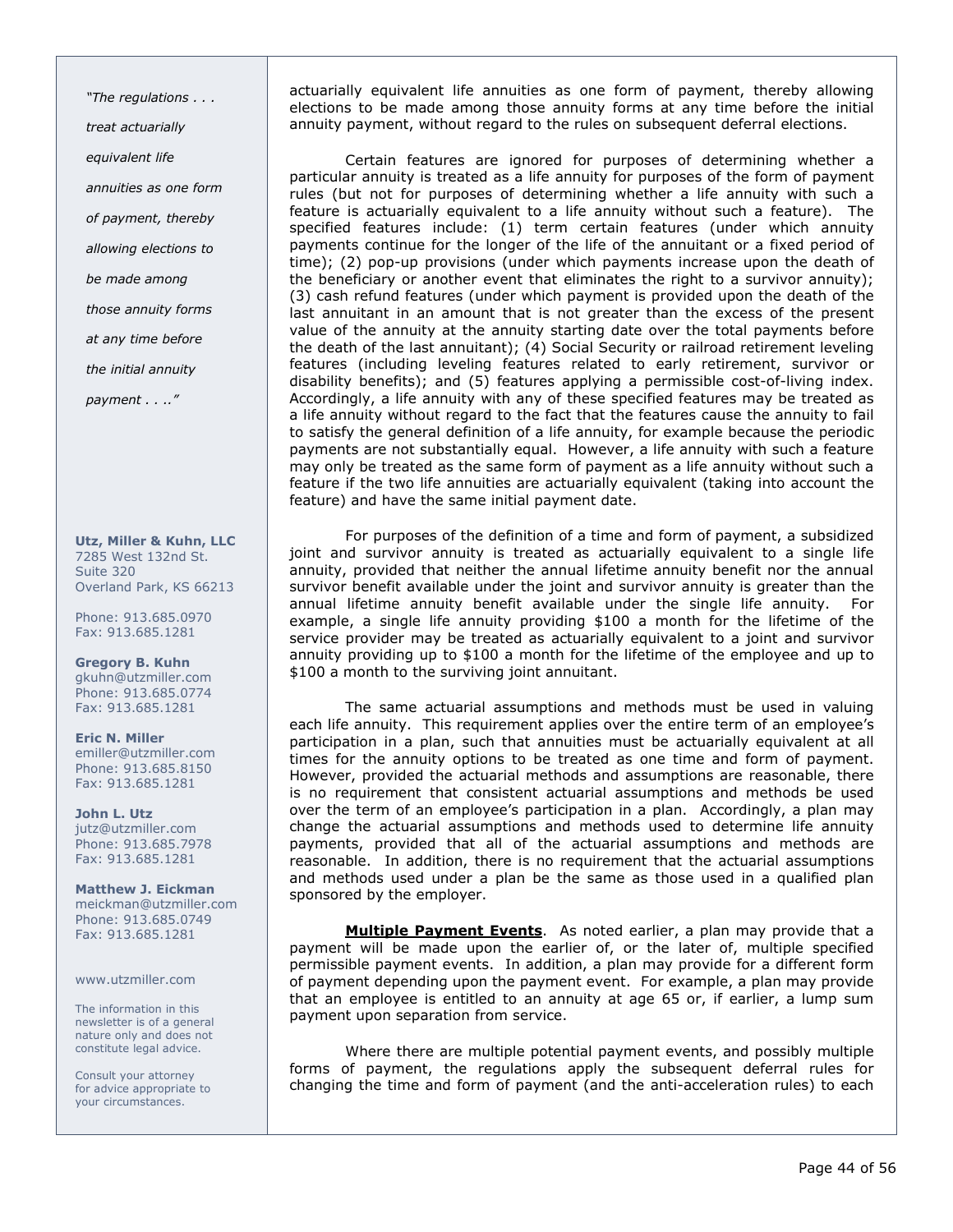actuarially equivalent life annuities as one form of payment, thereby allowing elections to be made among those annuity forms at any time before the initial annuity payment, without regard to the rules on subsequent deferral elections.

Certain features are ignored for purposes of determining whether a particular annuity is treated as a life annuity for purposes of the form of payment rules (but not for purposes of determining whether a life annuity with such a feature is actuarially equivalent to a life annuity without such a feature). The specified features include: (1) term certain features (under which annuity payments continue for the longer of the life of the annuitant or a fixed period of time); (2) pop-up provisions (under which payments increase upon the death of the beneficiary or another event that eliminates the right to a survivor annuity); (3) cash refund features (under which payment is provided upon the death of the last annuitant in an amount that is not greater than the excess of the present value of the annuity at the annuity starting date over the total payments before the death of the last annuitant); (4) Social Security or railroad retirement leveling features (including leveling features related to early retirement, survivor or disability benefits); and (5) features applying a permissible cost-of-living index. Accordingly, a life annuity with any of these specified features may be treated as a life annuity without regard to the fact that the features cause the annuity to fail to satisfy the general definition of a life annuity, for example because the periodic payments are not substantially equal. However, a life annuity with such a feature may only be treated as the same form of payment as a life annuity without such a feature if the two life annuities are actuarially equivalent (taking into account the feature) and have the same initial payment date.

For purposes of the definition of a time and form of payment, a subsidized joint and survivor annuity is treated as actuarially equivalent to a single life annuity, provided that neither the annual lifetime annuity benefit nor the annual survivor benefit available under the joint and survivor annuity is greater than the annual lifetime annuity benefit available under the single life annuity. For example, a single life annuity providing $100 a month for the lifetime of the service provider may be treated as actuarially equivalent to a joint and survivor annuity providing up to $100 a month for the lifetime of the employee and up to $100 a month to the surviving joint annuitant.

The same actuarial assumptions and methods must be used in valuing each life annuity. This requirement applies over the entire term of an employee's participation in a plan, such that annuities must be actuarially equivalent at all times for the annuity options to be treated as one time and form of payment. However, provided the actuarial methods and assumptions are reasonable, there is no requirement that consistent actuarial assumptions and methods be used over the term of an employee's participation in a plan. Accordingly, a plan may change the actuarial assumptions and methods used to determine life annuity payments, provided that all of the actuarial assumptions and methods are reasonable. In addition, there is no requirement that the actuarial assumptions and methods used under a plan be the same as those used in a qualified plan sponsored by the employer.

**Multiple Payment Events**. As noted earlier, a plan may provide that a payment will be made upon the earlier of, or the later of, multiple specified permissible payment events. In addition, a plan may provide for a different form of payment depending upon the payment event. For example, a plan may provide that an employee is entitled to an annuity at age 65 or, if earlier, a lump sum payment upon separation from service.

Where there are multiple potential payment events, and possibly multiple forms of payment, the regulations apply the subsequent deferral rules for changing the time and form of payment (and the anti-acceleration rules) to each

*"The regulations . . . treat actuarially equivalent life annuities as one form of payment, thereby allowing elections to be made among those annuity forms at any time before the initial annuity payment . . .."*

**Utz, Miller & Kuhn, LLC**
7285 West 132nd St.
Suite 320
Overland Park, KS 66213

Phone: 913.685.0970
Fax: 913.685.1281

**Gregory B. Kuhn**
gkuhn@utzmiller.com
Phone: 913.685.0774
Fax: 913.685.1281

**Eric N. Miller**
emiller@utzmiller.com
Phone: 913.685.8150
Fax: 913.685.1281

**John L. Utz**
jutz@utzmiller.com
Phone: 913.685.7978
Fax: 913.685.1281

**Matthew J. Eickman**
meickman@utzmiller.com
Phone: 913.685.0749
Fax: 913.685.1281

www.utzmiller.com

The information in this newsletter is of a general nature only and does not constitute legal advice.

Consult your attorney for advice appropriate to your circumstances.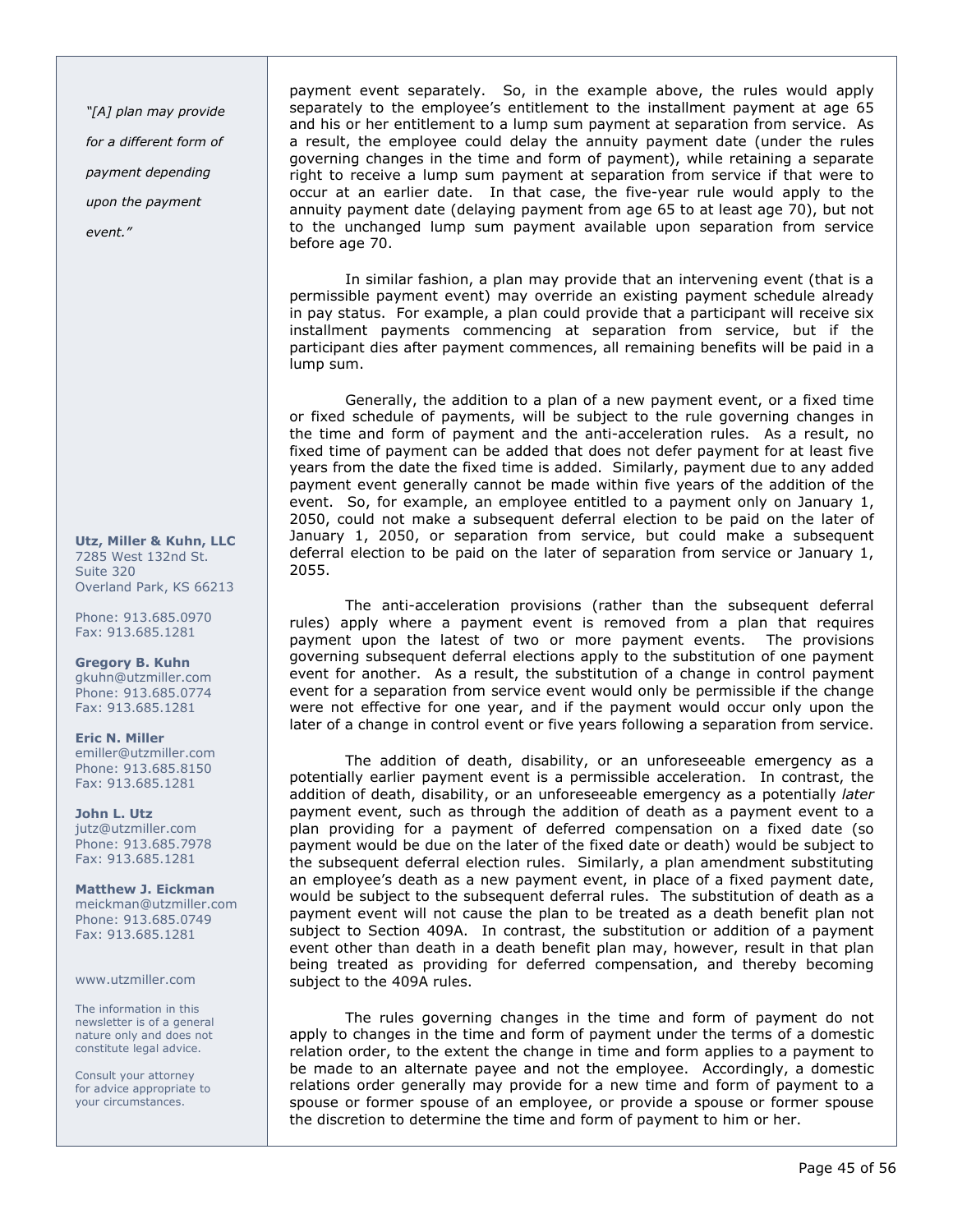*"[A] plan may provide for a different form of payment depending upon the payment event."*

payment event separately. So, in the example above, the rules would apply separately to the employee's entitlement to the installment payment at age 65 and his or her entitlement to a lump sum payment at separation from service. As a result, the employee could delay the annuity payment date (under the rules governing changes in the time and form of payment), while retaining a separate right to receive a lump sum payment at separation from service if that were to occur at an earlier date. In that case, the five-year rule would apply to the annuity payment date (delaying payment from age 65 to at least age 70), but not to the unchanged lump sum payment available upon separation from service before age 70.

In similar fashion, a plan may provide that an intervening event (that is a permissible payment event) may override an existing payment schedule already in pay status. For example, a plan could provide that a participant will receive six installment payments commencing at separation from service, but if the participant dies after payment commences, all remaining benefits will be paid in a lump sum.

Generally, the addition to a plan of a new payment event, or a fixed time or fixed schedule of payments, will be subject to the rule governing changes in the time and form of payment and the anti-acceleration rules. As a result, no fixed time of payment can be added that does not defer payment for at least five years from the date the fixed time is added. Similarly, payment due to any added payment event generally cannot be made within five years of the addition of the event. So, for example, an employee entitled to a payment only on January 1, 2050, could not make a subsequent deferral election to be paid on the later of January 1, 2050, or separation from service, but could make a subsequent deferral election to be paid on the later of separation from service or January 1, 2055.

The anti-acceleration provisions (rather than the subsequent deferral rules) apply where a payment event is removed from a plan that requires payment upon the latest of two or more payment events. The provisions governing subsequent deferral elections apply to the substitution of one payment event for another. As a result, the substitution of a change in control payment event for a separation from service event would only be permissible if the change were not effective for one year, and if the payment would occur only upon the later of a change in control event or five years following a separation from service.

The addition of death, disability, or an unforeseeable emergency as a potentially earlier payment event is a permissible acceleration. In contrast, the addition of death, disability, or an unforeseeable emergency as a potentially *later* payment event, such as through the addition of death as a payment event to a plan providing for a payment of deferred compensation on a fixed date (so payment would be due on the later of the fixed date or death) would be subject to the subsequent deferral election rules. Similarly, a plan amendment substituting an employee's death as a new payment event, in place of a fixed payment date, would be subject to the subsequent deferral rules. The substitution of death as a payment event will not cause the plan to be treated as a death benefit plan not subject to Section 409A. In contrast, the substitution or addition of a payment event other than death in a death benefit plan may, however, result in that plan being treated as providing for deferred compensation, and thereby becoming subject to the 409A rules.

The rules governing changes in the time and form of payment do not apply to changes in the time and form of payment under the terms of a domestic relation order, to the extent the change in time and form applies to a payment to be made to an alternate payee and not the employee. Accordingly, a domestic relations order generally may provide for a new time and form of payment to a spouse or former spouse of an employee, or provide a spouse or former spouse the discretion to determine the time and form of payment to him or her.

**Utz, Miller & Kuhn, LLC**
7285 West 132nd St.
Suite 320
Overland Park, KS 66213

Phone: 913.685.0970
Fax: 913.685.1281

**Gregory B. Kuhn**
gkuhn@utzmiller.com
Phone: 913.685.0774
Fax: 913.685.1281

**Eric N. Miller**
emiller@utzmiller.com
Phone: 913.685.8150
Fax: 913.685.1281

**John L. Utz**
jutz@utzmiller.com
Phone: 913.685.7978
Fax: 913.685.1281

**Matthew J. Eickman**
meickman@utzmiller.com
Phone: 913.685.0749
Fax: 913.685.1281

www.utzmiller.com

The information in this newsletter is of a general nature only and does not constitute legal advice.

Consult your attorney for advice appropriate to your circumstances.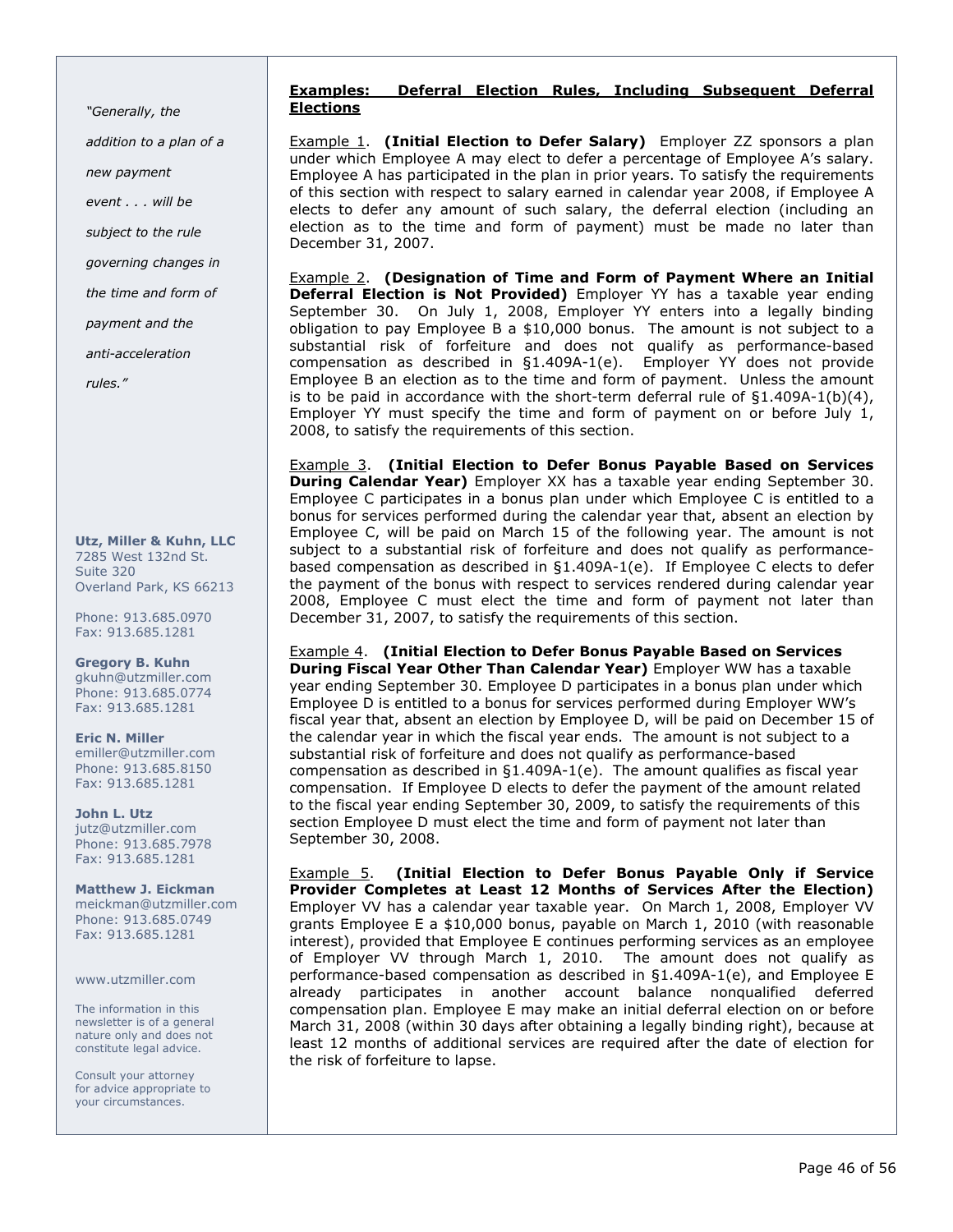*"Generally, the addition to a plan of a new payment event . . . will be subject to the rule governing changes in the time and form of payment and the anti-acceleration rules."*

**Utz, Miller & Kuhn, LLC**
7285 West 132nd St.
Suite 320
Overland Park, KS 66213

Phone: 913.685.0970
Fax: 913.685.1281

**Gregory B. Kuhn**
gkuhn@utzmiller.com
Phone: 913.685.0774
Fax: 913.685.1281

**Eric N. Miller**
emiller@utzmiller.com
Phone: 913.685.8150
Fax: 913.685.1281

**John L. Utz**
jutz@utzmiller.com
Phone: 913.685.7978
Fax: 913.685.1281

**Matthew J. Eickman**
meickman@utzmiller.com
Phone: 913.685.0749
Fax: 913.685.1281

www.utzmiller.com

The information in this newsletter is of a general nature only and does not constitute legal advice.

Consult your attorney for advice appropriate to your circumstances.

**Examples: Deferral Election Rules, Including Subsequent Deferral Elections**

Example 1. **(Initial Election to Defer Salary)** Employer ZZ sponsors a plan under which Employee A may elect to defer a percentage of Employee A's salary. Employee A has participated in the plan in prior years. To satisfy the requirements of this section with respect to salary earned in calendar year 2008, if Employee A elects to defer any amount of such salary, the deferral election (including an election as to the time and form of payment) must be made no later than December 31, 2007.

Example 2. **(Designation of Time and Form of Payment Where an Initial Deferral Election is Not Provided)** Employer YY has a taxable year ending September 30. On July 1, 2008, Employer YY enters into a legally binding obligation to pay Employee B a $10,000 bonus. The amount is not subject to a substantial risk of forfeiture and does not qualify as performance-based compensation as described in §1.409A-1(e). Employer YY does not provide Employee B an election as to the time and form of payment. Unless the amount is to be paid in accordance with the short-term deferral rule of §1.409A-1(b)(4), Employer YY must specify the time and form of payment on or before July 1, 2008, to satisfy the requirements of this section.

Example 3. **(Initial Election to Defer Bonus Payable Based on Services During Calendar Year)** Employer XX has a taxable year ending September 30. Employee C participates in a bonus plan under which Employee C is entitled to a bonus for services performed during the calendar year that, absent an election by Employee C, will be paid on March 15 of the following year. The amount is not subject to a substantial risk of forfeiture and does not qualify as performance-based compensation as described in §1.409A-1(e). If Employee C elects to defer the payment of the bonus with respect to services rendered during calendar year 2008, Employee C must elect the time and form of payment not later than December 31, 2007, to satisfy the requirements of this section.

Example 4. **(Initial Election to Defer Bonus Payable Based on Services During Fiscal Year Other Than Calendar Year)** Employer WW has a taxable year ending September 30. Employee D participates in a bonus plan under which Employee D is entitled to a bonus for services performed during Employer WW's fiscal year that, absent an election by Employee D, will be paid on December 15 of the calendar year in which the fiscal year ends. The amount is not subject to a substantial risk of forfeiture and does not qualify as performance-based compensation as described in §1.409A-1(e). The amount qualifies as fiscal year compensation. If Employee D elects to defer the payment of the amount related to the fiscal year ending September 30, 2009, to satisfy the requirements of this section Employee D must elect the time and form of payment not later than September 30, 2008.

Example 5. **(Initial Election to Defer Bonus Payable Only if Service Provider Completes at Least 12 Months of Services After the Election)** Employer VV has a calendar year taxable year. On March 1, 2008, Employer VV grants Employee E a $10,000 bonus, payable on March 1, 2010 (with reasonable interest), provided that Employee E continues performing services as an employee of Employer VV through March 1, 2010. The amount does not qualify as performance-based compensation as described in §1.409A-1(e), and Employee E already participates in another account balance nonqualified deferred compensation plan. Employee E may make an initial deferral election on or before March 31, 2008 (within 30 days after obtaining a legally binding right), because at least 12 months of additional services are required after the date of election for the risk of forfeiture to lapse.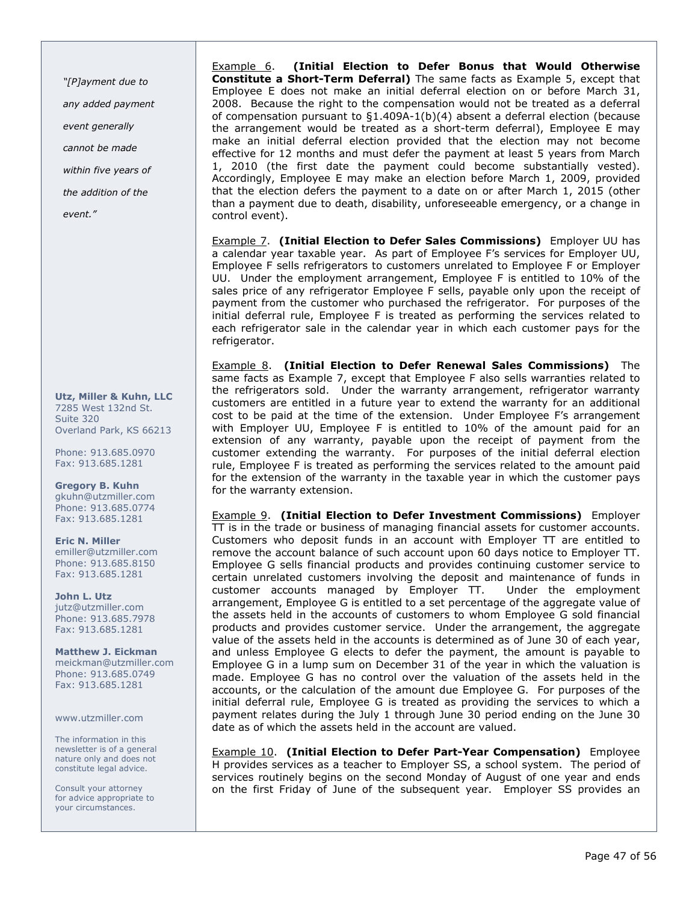*"[P]ayment due to any added payment event generally cannot be made within five years of the addition of the event."*

Example 6. **(Initial Election to Defer Bonus that Would Otherwise Constitute a Short-Term Deferral)** The same facts as Example 5, except that Employee E does not make an initial deferral election on or before March 31, 2008. Because the right to the compensation would not be treated as a deferral of compensation pursuant to §1.409A-1(b)(4) absent a deferral election (because the arrangement would be treated as a short-term deferral), Employee E may make an initial deferral election provided that the election may not become effective for 12 months and must defer the payment at least 5 years from March 1, 2010 (the first date the payment could become substantially vested). Accordingly, Employee E may make an election before March 1, 2009, provided that the election defers the payment to a date on or after March 1, 2015 (other than a payment due to death, disability, unforeseeable emergency, or a change in control event).

Example 7. **(Initial Election to Defer Sales Commissions)** Employer UU has a calendar year taxable year. As part of Employee F's services for Employer UU, Employee F sells refrigerators to customers unrelated to Employee F or Employer UU. Under the employment arrangement, Employee F is entitled to 10% of the sales price of any refrigerator Employee F sells, payable only upon the receipt of payment from the customer who purchased the refrigerator. For purposes of the initial deferral rule, Employee F is treated as performing the services related to each refrigerator sale in the calendar year in which each customer pays for the refrigerator.

Example 8. **(Initial Election to Defer Renewal Sales Commissions)** The same facts as Example 7, except that Employee F also sells warranties related to the refrigerators sold. Under the warranty arrangement, refrigerator warranty customers are entitled in a future year to extend the warranty for an additional cost to be paid at the time of the extension. Under Employee F's arrangement with Employer UU, Employee F is entitled to 10% of the amount paid for an extension of any warranty, payable upon the receipt of payment from the customer extending the warranty. For purposes of the initial deferral election rule, Employee F is treated as performing the services related to the amount paid for the extension of the warranty in the taxable year in which the customer pays for the warranty extension.

Example 9. **(Initial Election to Defer Investment Commissions)** Employer TT is in the trade or business of managing financial assets for customer accounts. Customers who deposit funds in an account with Employer TT are entitled to remove the account balance of such account upon 60 days notice to Employer TT. Employee G sells financial products and provides continuing customer service to certain unrelated customers involving the deposit and maintenance of funds in customer accounts managed by Employer TT. Under the employment arrangement, Employee G is entitled to a set percentage of the aggregate value of the assets held in the accounts of customers to whom Employee G sold financial products and provides customer service. Under the arrangement, the aggregate value of the assets held in the accounts is determined as of June 30 of each year, and unless Employee G elects to defer the payment, the amount is payable to Employee G in a lump sum on December 31 of the year in which the valuation is made. Employee G has no control over the valuation of the assets held in the accounts, or the calculation of the amount due Employee G. For purposes of the initial deferral rule, Employee G is treated as providing the services to which a payment relates during the July 1 through June 30 period ending on the June 30 date as of which the assets held in the account are valued.

Example 10. **(Initial Election to Defer Part-Year Compensation)** Employee H provides services as a teacher to Employer SS, a school system. The period of services routinely begins on the second Monday of August of one year and ends on the first Friday of June of the subsequent year. Employer SS provides an

**Utz, Miller & Kuhn, LLC**
7285 West 132nd St.
Suite 320
Overland Park, KS 66213

Phone: 913.685.0970
Fax: 913.685.1281

**Gregory B. Kuhn**
gkuhn@utzmiller.com
Phone: 913.685.0774
Fax: 913.685.1281

**Eric N. Miller**
emiller@utzmiller.com
Phone: 913.685.8150
Fax: 913.685.1281

**John L. Utz**
jutz@utzmiller.com
Phone: 913.685.7978
Fax: 913.685.1281

**Matthew J. Eickman**
meickman@utzmiller.com
Phone: 913.685.0749
Fax: 913.685.1281

www.utzmiller.com

The information in this newsletter is of a general nature only and does not constitute legal advice.

Consult your attorney for advice appropriate to your circumstances.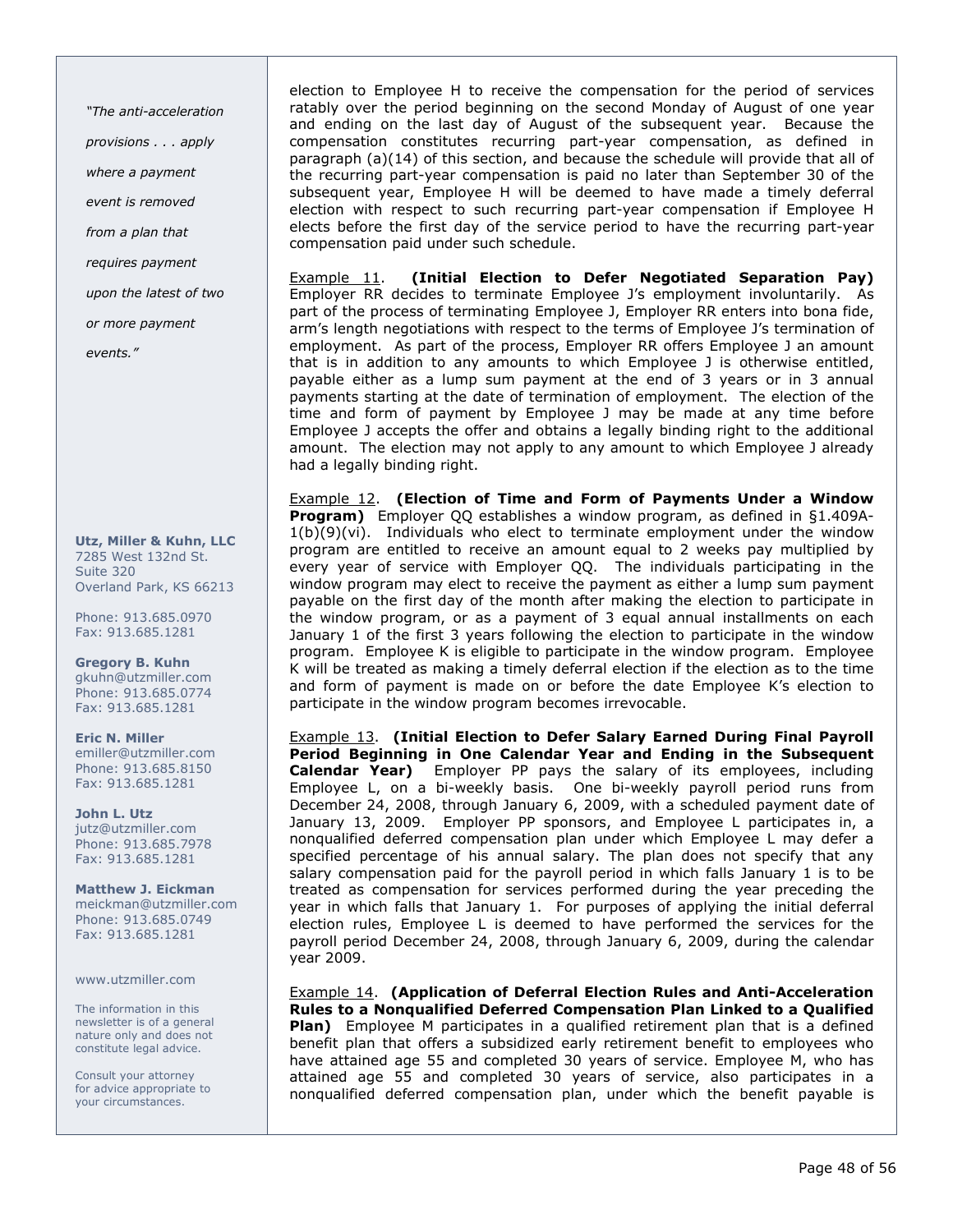*"The anti-acceleration provisions . . . apply where a payment event is removed from a plan that requires payment upon the latest of two or more payment events."*

**Utz, Miller & Kuhn, LLC**
7285 West 132nd St.
Suite 320
Overland Park, KS 66213

Phone: 913.685.0970
Fax: 913.685.1281

**Gregory B. Kuhn**
gkuhn@utzmiller.com
Phone: 913.685.0774
Fax: 913.685.1281

**Eric N. Miller**
emiller@utzmiller.com
Phone: 913.685.8150
Fax: 913.685.1281

**John L. Utz**
jutz@utzmiller.com
Phone: 913.685.7978
Fax: 913.685.1281

**Matthew J. Eickman**
meickman@utzmiller.com
Phone: 913.685.0749
Fax: 913.685.1281

www.utzmiller.com

The information in this newsletter is of a general nature only and does not constitute legal advice.

Consult your attorney for advice appropriate to your circumstances.

election to Employee H to receive the compensation for the period of services ratably over the period beginning on the second Monday of August of one year and ending on the last day of August of the subsequent year. Because the compensation constitutes recurring part-year compensation, as defined in paragraph (a)(14) of this section, and because the schedule will provide that all of the recurring part-year compensation is paid no later than September 30 of the subsequent year, Employee H will be deemed to have made a timely deferral election with respect to such recurring part-year compensation if Employee H elects before the first day of the service period to have the recurring part-year compensation paid under such schedule.

Example 11. **(Initial Election to Defer Negotiated Separation Pay)** Employer RR decides to terminate Employee J's employment involuntarily. As part of the process of terminating Employee J, Employer RR enters into bona fide, arm's length negotiations with respect to the terms of Employee J's termination of employment. As part of the process, Employer RR offers Employee J an amount that is in addition to any amounts to which Employee J is otherwise entitled, payable either as a lump sum payment at the end of 3 years or in 3 annual payments starting at the date of termination of employment. The election of the time and form of payment by Employee J may be made at any time before Employee J accepts the offer and obtains a legally binding right to the additional amount. The election may not apply to any amount to which Employee J already had a legally binding right.

Example 12. **(Election of Time and Form of Payments Under a Window Program)** Employer QQ establishes a window program, as defined in §1.409A-1(b)(9)(vi). Individuals who elect to terminate employment under the window program are entitled to receive an amount equal to 2 weeks pay multiplied by every year of service with Employer QQ. The individuals participating in the window program may elect to receive the payment as either a lump sum payment payable on the first day of the month after making the election to participate in the window program, or as a payment of 3 equal annual installments on each January 1 of the first 3 years following the election to participate in the window program. Employee K is eligible to participate in the window program. Employee K will be treated as making a timely deferral election if the election as to the time and form of payment is made on or before the date Employee K's election to participate in the window program becomes irrevocable.

Example 13. **(Initial Election to Defer Salary Earned During Final Payroll Period Beginning in One Calendar Year and Ending in the Subsequent Calendar Year)** Employer PP pays the salary of its employees, including Employee L, on a bi-weekly basis. One bi-weekly payroll period runs from December 24, 2008, through January 6, 2009, with a scheduled payment date of January 13, 2009. Employer PP sponsors, and Employee L participates in, a nonqualified deferred compensation plan under which Employee L may defer a specified percentage of his annual salary. The plan does not specify that any salary compensation paid for the payroll period in which falls January 1 is to be treated as compensation for services performed during the year preceding the year in which falls that January 1. For purposes of applying the initial deferral election rules, Employee L is deemed to have performed the services for the payroll period December 24, 2008, through January 6, 2009, during the calendar year 2009.

Example 14. **(Application of Deferral Election Rules and Anti-Acceleration Rules to a Nonqualified Deferred Compensation Plan Linked to a Qualified Plan)** Employee M participates in a qualified retirement plan that is a defined benefit plan that offers a subsidized early retirement benefit to employees who have attained age 55 and completed 30 years of service. Employee M, who has attained age 55 and completed 30 years of service, also participates in a nonqualified deferred compensation plan, under which the benefit payable is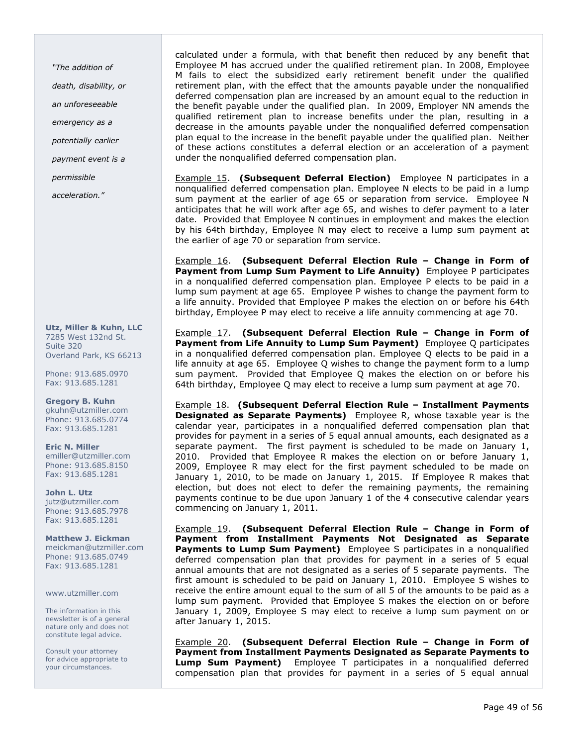calculated under a formula, with that benefit then reduced by any benefit that Employee M has accrued under the qualified retirement plan. In 2008, Employee M fails to elect the subsidized early retirement benefit under the qualified retirement plan, with the effect that the amounts payable under the nonqualified deferred compensation plan are increased by an amount equal to the reduction in the benefit payable under the qualified plan. In 2009, Employer NN amends the qualified retirement plan to increase benefits under the plan, resulting in a decrease in the amounts payable under the nonqualified deferred compensation plan equal to the increase in the benefit payable under the qualified plan. Neither of these actions constitutes a deferral election or an acceleration of a payment under the nonqualified deferred compensation plan.

Example 15. **(Subsequent Deferral Election)** Employee N participates in a nonqualified deferred compensation plan. Employee N elects to be paid in a lump sum payment at the earlier of age 65 or separation from service. Employee N anticipates that he will work after age 65, and wishes to defer payment to a later date. Provided that Employee N continues in employment and makes the election by his 64th birthday, Employee N may elect to receive a lump sum payment at the earlier of age 70 or separation from service.

Example 16. **(Subsequent Deferral Election Rule – Change in Form of Payment from Lump Sum Payment to Life Annuity)** Employee P participates in a nonqualified deferred compensation plan. Employee P elects to be paid in a lump sum payment at age 65. Employee P wishes to change the payment form to a life annuity. Provided that Employee P makes the election on or before his 64th birthday, Employee P may elect to receive a life annuity commencing at age 70.

Example 17. **(Subsequent Deferral Election Rule – Change in Form of Payment from Life Annuity to Lump Sum Payment)** Employee Q participates in a nonqualified deferred compensation plan. Employee Q elects to be paid in a life annuity at age 65. Employee Q wishes to change the payment form to a lump sum payment. Provided that Employee Q makes the election on or before his 64th birthday, Employee Q may elect to receive a lump sum payment at age 70.

Example 18. **(Subsequent Deferral Election Rule – Installment Payments Designated as Separate Payments)** Employee R, whose taxable year is the calendar year, participates in a nonqualified deferred compensation plan that provides for payment in a series of 5 equal annual amounts, each designated as a separate payment. The first payment is scheduled to be made on January 1, 2010. Provided that Employee R makes the election on or before January 1, 2009, Employee R may elect for the first payment scheduled to be made on January 1, 2010, to be made on January 1, 2015. If Employee R makes that election, but does not elect to defer the remaining payments, the remaining payments continue to be due upon January 1 of the 4 consecutive calendar years commencing on January 1, 2011.

Example 19. **(Subsequent Deferral Election Rule – Change in Form of Payment from Installment Payments Not Designated as Separate Payments to Lump Sum Payment)** Employee S participates in a nonqualified deferred compensation plan that provides for payment in a series of 5 equal annual amounts that are not designated as a series of 5 separate payments. The first amount is scheduled to be paid on January 1, 2010. Employee S wishes to receive the entire amount equal to the sum of all 5 of the amounts to be paid as a lump sum payment. Provided that Employee S makes the election on or before January 1, 2009, Employee S may elect to receive a lump sum payment on or after January 1, 2015.

Example 20. **(Subsequent Deferral Election Rule – Change in Form of Payment from Installment Payments Designated as Separate Payments to Lump Sum Payment)** Employee T participates in a nonqualified deferred compensation plan that provides for payment in a series of 5 equal annual

*"The addition of death, disability, or an unforeseeable emergency as a potentially earlier payment event is a permissible acceleration."*

**Utz, Miller & Kuhn, LLC**
7285 West 132nd St.
Suite 320
Overland Park, KS 66213

Phone: 913.685.0970
Fax: 913.685.1281

**Gregory B. Kuhn**
gkuhn@utzmiller.com
Phone: 913.685.0774
Fax: 913.685.1281

**Eric N. Miller**
emiller@utzmiller.com
Phone: 913.685.8150
Fax: 913.685.1281

**John L. Utz**
jutz@utzmiller.com
Phone: 913.685.7978
Fax: 913.685.1281

**Matthew J. Eickman**
meickman@utzmiller.com
Phone: 913.685.0749
Fax: 913.685.1281

www.utzmiller.com

The information in this newsletter is of a general nature only and does not constitute legal advice.

Consult your attorney for advice appropriate to your circumstances.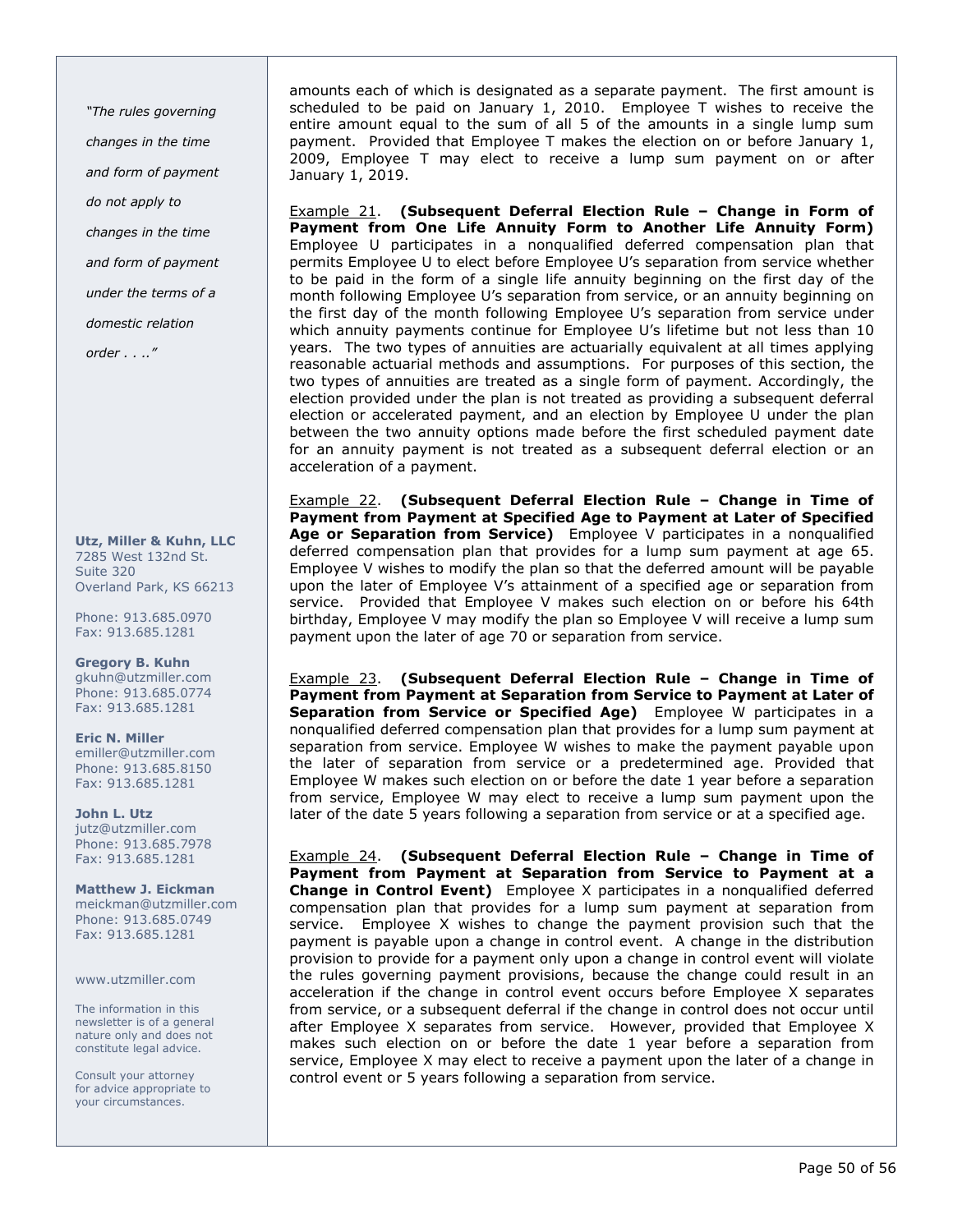*"The rules governing changes in the time and form of payment do not apply to changes in the time and form of payment under the terms of a domestic relation order . . .."*

**Utz, Miller & Kuhn, LLC**
7285 West 132nd St.
Suite 320
Overland Park, KS 66213

Phone: 913.685.0970
Fax: 913.685.1281

**Gregory B. Kuhn**
gkuhn@utzmiller.com
Phone: 913.685.0774
Fax: 913.685.1281

**Eric N. Miller**
emiller@utzmiller.com
Phone: 913.685.8150
Fax: 913.685.1281

**John L. Utz**
jutz@utzmiller.com
Phone: 913.685.7978
Fax: 913.685.1281

**Matthew J. Eickman**
meickman@utzmiller.com
Phone: 913.685.0749
Fax: 913.685.1281

www.utzmiller.com

The information in this newsletter is of a general nature only and does not constitute legal advice.

Consult your attorney for advice appropriate to your circumstances.

amounts each of which is designated as a separate payment. The first amount is scheduled to be paid on January 1, 2010. Employee T wishes to receive the entire amount equal to the sum of all 5 of the amounts in a single lump sum payment. Provided that Employee T makes the election on or before January 1, 2009, Employee T may elect to receive a lump sum payment on or after January 1, 2019.

Example 21. **(Subsequent Deferral Election Rule – Change in Form of Payment from One Life Annuity Form to Another Life Annuity Form)** Employee U participates in a nonqualified deferred compensation plan that permits Employee U to elect before Employee U's separation from service whether to be paid in the form of a single life annuity beginning on the first day of the month following Employee U's separation from service, or an annuity beginning on the first day of the month following Employee U's separation from service under which annuity payments continue for Employee U's lifetime but not less than 10 years. The two types of annuities are actuarially equivalent at all times applying reasonable actuarial methods and assumptions. For purposes of this section, the two types of annuities are treated as a single form of payment. Accordingly, the election provided under the plan is not treated as providing a subsequent deferral election or accelerated payment, and an election by Employee U under the plan between the two annuity options made before the first scheduled payment date for an annuity payment is not treated as a subsequent deferral election or an acceleration of a payment.

Example 22. **(Subsequent Deferral Election Rule – Change in Time of Payment from Payment at Specified Age to Payment at Later of Specified Age or Separation from Service)** Employee V participates in a nonqualified deferred compensation plan that provides for a lump sum payment at age 65. Employee V wishes to modify the plan so that the deferred amount will be payable upon the later of Employee V's attainment of a specified age or separation from service. Provided that Employee V makes such election on or before his 64th birthday, Employee V may modify the plan so Employee V will receive a lump sum payment upon the later of age 70 or separation from service.

Example 23. **(Subsequent Deferral Election Rule – Change in Time of Payment from Payment at Separation from Service to Payment at Later of Separation from Service or Specified Age)** Employee W participates in a nonqualified deferred compensation plan that provides for a lump sum payment at separation from service. Employee W wishes to make the payment payable upon the later of separation from service or a predetermined age. Provided that Employee W makes such election on or before the date 1 year before a separation from service, Employee W may elect to receive a lump sum payment upon the later of the date 5 years following a separation from service or at a specified age.

Example 24. **(Subsequent Deferral Election Rule – Change in Time of Payment from Payment at Separation from Service to Payment at a Change in Control Event)** Employee X participates in a nonqualified deferred compensation plan that provides for a lump sum payment at separation from service. Employee X wishes to change the payment provision such that the payment is payable upon a change in control event. A change in the distribution provision to provide for a payment only upon a change in control event will violate the rules governing payment provisions, because the change could result in an acceleration if the change in control event occurs before Employee X separates from service, or a subsequent deferral if the change in control does not occur until after Employee X separates from service. However, provided that Employee X makes such election on or before the date 1 year before a separation from service, Employee X may elect to receive a payment upon the later of a change in control event or 5 years following a separation from service.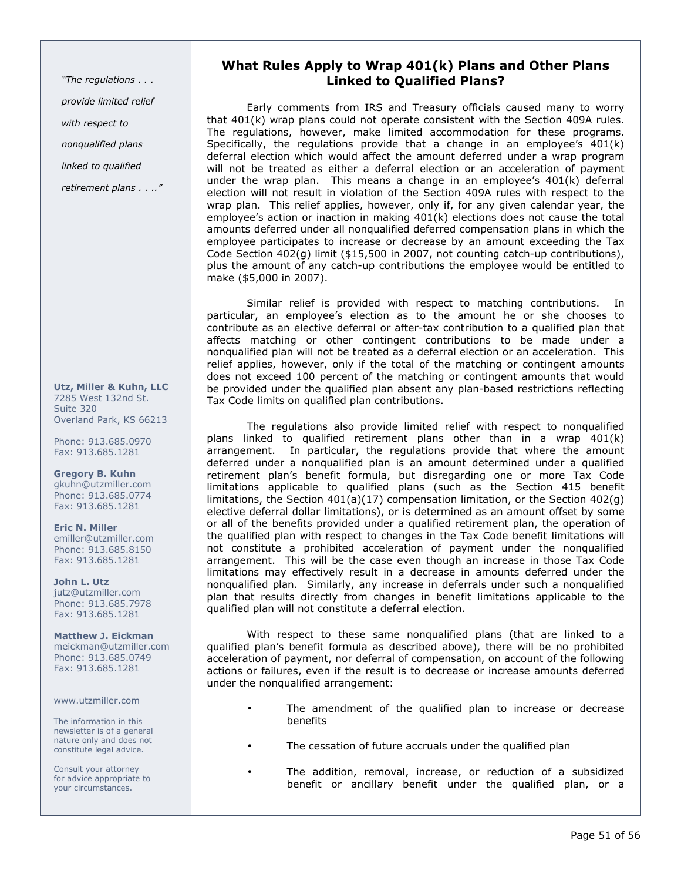*"The regulations . . . provide limited relief with respect to nonqualified plans linked to qualified retirement plans . . .."*

**Utz, Miller & Kuhn, LLC**
7285 West 132nd St.
Suite 320
Overland Park, KS 66213

Phone: 913.685.0970
Fax: 913.685.1281

**Gregory B. Kuhn**
gkuhn@utzmiller.com
Phone: 913.685.0774
Fax: 913.685.1281

**Eric N. Miller**
emiller@utzmiller.com
Phone: 913.685.8150
Fax: 913.685.1281

**John L. Utz**
jutz@utzmiller.com
Phone: 913.685.7978
Fax: 913.685.1281

**Matthew J. Eickman**
meickman@utzmiller.com
Phone: 913.685.0749
Fax: 913.685.1281

www.utzmiller.com

The information in this newsletter is of a general nature only and does not constitute legal advice.

Consult your attorney for advice appropriate to your circumstances.

## What Rules Apply to Wrap 401(k) Plans and Other Plans Linked to Qualified Plans?

Early comments from IRS and Treasury officials caused many to worry that 401(k) wrap plans could not operate consistent with the Section 409A rules. The regulations, however, make limited accommodation for these programs. Specifically, the regulations provide that a change in an employee's 401(k) deferral election which would affect the amount deferred under a wrap program will not be treated as either a deferral election or an acceleration of payment under the wrap plan. This means a change in an employee's 401(k) deferral election will not result in violation of the Section 409A rules with respect to the wrap plan. This relief applies, however, only if, for any given calendar year, the employee's action or inaction in making 401(k) elections does not cause the total amounts deferred under all nonqualified deferred compensation plans in which the employee participates to increase or decrease by an amount exceeding the Tax Code Section 402(g) limit ($15,500 in 2007, not counting catch-up contributions), plus the amount of any catch-up contributions the employee would be entitled to make ($5,000 in 2007).

Similar relief is provided with respect to matching contributions. In particular, an employee's election as to the amount he or she chooses to contribute as an elective deferral or after-tax contribution to a qualified plan that affects matching or other contingent contributions to be made under a nonqualified plan will not be treated as a deferral election or an acceleration. This relief applies, however, only if the total of the matching or contingent amounts does not exceed 100 percent of the matching or contingent amounts that would be provided under the qualified plan absent any plan-based restrictions reflecting Tax Code limits on qualified plan contributions.

The regulations also provide limited relief with respect to nonqualified plans linked to qualified retirement plans other than in a wrap 401(k) arrangement. In particular, the regulations provide that where the amount deferred under a nonqualified plan is an amount determined under a qualified retirement plan's benefit formula, but disregarding one or more Tax Code limitations applicable to qualified plans (such as the Section 415 benefit limitations, the Section 401(a)(17) compensation limitation, or the Section 402(g) elective deferral dollar limitations), or is determined as an amount offset by some or all of the benefits provided under a qualified retirement plan, the operation of the qualified plan with respect to changes in the Tax Code benefit limitations will not constitute a prohibited acceleration of payment under the nonqualified arrangement. This will be the case even though an increase in those Tax Code limitations may effectively result in a decrease in amounts deferred under the nonqualified plan. Similarly, any increase in deferrals under such a nonqualified plan that results directly from changes in benefit limitations applicable to the qualified plan will not constitute a deferral election.

With respect to these same nonqualified plans (that are linked to a qualified plan's benefit formula as described above), there will be no prohibited acceleration of payment, nor deferral of compensation, on account of the following actions or failures, even if the result is to decrease or increase amounts deferred under the nonqualified arrangement:

- The amendment of the qualified plan to increase or decrease benefits
- The cessation of future accruals under the qualified plan
- The addition, removal, increase, or reduction of a subsidized benefit or ancillary benefit under the qualified plan, or a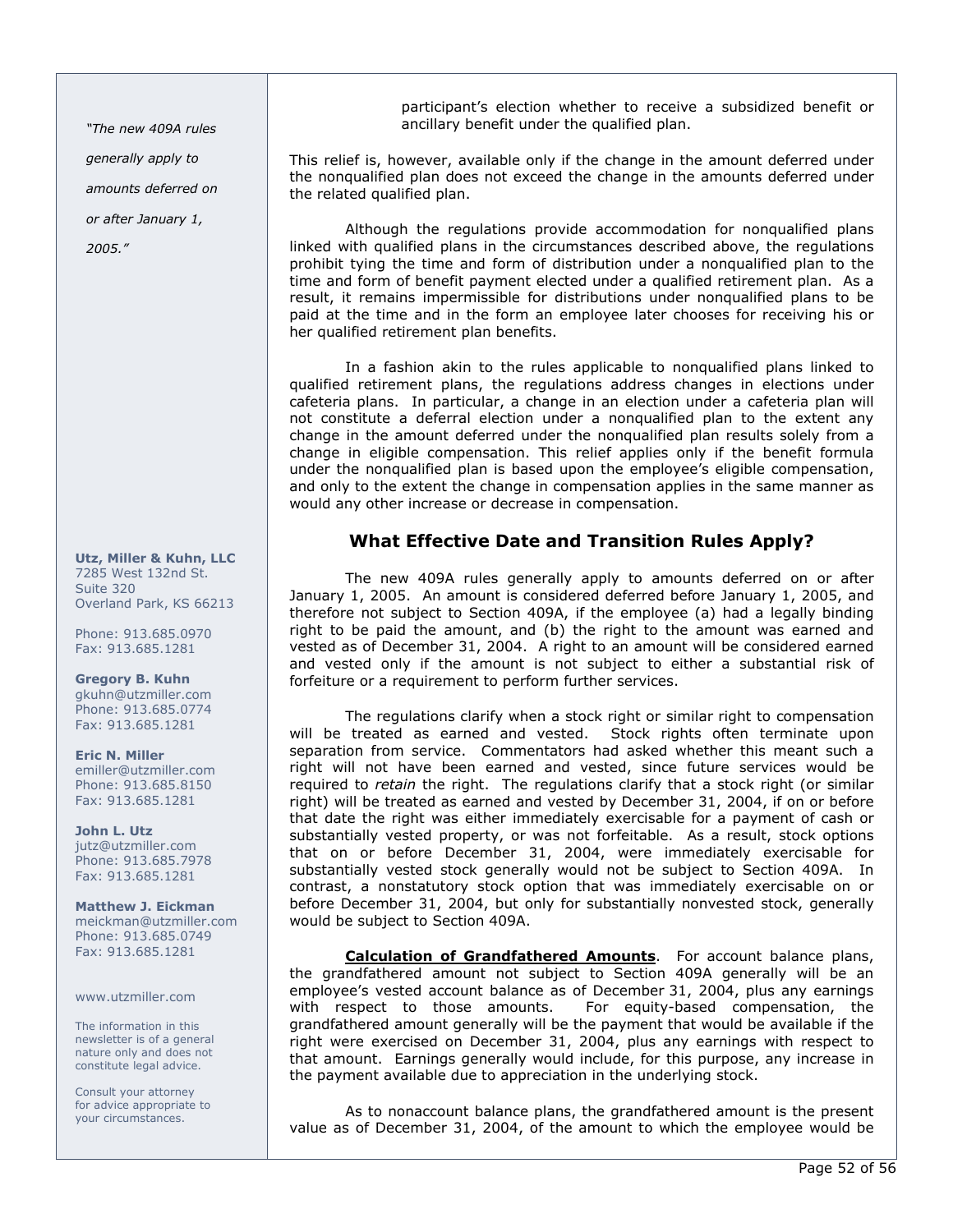participant's election whether to receive a subsidized benefit or ancillary benefit under the qualified plan.

This relief is, however, available only if the change in the amount deferred under the nonqualified plan does not exceed the change in the amounts deferred under the related qualified plan.

Although the regulations provide accommodation for nonqualified plans linked with qualified plans in the circumstances described above, the regulations prohibit tying the time and form of distribution under a nonqualified plan to the time and form of benefit payment elected under a qualified retirement plan. As a result, it remains impermissible for distributions under nonqualified plans to be paid at the time and in the form an employee later chooses for receiving his or her qualified retirement plan benefits.

In a fashion akin to the rules applicable to nonqualified plans linked to qualified retirement plans, the regulations address changes in elections under cafeteria plans. In particular, a change in an election under a cafeteria plan will not constitute a deferral election under a nonqualified plan to the extent any change in the amount deferred under the nonqualified plan results solely from a change in eligible compensation. This relief applies only if the benefit formula under the nonqualified plan is based upon the employee's eligible compensation, and only to the extent the change in compensation applies in the same manner as would any other increase or decrease in compensation.

## What Effective Date and Transition Rules Apply?

*"The new 409A rules generally apply to amounts deferred on or after January 1, 2005."*

The new 409A rules generally apply to amounts deferred on or after January 1, 2005. An amount is considered deferred before January 1, 2005, and therefore not subject to Section 409A, if the employee (a) had a legally binding right to be paid the amount, and (b) the right to the amount was earned and vested as of December 31, 2004. A right to an amount will be considered earned and vested only if the amount is not subject to either a substantial risk of forfeiture or a requirement to perform further services.

The regulations clarify when a stock right or similar right to compensation will be treated as earned and vested. Stock rights often terminate upon separation from service. Commentators had asked whether this meant such a right will not have been earned and vested, since future services would be required to *retain* the right. The regulations clarify that a stock right (or similar right) will be treated as earned and vested by December 31, 2004, if on or before that date the right was either immediately exercisable for a payment of cash or substantially vested property, or was not forfeitable. As a result, stock options that on or before December 31, 2004, were immediately exercisable for substantially vested stock generally would not be subject to Section 409A. In contrast, a nonstatutory stock option that was immediately exercisable on or before December 31, 2004, but only for substantially nonvested stock, generally would be subject to Section 409A.

**Calculation of Grandfathered Amounts**. For account balance plans, the grandfathered amount not subject to Section 409A generally will be an employee's vested account balance as of December 31, 2004, plus any earnings with respect to those amounts. For equity-based compensation, the grandfathered amount generally will be the payment that would be available if the right were exercised on December 31, 2004, plus any earnings with respect to that amount. Earnings generally would include, for this purpose, any increase in the payment available due to appreciation in the underlying stock.

As to nonaccount balance plans, the grandfathered amount is the present value as of December 31, 2004, of the amount to which the employee would be

**Utz, Miller & Kuhn, LLC**
7285 West 132nd St.
Suite 320
Overland Park, KS 66213

Phone: 913.685.0970
Fax: 913.685.1281

**Gregory B. Kuhn**
gkuhn@utzmiller.com
Phone: 913.685.0774
Fax: 913.685.1281

**Eric N. Miller**
emiller@utzmiller.com
Phone: 913.685.8150
Fax: 913.685.1281

**John L. Utz**
jutz@utzmiller.com
Phone: 913.685.7978
Fax: 913.685.1281

**Matthew J. Eickman**
meickman@utzmiller.com
Phone: 913.685.0749
Fax: 913.685.1281

www.utzmiller.com

The information in this newsletter is of a general nature only and does not constitute legal advice.

Consult your attorney for advice appropriate to your circumstances.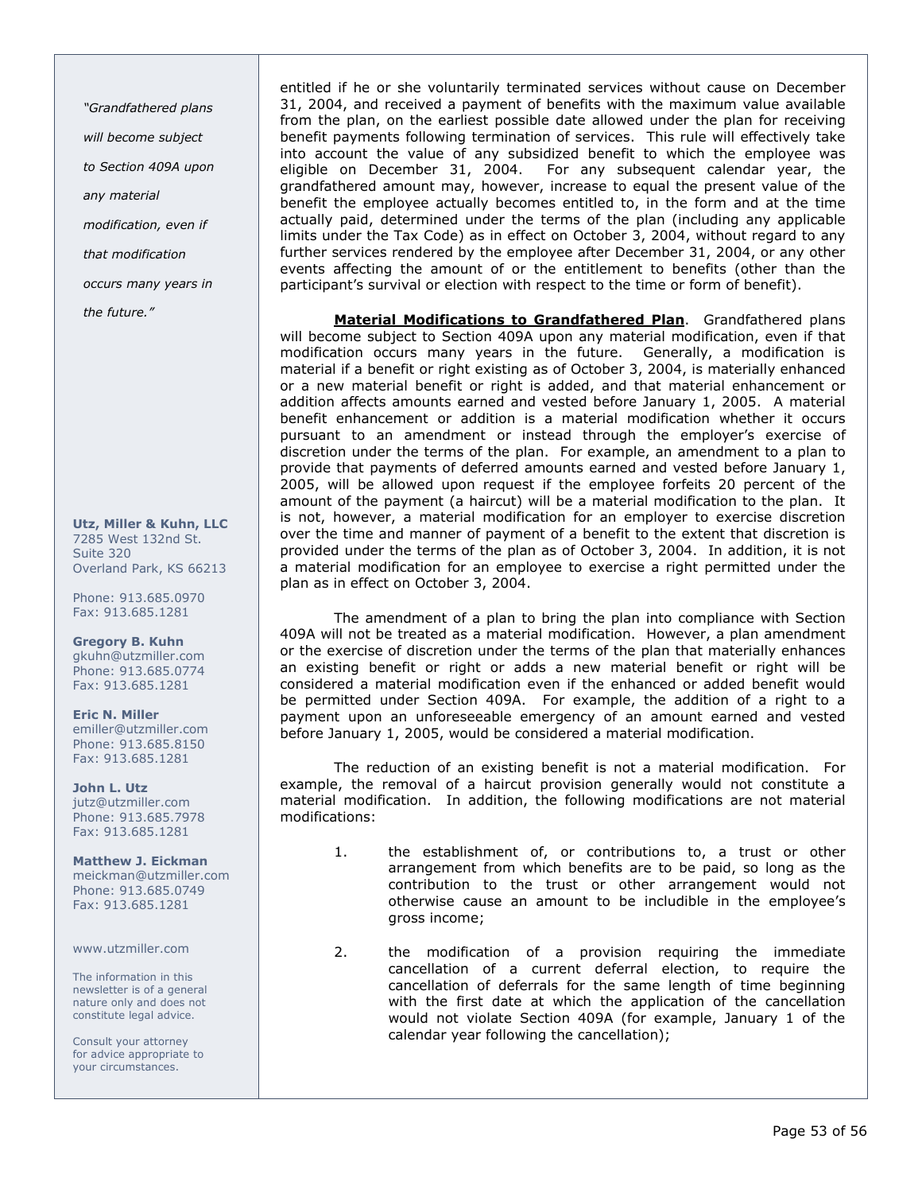*"Grandfathered plans will become subject to Section 409A upon any material modification, even if that modification occurs many years in the future."*

**Utz, Miller & Kuhn, LLC**
7285 West 132nd St.
Suite 320
Overland Park, KS 66213

Phone: 913.685.0970
Fax: 913.685.1281

**Gregory B. Kuhn**
gkuhn@utzmiller.com
Phone: 913.685.0774
Fax: 913.685.1281

**Eric N. Miller**
emiller@utzmiller.com
Phone: 913.685.8150
Fax: 913.685.1281

**John L. Utz**
jutz@utzmiller.com
Phone: 913.685.7978
Fax: 913.685.1281

**Matthew J. Eickman**
meickman@utzmiller.com
Phone: 913.685.0749
Fax: 913.685.1281

www.utzmiller.com

The information in this newsletter is of a general nature only and does not constitute legal advice.

Consult your attorney for advice appropriate to your circumstances.

entitled if he or she voluntarily terminated services without cause on December 31, 2004, and received a payment of benefits with the maximum value available from the plan, on the earliest possible date allowed under the plan for receiving benefit payments following termination of services. This rule will effectively take into account the value of any subsidized benefit to which the employee was eligible on December 31, 2004. For any subsequent calendar year, the grandfathered amount may, however, increase to equal the present value of the benefit the employee actually becomes entitled to, in the form and at the time actually paid, determined under the terms of the plan (including any applicable limits under the Tax Code) as in effect on October 3, 2004, without regard to any further services rendered by the employee after December 31, 2004, or any other events affecting the amount of or the entitlement to benefits (other than the participant's survival or election with respect to the time or form of benefit).

**Material Modifications to Grandfathered Plan**. Grandfathered plans will become subject to Section 409A upon any material modification, even if that modification occurs many years in the future. Generally, a modification is material if a benefit or right existing as of October 3, 2004, is materially enhanced or a new material benefit or right is added, and that material enhancement or addition affects amounts earned and vested before January 1, 2005. A material benefit enhancement or addition is a material modification whether it occurs pursuant to an amendment or instead through the employer's exercise of discretion under the terms of the plan. For example, an amendment to a plan to provide that payments of deferred amounts earned and vested before January 1, 2005, will be allowed upon request if the employee forfeits 20 percent of the amount of the payment (a haircut) will be a material modification to the plan. It is not, however, a material modification for an employer to exercise discretion over the time and manner of payment of a benefit to the extent that discretion is provided under the terms of the plan as of October 3, 2004. In addition, it is not a material modification for an employee to exercise a right permitted under the plan as in effect on October 3, 2004.

The amendment of a plan to bring the plan into compliance with Section 409A will not be treated as a material modification. However, a plan amendment or the exercise of discretion under the terms of the plan that materially enhances an existing benefit or right or adds a new material benefit or right will be considered a material modification even if the enhanced or added benefit would be permitted under Section 409A. For example, the addition of a right to a payment upon an unforeseeable emergency of an amount earned and vested before January 1, 2005, would be considered a material modification.

The reduction of an existing benefit is not a material modification. For example, the removal of a haircut provision generally would not constitute a material modification. In addition, the following modifications are not material modifications:

1. the establishment of, or contributions to, a trust or other arrangement from which benefits are to be paid, so long as the contribution to the trust or other arrangement would not otherwise cause an amount to be includible in the employee's gross income;

2. the modification of a provision requiring the immediate cancellation of a current deferral election, to require the cancellation of deferrals for the same length of time beginning with the first date at which the application of the cancellation would not violate Section 409A (for example, January 1 of the calendar year following the cancellation);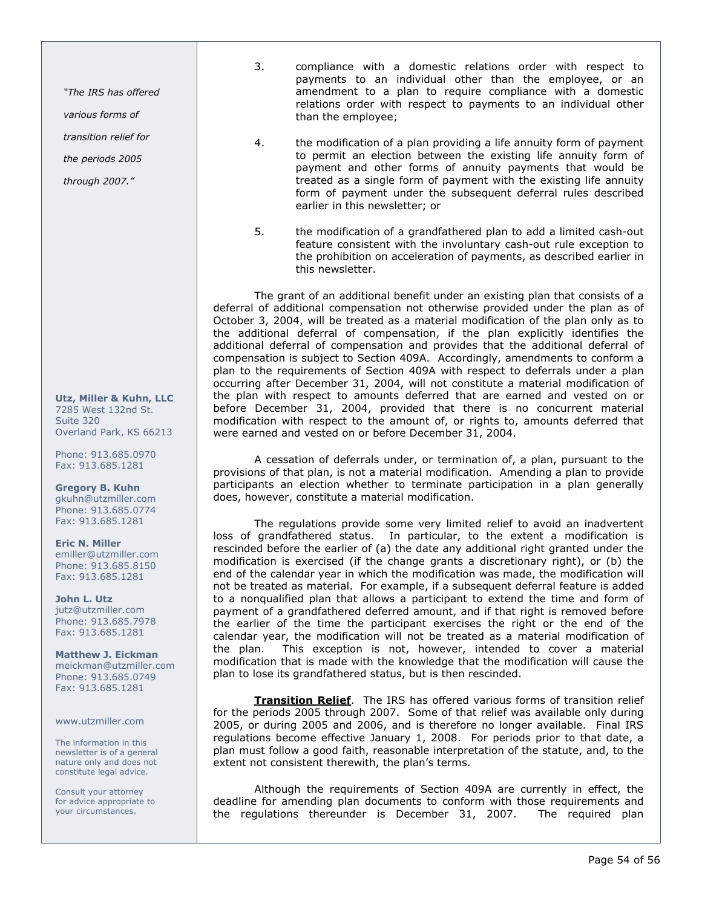> *"The IRS has offered various forms of transition relief for the periods 2005 through 2007."*

**Utz, Miller & Kuhn, LLC**
7285 West 132nd St.
Suite 320
Overland Park, KS 66213

Phone: 913.685.0970
Fax: 913.685.1281

**Gregory B. Kuhn**
gkuhn@utzmiller.com
Phone: 913.685.0774
Fax: 913.685.1281

**Eric N. Miller**
emiller@utzmiller.com
Phone: 913.685.8150
Fax: 913.685.1281

**John L. Utz**
jutz@utzmiller.com
Phone: 913.685.7978
Fax: 913.685.1281

**Matthew J. Eickman**
meickman@utzmiller.com
Phone: 913.685.0749
Fax: 913.685.1281

www.utzmiller.com

The information in this newsletter is of a general nature only and does not constitute legal advice.

Consult your attorney for advice appropriate to your circumstances.

3. compliance with a domestic relations order with respect to payments to an individual other than the employee, or an amendment to a plan to require compliance with a domestic relations order with respect to payments to an individual other than the employee;

4. the modification of a plan providing a life annuity form of payment to permit an election between the existing life annuity form of payment and other forms of annuity payments that would be treated as a single form of payment with the existing life annuity form of payment under the subsequent deferral rules described earlier in this newsletter; or

5. the modification of a grandfathered plan to add a limited cash-out feature consistent with the involuntary cash-out rule exception to the prohibition on acceleration of payments, as described earlier in this newsletter.

The grant of an additional benefit under an existing plan that consists of a deferral of additional compensation not otherwise provided under the plan as of October 3, 2004, will be treated as a material modification of the plan only as to the additional deferral of compensation, if the plan explicitly identifies the additional deferral of compensation and provides that the additional deferral of compensation is subject to Section 409A. Accordingly, amendments to conform a plan to the requirements of Section 409A with respect to deferrals under a plan occurring after December 31, 2004, will not constitute a material modification of the plan with respect to amounts deferred that are earned and vested on or before December 31, 2004, provided that there is no concurrent material modification with respect to the amount of, or rights to, amounts deferred that were earned and vested on or before December 31, 2004.

A cessation of deferrals under, or termination of, a plan, pursuant to the provisions of that plan, is not a material modification. Amending a plan to provide participants an election whether to terminate participation in a plan generally does, however, constitute a material modification.

The regulations provide some very limited relief to avoid an inadvertent loss of grandfathered status. In particular, to the extent a modification is rescinded before the earlier of (a) the date any additional right granted under the modification is exercised (if the change grants a discretionary right), or (b) the end of the calendar year in which the modification was made, the modification will not be treated as material. For example, if a subsequent deferral feature is added to a nonqualified plan that allows a participant to extend the time and form of payment of a grandfathered deferred amount, and if that right is removed before the earlier of the time the participant exercises the right or the end of the calendar year, the modification will not be treated as a material modification of the plan. This exception is not, however, intended to cover a material modification that is made with the knowledge that the modification will cause the plan to lose its grandfathered status, but is then rescinded.

**Transition Relief**. The IRS has offered various forms of transition relief for the periods 2005 through 2007. Some of that relief was available only during 2005, or during 2005 and 2006, and is therefore no longer available. Final IRS regulations become effective January 1, 2008. For periods prior to that date, a plan must follow a good faith, reasonable interpretation of the statute, and, to the extent not consistent therewith, the plan's terms.

Although the requirements of Section 409A are currently in effect, the deadline for amending plan documents to conform with those requirements and the regulations thereunder is December 31, 2007. The required plan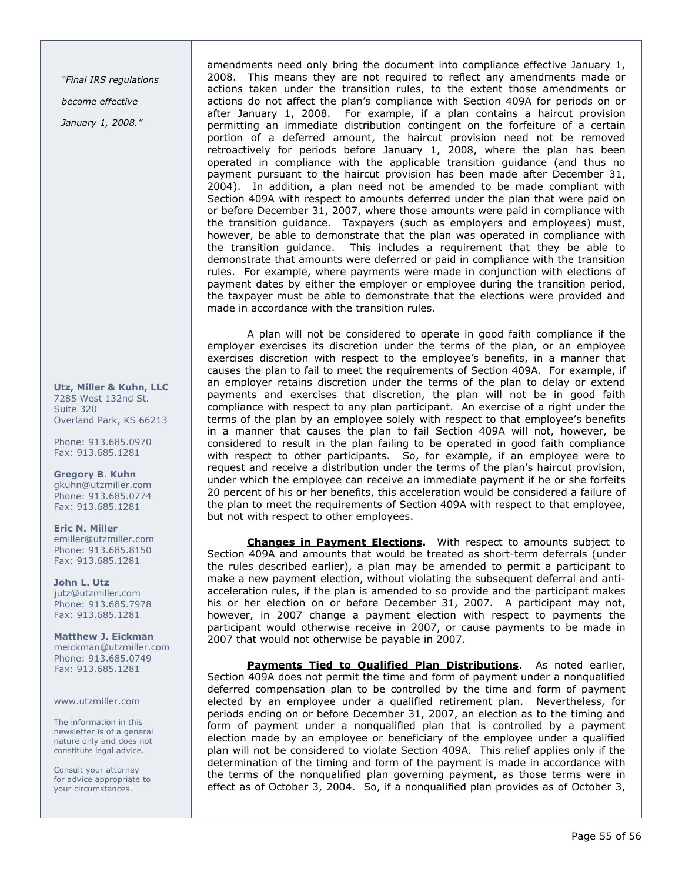*"Final IRS regulations become effective January 1, 2008."*

amendments need only bring the document into compliance effective January 1, 2008. This means they are not required to reflect any amendments made or actions taken under the transition rules, to the extent those amendments or actions do not affect the plan's compliance with Section 409A for periods on or after January 1, 2008. For example, if a plan contains a haircut provision permitting an immediate distribution contingent on the forfeiture of a certain portion of a deferred amount, the haircut provision need not be removed retroactively for periods before January 1, 2008, where the plan has been operated in compliance with the applicable transition guidance (and thus no payment pursuant to the haircut provision has been made after December 31, 2004). In addition, a plan need not be amended to be made compliant with Section 409A with respect to amounts deferred under the plan that were paid on or before December 31, 2007, where those amounts were paid in compliance with the transition guidance. Taxpayers (such as employers and employees) must, however, be able to demonstrate that the plan was operated in compliance with the transition guidance. This includes a requirement that they be able to demonstrate that amounts were deferred or paid in compliance with the transition rules. For example, where payments were made in conjunction with elections of payment dates by either the employer or employee during the transition period, the taxpayer must be able to demonstrate that the elections were provided and made in accordance with the transition rules.

A plan will not be considered to operate in good faith compliance if the employer exercises its discretion under the terms of the plan, or an employee exercises discretion with respect to the employee's benefits, in a manner that causes the plan to fail to meet the requirements of Section 409A. For example, if an employer retains discretion under the terms of the plan to delay or extend payments and exercises that discretion, the plan will not be in good faith compliance with respect to any plan participant. An exercise of a right under the terms of the plan by an employee solely with respect to that employee's benefits in a manner that causes the plan to fail Section 409A will not, however, be considered to result in the plan failing to be operated in good faith compliance with respect to other participants. So, for example, if an employee were to request and receive a distribution under the terms of the plan's haircut provision, under which the employee can receive an immediate payment if he or she forfeits 20 percent of his or her benefits, this acceleration would be considered a failure of the plan to meet the requirements of Section 409A with respect to that employee, but not with respect to other employees.

**Changes in Payment Elections.** With respect to amounts subject to Section 409A and amounts that would be treated as short-term deferrals (under the rules described earlier), a plan may be amended to permit a participant to make a new payment election, without violating the subsequent deferral and anti-acceleration rules, if the plan is amended to so provide and the participant makes his or her election on or before December 31, 2007. A participant may not, however, in 2007 change a payment election with respect to payments the participant would otherwise receive in 2007, or cause payments to be made in 2007 that would not otherwise be payable in 2007.

**Payments Tied to Qualified Plan Distributions**. As noted earlier, Section 409A does not permit the time and form of payment under a nonqualified deferred compensation plan to be controlled by the time and form of payment elected by an employee under a qualified retirement plan. Nevertheless, for periods ending on or before December 31, 2007, an election as to the timing and form of payment under a nonqualified plan that is controlled by a payment election made by an employee or beneficiary of the employee under a qualified plan will not be considered to violate Section 409A. This relief applies only if the determination of the timing and form of the payment is made in accordance with the terms of the nonqualified plan governing payment, as those terms were in effect as of October 3, 2004. So, if a nonqualified plan provides as of October 3,

**Utz, Miller & Kuhn, LLC**
7285 West 132nd St.
Suite 320
Overland Park, KS 66213

Phone: 913.685.0970
Fax: 913.685.1281

**Gregory B. Kuhn**
gkuhn@utzmiller.com
Phone: 913.685.0774
Fax: 913.685.1281

**Eric N. Miller**
emiller@utzmiller.com
Phone: 913.685.8150
Fax: 913.685.1281

**John L. Utz**
jutz@utzmiller.com
Phone: 913.685.7978
Fax: 913.685.1281

**Matthew J. Eickman**
meickman@utzmiller.com
Phone: 913.685.0749
Fax: 913.685.1281

www.utzmiller.com

The information in this newsletter is of a general nature only and does not constitute legal advice.

Consult your attorney for advice appropriate to your circumstances.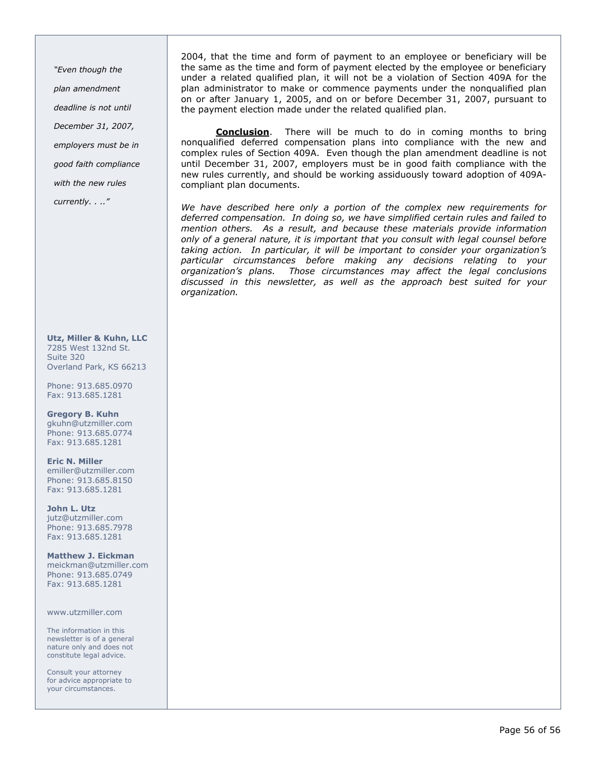2004, that the time and form of payment to an employee or beneficiary will be the same as the time and form of payment elected by the employee or beneficiary under a related qualified plan, it will not be a violation of Section 409A for the plan administrator to make or commence payments under the nonqualified plan on or after January 1, 2005, and on or before December 31, 2007, pursuant to the payment election made under the related qualified plan.

**Conclusion**. There will be much to do in coming months to bring nonqualified deferred compensation plans into compliance with the new and complex rules of Section 409A. Even though the plan amendment deadline is not until December 31, 2007, employers must be in good faith compliance with the new rules currently, and should be working assiduously toward adoption of 409A-compliant plan documents.

*We have described here only a portion of the complex new requirements for deferred compensation. In doing so, we have simplified certain rules and failed to mention others. As a result, and because these materials provide information only of a general nature, it is important that you consult with legal counsel before taking action. In particular, it will be important to consider your organization's particular circumstances before making any decisions relating to your organization's plans. Those circumstances may affect the legal conclusions discussed in this newsletter, as well as the approach best suited for your organization.*

*"Even though the plan amendment deadline is not until December 31, 2007, employers must be in good faith compliance with the new rules currently. . .."*

**Utz, Miller & Kuhn, LLC**
7285 West 132nd St.
Suite 320
Overland Park, KS 66213

Phone: 913.685.0970
Fax: 913.685.1281

**Gregory B. Kuhn**
gkuhn@utzmiller.com
Phone: 913.685.0774
Fax: 913.685.1281

**Eric N. Miller**
emiller@utzmiller.com
Phone: 913.685.8150
Fax: 913.685.1281

**John L. Utz**
jutz@utzmiller.com
Phone: 913.685.7978
Fax: 913.685.1281

**Matthew J. Eickman**
meickman@utzmiller.com
Phone: 913.685.0749
Fax: 913.685.1281

www.utzmiller.com

The information in this newsletter is of a general nature only and does not constitute legal advice.

Consult your attorney for advice appropriate to your circumstances.